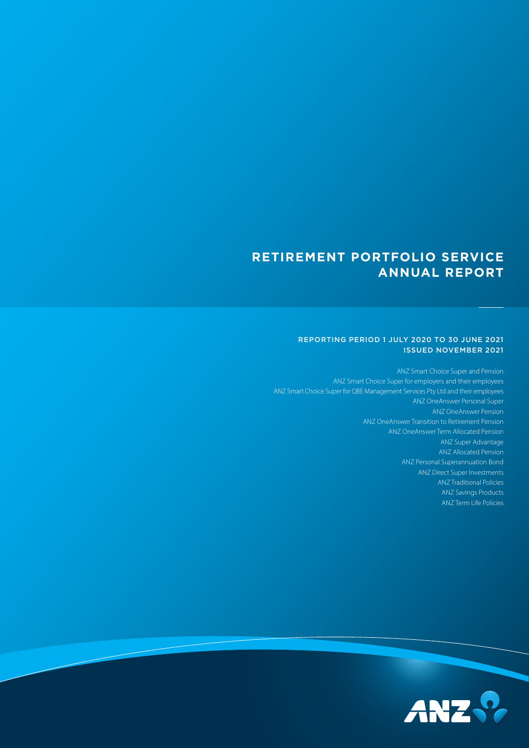# RETIREMENT PORTFOLIO SERVICE ANNUAL REPORT

REPORTING PERIOD 1 JULY 2020 TO 30 JUNE 2021
ISSUED NOVEMBER 2021

ANZ Smart Choice Super and Pension
ANZ Smart Choice Super for employers and their employees
ANZ Smart Choice Super for QBE Management Services Pty Ltd and their employees
ANZ OneAnswer Personal Super
ANZ OneAnswer Pension
ANZ OneAnswer Transition to Retirement Pension
ANZ OneAnswer Term Allocated Pension
ANZ Super Advantage
ANZ Allocated Pension
ANZ Personal Superannuation Bond
ANZ Direct Super Investments
ANZ Traditional Policies
ANZ Savings Products
ANZ Term Life Policies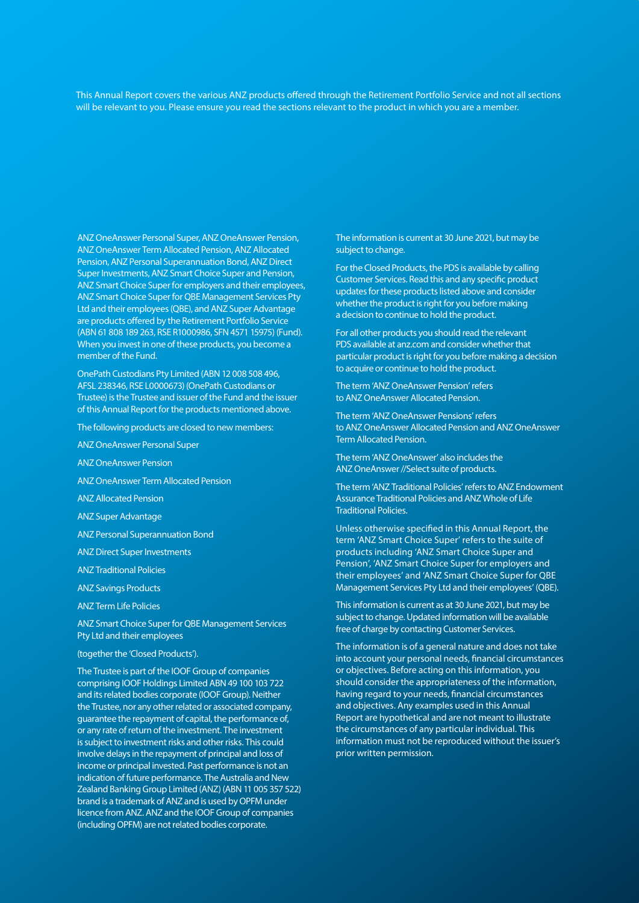This Annual Report covers the various ANZ products offered through the Retirement Portfolio Service and not all sections will be relevant to you. Please ensure you read the sections relevant to the product in which you are a member.

ANZ OneAnswer Personal Super, ANZ OneAnswer Pension, ANZ OneAnswer Term Allocated Pension, ANZ Allocated Pension, ANZ Personal Superannuation Bond, ANZ Direct Super Investments, ANZ Smart Choice Super and Pension, ANZ Smart Choice Super for employers and their employees, ANZ Smart Choice Super for QBE Management Services Pty Ltd and their employees (QBE), and ANZ Super Advantage are products offered by the Retirement Portfolio Service (ABN 61 808 189 263, RSE R1000986, SFN 4571 15975) (Fund). When you invest in one of these products, you become a member of the Fund.

OnePath Custodians Pty Limited (ABN 12 008 508 496, AFSL 238346, RSE L0000673) (OnePath Custodians or Trustee) is the Trustee and issuer of the Fund and the issuer of this Annual Report for the products mentioned above.

The following products are closed to new members:

ANZ OneAnswer Personal Super

ANZ OneAnswer Pension

ANZ OneAnswer Term Allocated Pension

ANZ Allocated Pension

ANZ Super Advantage

ANZ Personal Superannuation Bond

ANZ Direct Super Investments

ANZ Traditional Policies

ANZ Savings Products

ANZ Term Life Policies

ANZ Smart Choice Super for QBE Management Services Pty Ltd and their employees

(together the 'Closed Products').

The Trustee is part of the IOOF Group of companies comprising IOOF Holdings Limited ABN 49 100 103 722 and its related bodies corporate (IOOF Group). Neither the Trustee, nor any other related or associated company, guarantee the repayment of capital, the performance of, or any rate of return of the investment. The investment is subject to investment risks and other risks. This could involve delays in the repayment of principal and loss of income or principal invested. Past performance is not an indication of future performance. The Australia and New Zealand Banking Group Limited (ANZ) (ABN 11 005 357 522) brand is a trademark of ANZ and is used by OPFM under licence from ANZ. ANZ and the IOOF Group of companies (including OPFM) are not related bodies corporate.

The information is current at 30 June 2021, but may be subject to change.

For the Closed Products, the PDS is available by calling Customer Services. Read this and any specific product updates for these products listed above and consider whether the product is right for you before making a decision to continue to hold the product.

For all other products you should read the relevant PDS available at anz.com and consider whether that particular product is right for you before making a decision to acquire or continue to hold the product.

The term 'ANZ OneAnswer Pension' refers to ANZ OneAnswer Allocated Pension.

The term 'ANZ OneAnswer Pensions' refers to ANZ OneAnswer Allocated Pension and ANZ OneAnswer Term Allocated Pension.

The term 'ANZ OneAnswer' also includes the ANZ OneAnswer //Select suite of products.

The term 'ANZ Traditional Policies' refers to ANZ Endowment Assurance Traditional Policies and ANZ Whole of Life Traditional Policies.

Unless otherwise specified in this Annual Report, the term 'ANZ Smart Choice Super' refers to the suite of products including 'ANZ Smart Choice Super and Pension', 'ANZ Smart Choice Super for employers and their employees' and 'ANZ Smart Choice Super for QBE Management Services Pty Ltd and their employees' (QBE).

This information is current as at 30 June 2021, but may be subject to change. Updated information will be available free of charge by contacting Customer Services.

The information is of a general nature and does not take into account your personal needs, financial circumstances or objectives. Before acting on this information, you should consider the appropriateness of the information, having regard to your needs, financial circumstances and objectives. Any examples used in this Annual Report are hypothetical and are not meant to illustrate the circumstances of any particular individual. This information must not be reproduced without the issuer's prior written permission.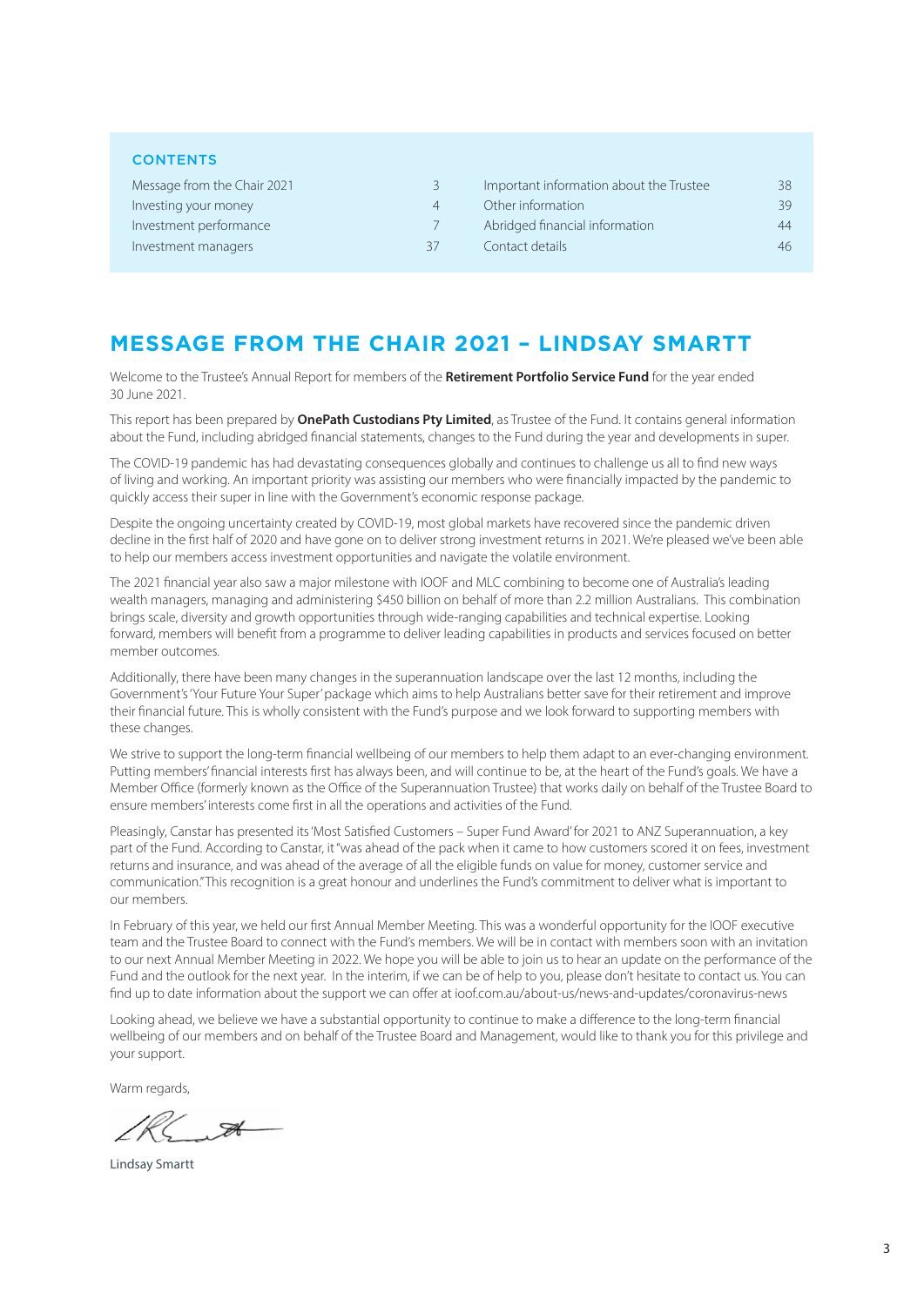## CONTENTS

| | | | |
|---|---|---|---|
| Message from the Chair 2021 | 3 | Important information about the Trustee | 38 |
| Investing your money | 4 | Other information | 39 |
| Investment performance | 7 | Abridged financial information | 44 |
| Investment managers | 37 | Contact details | 46 |

# MESSAGE FROM THE CHAIR 2021 – LINDSAY SMARTT

Welcome to the Trustee's Annual Report for members of the **Retirement Portfolio Service Fund** for the year ended 30 June 2021.

This report has been prepared by **OnePath Custodians Pty Limited**, as Trustee of the Fund. It contains general information about the Fund, including abridged financial statements, changes to the Fund during the year and developments in super.

The COVID-19 pandemic has had devastating consequences globally and continues to challenge us all to find new ways of living and working. An important priority was assisting our members who were financially impacted by the pandemic to quickly access their super in line with the Government's economic response package.

Despite the ongoing uncertainty created by COVID-19, most global markets have recovered since the pandemic driven decline in the first half of 2020 and have gone on to deliver strong investment returns in 2021. We're pleased we've been able to help our members access investment opportunities and navigate the volatile environment.

The 2021 financial year also saw a major milestone with IOOF and MLC combining to become one of Australia's leading wealth managers, managing and administering $450 billion on behalf of more than 2.2 million Australians. This combination brings scale, diversity and growth opportunities through wide-ranging capabilities and technical expertise. Looking forward, members will benefit from a programme to deliver leading capabilities in products and services focused on better member outcomes.

Additionally, there have been many changes in the superannuation landscape over the last 12 months, including the Government's 'Your Future Your Super' package which aims to help Australians better save for their retirement and improve their financial future. This is wholly consistent with the Fund's purpose and we look forward to supporting members with these changes.

We strive to support the long-term financial wellbeing of our members to help them adapt to an ever-changing environment. Putting members' financial interests first has always been, and will continue to be, at the heart of the Fund's goals. We have a Member Office (formerly known as the Office of the Superannuation Trustee) that works daily on behalf of the Trustee Board to ensure members' interests come first in all the operations and activities of the Fund.

Pleasingly, Canstar has presented its 'Most Satisfied Customers – Super Fund Award' for 2021 to ANZ Superannuation, a key part of the Fund. According to Canstar, it "was ahead of the pack when it came to how customers scored it on fees, investment returns and insurance, and was ahead of the average of all the eligible funds on value for money, customer service and communication." This recognition is a great honour and underlines the Fund's commitment to deliver what is important to our members.

In February of this year, we held our first Annual Member Meeting. This was a wonderful opportunity for the IOOF executive team and the Trustee Board to connect with the Fund's members. We will be in contact with members soon with an invitation to our next Annual Member Meeting in 2022. We hope you will be able to join us to hear an update on the performance of the Fund and the outlook for the next year. In the interim, if we can be of help to you, please don't hesitate to contact us. You can find up to date information about the support we can offer at ioof.com.au/about-us/news-and-updates/coronavirus-news

Looking ahead, we believe we have a substantial opportunity to continue to make a difference to the long-term financial wellbeing of our members and on behalf of the Trustee Board and Management, would like to thank you for this privilege and your support.

Warm regards,

Lindsay Smartt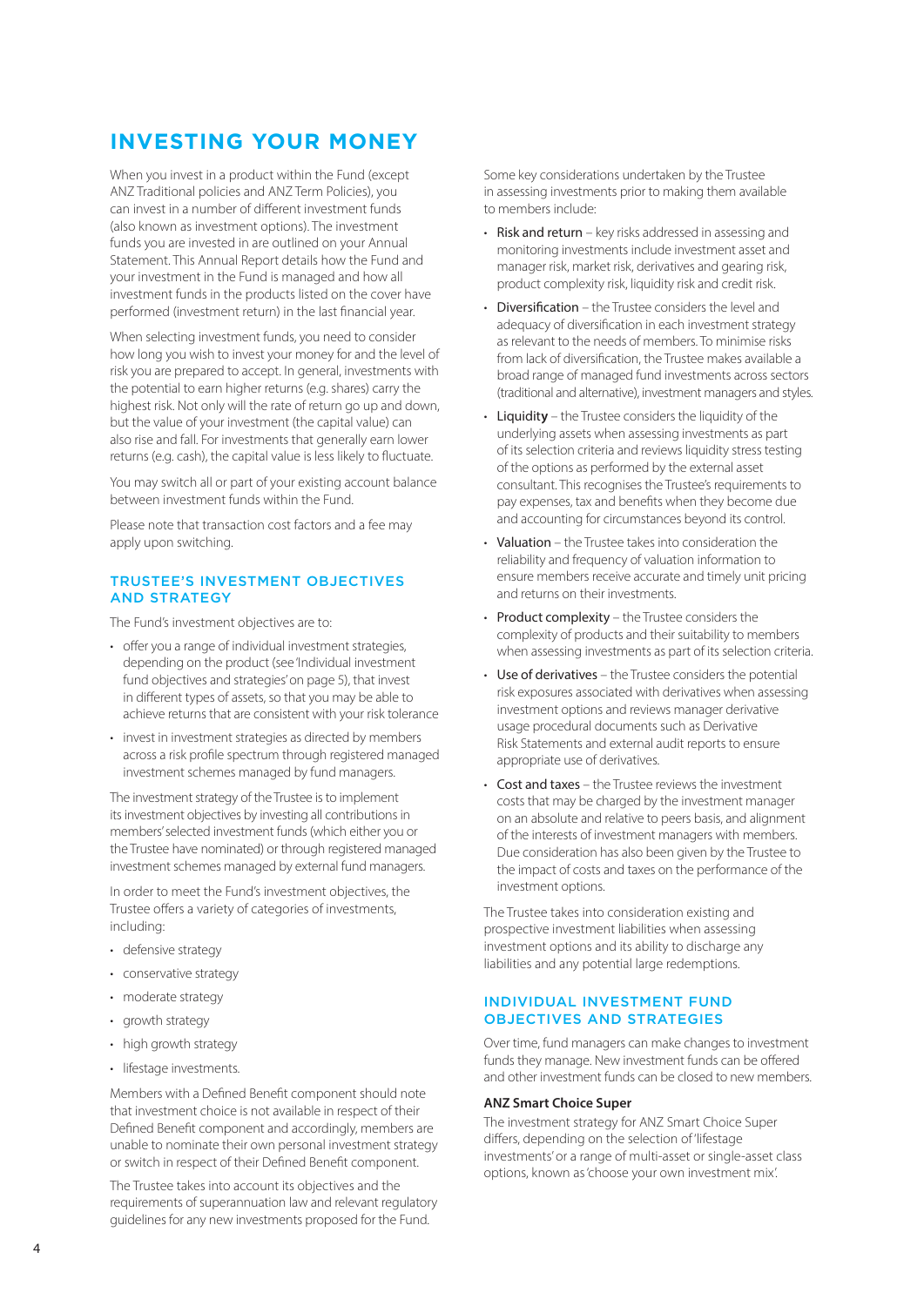# INVESTING YOUR MONEY

When you invest in a product within the Fund (except ANZ Traditional policies and ANZ Term Policies), you can invest in a number of different investment funds (also known as investment options). The investment funds you are invested in are outlined on your Annual Statement. This Annual Report details how the Fund and your investment in the Fund is managed and how all investment funds in the products listed on the cover have performed (investment return) in the last financial year.

When selecting investment funds, you need to consider how long you wish to invest your money for and the level of risk you are prepared to accept. In general, investments with the potential to earn higher returns (e.g. shares) carry the highest risk. Not only will the rate of return go up and down, but the value of your investment (the capital value) can also rise and fall. For investments that generally earn lower returns (e.g. cash), the capital value is less likely to fluctuate.

You may switch all or part of your existing account balance between investment funds within the Fund.

Please note that transaction cost factors and a fee may apply upon switching.

## TRUSTEE'S INVESTMENT OBJECTIVES AND STRATEGY

The Fund's investment objectives are to:

- offer you a range of individual investment strategies, depending on the product (see 'Individual investment fund objectives and strategies' on page 5), that invest in different types of assets, so that you may be able to achieve returns that are consistent with your risk tolerance
- invest in investment strategies as directed by members across a risk profile spectrum through registered managed investment schemes managed by fund managers.

The investment strategy of the Trustee is to implement its investment objectives by investing all contributions in members' selected investment funds (which either you or the Trustee have nominated) or through registered managed investment schemes managed by external fund managers.

In order to meet the Fund's investment objectives, the Trustee offers a variety of categories of investments, including:

- defensive strategy
- conservative strategy
- moderate strategy
- growth strategy
- high growth strategy
- lifestage investments.

Members with a Defined Benefit component should note that investment choice is not available in respect of their Defined Benefit component and accordingly, members are unable to nominate their own personal investment strategy or switch in respect of their Defined Benefit component.

The Trustee takes into account its objectives and the requirements of superannuation law and relevant regulatory guidelines for any new investments proposed for the Fund.

Some key considerations undertaken by the Trustee in assessing investments prior to making them available to members include:

- Risk and return – key risks addressed in assessing and monitoring investments include investment asset and manager risk, market risk, derivatives and gearing risk, product complexity risk, liquidity risk and credit risk.
- Diversification – the Trustee considers the level and adequacy of diversification in each investment strategy as relevant to the needs of members. To minimise risks from lack of diversification, the Trustee makes available a broad range of managed fund investments across sectors (traditional and alternative), investment managers and styles.
- Liquidity – the Trustee considers the liquidity of the underlying assets when assessing investments as part of its selection criteria and reviews liquidity stress testing of the options as performed by the external asset consultant. This recognises the Trustee's requirements to pay expenses, tax and benefits when they become due and accounting for circumstances beyond its control.
- Valuation – the Trustee takes into consideration the reliability and frequency of valuation information to ensure members receive accurate and timely unit pricing and returns on their investments.
- Product complexity – the Trustee considers the complexity of products and their suitability to members when assessing investments as part of its selection criteria.
- Use of derivatives – the Trustee considers the potential risk exposures associated with derivatives when assessing investment options and reviews manager derivative usage procedural documents such as Derivative Risk Statements and external audit reports to ensure appropriate use of derivatives.
- Cost and taxes – the Trustee reviews the investment costs that may be charged by the investment manager on an absolute and relative to peers basis, and alignment of the interests of investment managers with members. Due consideration has also been given by the Trustee to the impact of costs and taxes on the performance of the investment options.

The Trustee takes into consideration existing and prospective investment liabilities when assessing investment options and its ability to discharge any liabilities and any potential large redemptions.

## INDIVIDUAL INVESTMENT FUND OBJECTIVES AND STRATEGIES

Over time, fund managers can make changes to investment funds they manage. New investment funds can be offered and other investment funds can be closed to new members.

### ANZ Smart Choice Super

The investment strategy for ANZ Smart Choice Super differs, depending on the selection of 'lifestage investments' or a range of multi-asset or single-asset class options, known as 'choose your own investment mix'.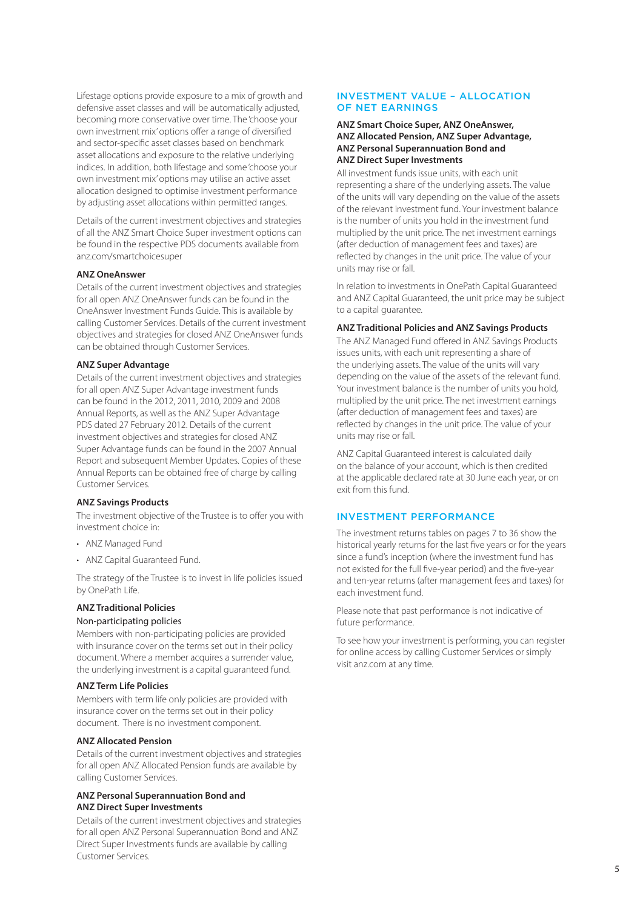Lifestage options provide exposure to a mix of growth and defensive asset classes and will be automatically adjusted, becoming more conservative over time. The 'choose your own investment mix' options offer a range of diversified and sector-specific asset classes based on benchmark asset allocations and exposure to the relative underlying indices. In addition, both lifestage and some 'choose your own investment mix' options may utilise an active asset allocation designed to optimise investment performance by adjusting asset allocations within permitted ranges.

Details of the current investment objectives and strategies of all the ANZ Smart Choice Super investment options can be found in the respective PDS documents available from anz.com/smartchoicesuper

**ANZ OneAnswer**

Details of the current investment objectives and strategies for all open ANZ OneAnswer funds can be found in the OneAnswer Investment Funds Guide. This is available by calling Customer Services. Details of the current investment objectives and strategies for closed ANZ OneAnswer funds can be obtained through Customer Services.

**ANZ Super Advantage**

Details of the current investment objectives and strategies for all open ANZ Super Advantage investment funds can be found in the 2012, 2011, 2010, 2009 and 2008 Annual Reports, as well as the ANZ Super Advantage PDS dated 27 February 2012. Details of the current investment objectives and strategies for closed ANZ Super Advantage funds can be found in the 2007 Annual Report and subsequent Member Updates. Copies of these Annual Reports can be obtained free of charge by calling Customer Services.

**ANZ Savings Products**

The investment objective of the Trustee is to offer you with investment choice in:

- ANZ Managed Fund
- ANZ Capital Guaranteed Fund.

The strategy of the Trustee is to invest in life policies issued by OnePath Life.

**ANZ Traditional Policies**

Non-participating policies

Members with non-participating policies are provided with insurance cover on the terms set out in their policy document. Where a member acquires a surrender value, the underlying investment is a capital guaranteed fund.

**ANZ Term Life Policies**

Members with term life only policies are provided with insurance cover on the terms set out in their policy document. There is no investment component.

**ANZ Allocated Pension**

Details of the current investment objectives and strategies for all open ANZ Allocated Pension funds are available by calling Customer Services.

**ANZ Personal Superannuation Bond and ANZ Direct Super Investments**

Details of the current investment objectives and strategies for all open ANZ Personal Superannuation Bond and ANZ Direct Super Investments funds are available by calling Customer Services.

## INVESTMENT VALUE – ALLOCATION OF NET EARNINGS

**ANZ Smart Choice Super, ANZ OneAnswer, ANZ Allocated Pension, ANZ Super Advantage, ANZ Personal Superannuation Bond and ANZ Direct Super Investments**

All investment funds issue units, with each unit representing a share of the underlying assets. The value of the units will vary depending on the value of the assets of the relevant investment fund. Your investment balance is the number of units you hold in the investment fund multiplied by the unit price. The net investment earnings (after deduction of management fees and taxes) are reflected by changes in the unit price. The value of your units may rise or fall.

In relation to investments in OnePath Capital Guaranteed and ANZ Capital Guaranteed, the unit price may be subject to a capital guarantee.

**ANZ Traditional Policies and ANZ Savings Products**

The ANZ Managed Fund offered in ANZ Savings Products issues units, with each unit representing a share of the underlying assets. The value of the units will vary depending on the value of the assets of the relevant fund. Your investment balance is the number of units you hold, multiplied by the unit price. The net investment earnings (after deduction of management fees and taxes) are reflected by changes in the unit price. The value of your units may rise or fall.

ANZ Capital Guaranteed interest is calculated daily on the balance of your account, which is then credited at the applicable declared rate at 30 June each year, or on exit from this fund.

## INVESTMENT PERFORMANCE

The investment returns tables on pages 7 to 36 show the historical yearly returns for the last five years or for the years since a fund's inception (where the investment fund has not existed for the full five-year period) and the five-year and ten-year returns (after management fees and taxes) for each investment fund.

Please note that past performance is not indicative of future performance.

To see how your investment is performing, you can register for online access by calling Customer Services or simply visit anz.com at any time.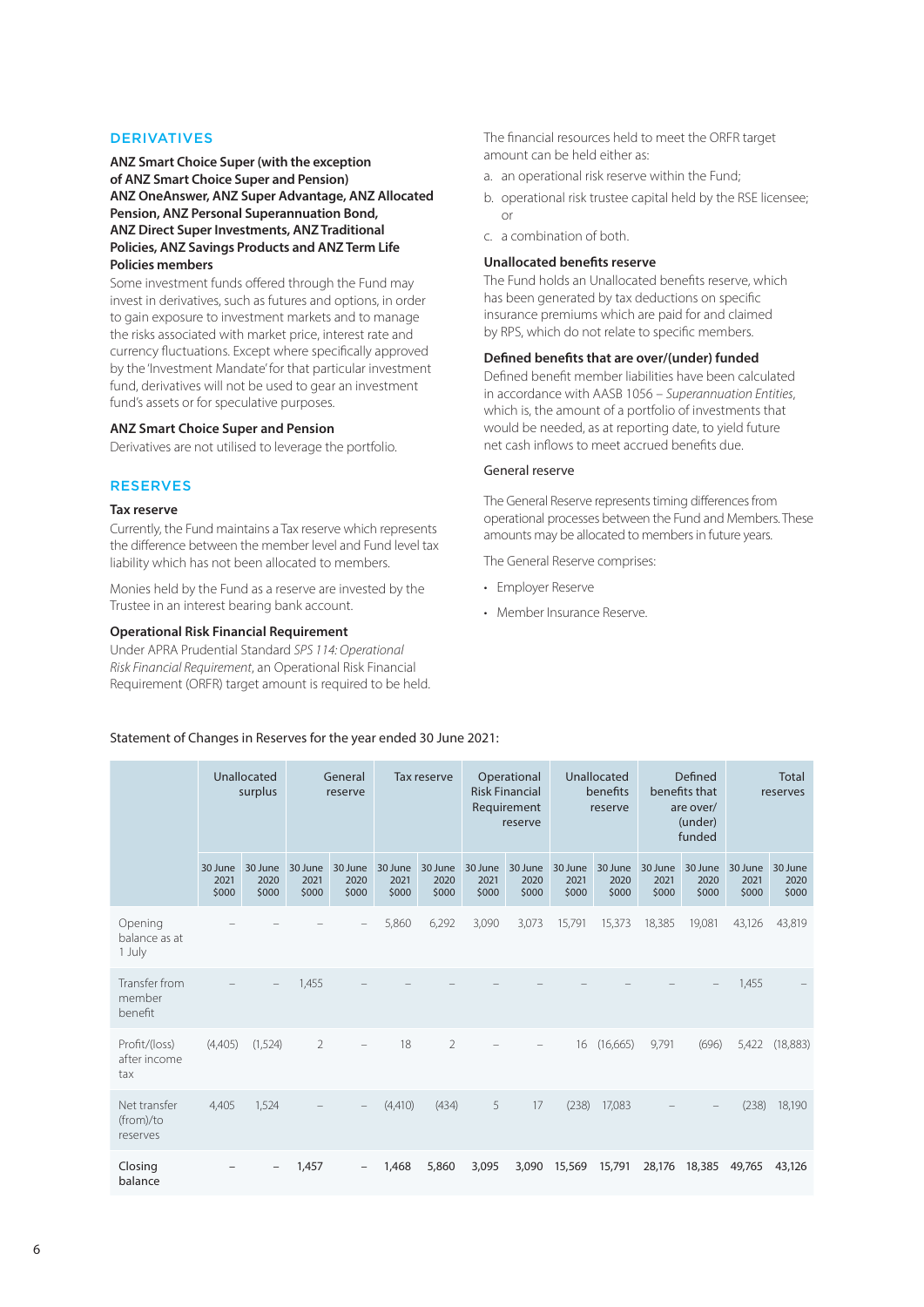## DERIVATIVES

**ANZ Smart Choice Super (with the exception of ANZ Smart Choice Super and Pension) ANZ OneAnswer, ANZ Super Advantage, ANZ Allocated Pension, ANZ Personal Superannuation Bond, ANZ Direct Super Investments, ANZ Traditional Policies, ANZ Savings Products and ANZ Term Life Policies members**

Some investment funds offered through the Fund may invest in derivatives, such as futures and options, in order to gain exposure to investment markets and to manage the risks associated with market price, interest rate and currency fluctuations. Except where specifically approved by the 'Investment Mandate' for that particular investment fund, derivatives will not be used to gear an investment fund's assets or for speculative purposes.

**ANZ Smart Choice Super and Pension**

Derivatives are not utilised to leverage the portfolio.

## RESERVES

**Tax reserve**

Currently, the Fund maintains a Tax reserve which represents the difference between the member level and Fund level tax liability which has not been allocated to members.

Monies held by the Fund as a reserve are invested by the Trustee in an interest bearing bank account.

**Operational Risk Financial Requirement**

Under APRA Prudential Standard *SPS 114: Operational Risk Financial Requirement*, an Operational Risk Financial Requirement (ORFR) target amount is required to be held.

The financial resources held to meet the ORFR target amount can be held either as:

a. an operational risk reserve within the Fund;

b. operational risk trustee capital held by the RSE licensee; or

c. a combination of both.

**Unallocated benefits reserve**

The Fund holds an Unallocated benefits reserve, which has been generated by tax deductions on specific insurance premiums which are paid for and claimed by RPS, which do not relate to specific members.

**Defined benefits that are over/(under) funded**

Defined benefit member liabilities have been calculated in accordance with AASB 1056 – *Superannuation Entities*, which is, the amount of a portfolio of investments that would be needed, as at reporting date, to yield future net cash inflows to meet accrued benefits due.

General reserve

The General Reserve represents timing differences from operational processes between the Fund and Members. These amounts may be allocated to members in future years.

The General Reserve comprises:

- Employer Reserve
- Member Insurance Reserve.

Statement of Changes in Reserves for the year ended 30 June 2021:

| | Unallocated surplus | | General reserve | | Tax reserve | | Operational Risk Financial Requirement reserve | | Unallocated benefits reserve | | Defined benefits that are over/(under) funded | | Total reserves | |
|---|---|---|---|---|---|---|---|---|---|---|---|---|---|---|
| | 30 June 2021 $000 | 30 June 2020 $000 | 30 June 2021 $000 | 30 June 2020 $000 | 30 June 2021 $000 | 30 June 2020 $000 | 30 June 2021 $000 | 30 June 2020 $000 | 30 June 2021 $000 | 30 June 2020 $000 | 30 June 2021 $000 | 30 June 2020 $000 | 30 June 2021 $000 | 30 June 2020 $000 |
| Opening balance as at 1 July | – | – | – | – | 5,860 | 6,292 | 3,090 | 3,073 | 15,791 | 15,373 | 18,385 | 19,081 | 43,126 | 43,819 |
| Transfer from member benefit | – | – | 1,455 | – | – | – | – | – | – | – | – | – | 1,455 | – |
| Profit/(loss) after income tax | (4,405) | (1,524) | 2 | – | 18 | 2 | – | – | 16 | (16,665) | 9,791 | (696) | 5,422 | (18,883) |
| Net transfer (from)/to reserves | 4,405 | 1,524 | – | – | (4,410) | (434) | 5 | 17 | (238) | 17,083 | – | – | (238) | 18,190 |
| Closing balance | – | – | 1,457 | – | 1,468 | 5,860 | 3,095 | 3,090 | 15,569 | 15,791 | 28,176 | 18,385 | 49,765 | 43,126 |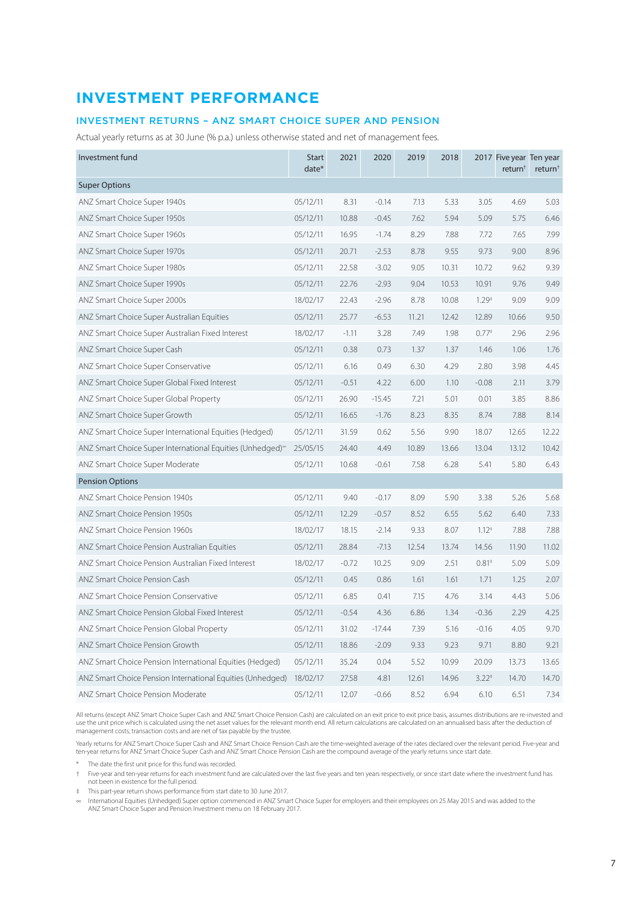# INVESTMENT PERFORMANCE

## INVESTMENT RETURNS – ANZ SMART CHOICE SUPER AND PENSION

Actual yearly returns as at 30 June (% p.a.) unless otherwise stated and net of management fees.

| Investment fund | Start date* | 2021 | 2020 | 2019 | 2018 | 2017 | Five year return† | Ten year return† |
|---|---|---|---|---|---|---|---|---|
| **Super Options** | | | | | | | | |
| ANZ Smart Choice Super 1940s | 05/12/11 | 8.31 | -0.14 | 7.13 | 5.33 | 3.05 | 4.69 | 5.03 |
| ANZ Smart Choice Super 1950s | 05/12/11 | 10.88 | -0.45 | 7.62 | 5.94 | 5.09 | 5.75 | 6.46 |
| ANZ Smart Choice Super 1960s | 05/12/11 | 16.95 | -1.74 | 8.29 | 7.88 | 7.72 | 7.65 | 7.99 |
| ANZ Smart Choice Super 1970s | 05/12/11 | 20.71 | -2.53 | 8.78 | 9.55 | 9.73 | 9.00 | 8.96 |
| ANZ Smart Choice Super 1980s | 05/12/11 | 22.58 | -3.02 | 9.05 | 10.31 | 10.72 | 9.62 | 9.39 |
| ANZ Smart Choice Super 1990s | 05/12/11 | 22.76 | -2.93 | 9.04 | 10.53 | 10.91 | 9.76 | 9.49 |
| ANZ Smart Choice Super 2000s | 18/02/17 | 22.43 | -2.96 | 8.78 | 10.08 | 1.29‡ | 9.09 | 9.09 |
| ANZ Smart Choice Super Australian Equities | 05/12/11 | 25.77 | -6.53 | 11.21 | 12.42 | 12.89 | 10.66 | 9.50 |
| ANZ Smart Choice Super Australian Fixed Interest | 18/02/17 | -1.11 | 3.28 | 7.49 | 1.98 | 0.77‡ | 2.96 | 2.96 |
| ANZ Smart Choice Super Cash | 05/12/11 | 0.38 | 0.73 | 1.37 | 1.37 | 1.46 | 1.06 | 1.76 |
| ANZ Smart Choice Super Conservative | 05/12/11 | 6.16 | 0.49 | 6.30 | 4.29 | 2.80 | 3.98 | 4.45 |
| ANZ Smart Choice Super Global Fixed Interest | 05/12/11 | -0.51 | 4.22 | 6.00 | 1.10 | -0.08 | 2.11 | 3.79 |
| ANZ Smart Choice Super Global Property | 05/12/11 | 26.90 | -15.45 | 7.21 | 5.01 | 0.01 | 3.85 | 8.86 |
| ANZ Smart Choice Super Growth | 05/12/11 | 16.65 | -1.76 | 8.23 | 8.35 | 8.74 | 7.88 | 8.14 |
| ANZ Smart Choice Super International Equities (Hedged) | 05/12/11 | 31.59 | 0.62 | 5.56 | 9.90 | 18.07 | 12.65 | 12.22 |
| ANZ Smart Choice Super International Equities (Unhedged)∞ | 25/05/15 | 24.40 | 4.49 | 10.89 | 13.66 | 13.04 | 13.12 | 10.42 |
| ANZ Smart Choice Super Moderate | 05/12/11 | 10.68 | -0.61 | 7.58 | 6.28 | 5.41 | 5.80 | 6.43 |
| **Pension Options** | | | | | | | | |
| ANZ Smart Choice Pension 1940s | 05/12/11 | 9.40 | -0.17 | 8.09 | 5.90 | 3.38 | 5.26 | 5.68 |
| ANZ Smart Choice Pension 1950s | 05/12/11 | 12.29 | -0.57 | 8.52 | 6.55 | 5.62 | 6.40 | 7.33 |
| ANZ Smart Choice Pension 1960s | 18/02/17 | 18.15 | -2.14 | 9.33 | 8.07 | 1.12‡ | 7.88 | 7.88 |
| ANZ Smart Choice Pension Australian Equities | 05/12/11 | 28.84 | -7.13 | 12.54 | 13.74 | 14.56 | 11.90 | 11.02 |
| ANZ Smart Choice Pension Australian Fixed Interest | 18/02/17 | -0.72 | 10.25 | 9.09 | 2.51 | 0.81‡ | 5.09 | 5.09 |
| ANZ Smart Choice Pension Cash | 05/12/11 | 0.45 | 0.86 | 1.61 | 1.61 | 1.71 | 1.25 | 2.07 |
| ANZ Smart Choice Pension Conservative | 05/12/11 | 6.85 | 0.41 | 7.15 | 4.76 | 3.14 | 4.43 | 5.06 |
| ANZ Smart Choice Pension Global Fixed Interest | 05/12/11 | -0.54 | 4.36 | 6.86 | 1.34 | -0.36 | 2.29 | 4.25 |
| ANZ Smart Choice Pension Global Property | 05/12/11 | 31.02 | -17.44 | 7.39 | 5.16 | -0.16 | 4.05 | 9.70 |
| ANZ Smart Choice Pension Growth | 05/12/11 | 18.86 | -2.09 | 9.33 | 9.23 | 9.71 | 8.80 | 9.21 |
| ANZ Smart Choice Pension International Equities (Hedged) | 05/12/11 | 35.24 | 0.04 | 5.52 | 10.99 | 20.09 | 13.73 | 13.65 |
| ANZ Smart Choice Pension International Equities (Unhedged) | 18/02/17 | 27.58 | 4.81 | 12.61 | 14.96 | 3.22‡ | 14.70 | 14.70 |
| ANZ Smart Choice Pension Moderate | 05/12/11 | 12.07 | -0.66 | 8.52 | 6.94 | 6.10 | 6.51 | 7.34 |

All returns (except ANZ Smart Choice Super Cash and ANZ Smart Choice Pension Cash) are calculated on an exit price to exit price basis, assumes distributions are re-invested and use the unit price which is calculated using the net asset values for the relevant month end. All return calculations are calculated on an annualised basis after the deduction of management costs, transaction costs and are net of tax payable by the trustee.

Yearly returns for ANZ Smart Choice Super Cash and ANZ Smart Choice Pension Cash are the time-weighted average of the rates declared over the relevant period. Five-year and ten-year returns for ANZ Smart Choice Super Cash and ANZ Smart Choice Pension Cash are the compound average of the yearly returns since start date.

\* The date the first unit price for this fund was recorded.

† Five-year and ten-year returns for each investment fund are calculated over the last five years and ten years respectively, or since start date where the investment fund has not been in existence for the full period.

‡ This part-year return shows performance from start date to 30 June 2017.

∞ International Equities (Unhedged) Super option commenced in ANZ Smart Choice Super for employers and their employees on 25 May 2015 and was added to the ANZ Smart Choice Super and Pension Investment menu on 18 February 2017.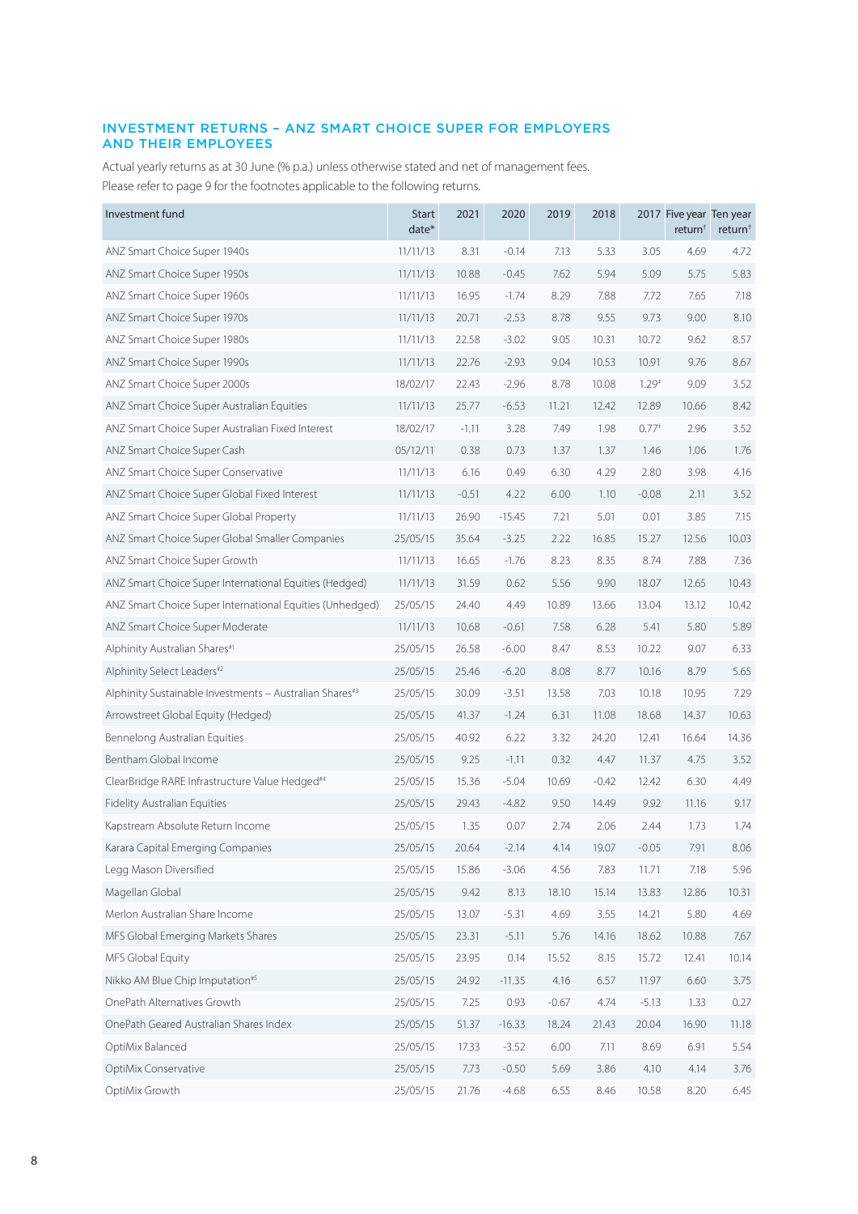## INVESTMENT RETURNS – ANZ SMART CHOICE SUPER FOR EMPLOYERS AND THEIR EMPLOYEES

Actual yearly returns as at 30 June (% p.a.) unless otherwise stated and net of management fees.

Please refer to page 9 for the footnotes applicable to the following returns.

| Investment fund | Start date* | 2021 | 2020 | 2019 | 2018 | 2017 | Five year return† | Ten year return† |
|---|---|---|---|---|---|---|---|---|
| ANZ Smart Choice Super 1940s | 11/11/13 | 8.31 | -0.14 | 7.13 | 5.33 | 3.05 | 4.69 | 4.72 |
| ANZ Smart Choice Super 1950s | 11/11/13 | 10.88 | -0.45 | 7.62 | 5.94 | 5.09 | 5.75 | 5.83 |
| ANZ Smart Choice Super 1960s | 11/11/13 | 16.95 | -1.74 | 8.29 | 7.88 | 7.72 | 7.65 | 7.18 |
| ANZ Smart Choice Super 1970s | 11/11/13 | 20.71 | -2.53 | 8.78 | 9.55 | 9.73 | 9.00 | 8.10 |
| ANZ Smart Choice Super 1980s | 11/11/13 | 22.58 | -3.02 | 9.05 | 10.31 | 10.72 | 9.62 | 8.57 |
| ANZ Smart Choice Super 1990s | 11/11/13 | 22.76 | -2.93 | 9.04 | 10.53 | 10.91 | 9.76 | 8.67 |
| ANZ Smart Choice Super 2000s | 18/02/17 | 22.43 | -2.96 | 8.78 | 10.08 | 1.29‡ | 9.09 | 3.52 |
| ANZ Smart Choice Super Australian Equities | 11/11/13 | 25.77 | -6.53 | 11.21 | 12.42 | 12.89 | 10.66 | 8.42 |
| ANZ Smart Choice Super Australian Fixed Interest | 18/02/17 | -1.11 | 3.28 | 7.49 | 1.98 | 0.77‡ | 2.96 | 3.52 |
| ANZ Smart Choice Super Cash | 05/12/11 | 0.38 | 0.73 | 1.37 | 1.37 | 1.46 | 1.06 | 1.76 |
| ANZ Smart Choice Super Conservative | 11/11/13 | 6.16 | 0.49 | 6.30 | 4.29 | 2.80 | 3.98 | 4.16 |
| ANZ Smart Choice Super Global Fixed Interest | 11/11/13 | -0.51 | 4.22 | 6.00 | 1.10 | -0.08 | 2.11 | 3.52 |
| ANZ Smart Choice Super Global Property | 11/11/13 | 26.90 | -15.45 | 7.21 | 5.01 | 0.01 | 3.85 | 7.15 |
| ANZ Smart Choice Super Global Smaller Companies | 25/05/15 | 35.64 | -3.25 | 2.22 | 16.85 | 15.27 | 12.56 | 10.03 |
| ANZ Smart Choice Super Growth | 11/11/13 | 16.65 | -1.76 | 8.23 | 8.35 | 8.74 | 7.88 | 7.36 |
| ANZ Smart Choice Super International Equities (Hedged) | 11/11/13 | 31.59 | 0.62 | 5.56 | 9.90 | 18.07 | 12.65 | 10.43 |
| ANZ Smart Choice Super International Equities (Unhedged) | 25/05/15 | 24.40 | 4.49 | 10.89 | 13.66 | 13.04 | 13.12 | 10.42 |
| ANZ Smart Choice Super Moderate | 11/11/13 | 10.68 | -0.61 | 7.58 | 6.28 | 5.41 | 5.80 | 5.89 |
| Alphinity Australian Shares#1 | 25/05/15 | 26.58 | -6.00 | 8.47 | 8.53 | 10.22 | 9.07 | 6.33 |
| Alphinity Select Leaders#2 | 25/05/15 | 25.46 | -6.20 | 8.08 | 8.77 | 10.16 | 8.79 | 5.65 |
| Alphinity Sustainable Investments – Australian Shares#3 | 25/05/15 | 30.09 | -3.51 | 13.58 | 7.03 | 10.18 | 10.95 | 7.29 |
| Arrowstreet Global Equity (Hedged) | 25/05/15 | 41.37 | -1.24 | 6.31 | 11.08 | 18.68 | 14.37 | 10.63 |
| Bennelong Australian Equities | 25/05/15 | 40.92 | 6.22 | 3.32 | 24.20 | 12.41 | 16.64 | 14.36 |
| Bentham Global Income | 25/05/15 | 9.25 | -1.11 | 0.32 | 4.47 | 11.37 | 4.75 | 3.52 |
| ClearBridge RARE Infrastructure Value Hedged#4 | 25/05/15 | 15.36 | -5.04 | 10.69 | -0.42 | 12.42 | 6.30 | 4.49 |
| Fidelity Australian Equities | 25/05/15 | 29.43 | -4.82 | 9.50 | 14.49 | 9.92 | 11.16 | 9.17 |
| Kapstream Absolute Return Income | 25/05/15 | 1.35 | 0.07 | 2.74 | 2.06 | 2.44 | 1.73 | 1.74 |
| Karara Capital Emerging Companies | 25/05/15 | 20.64 | -2.14 | 4.14 | 19.07 | -0.05 | 7.91 | 8.06 |
| Legg Mason Diversified | 25/05/15 | 15.86 | -3.06 | 4.56 | 7.83 | 11.71 | 7.18 | 5.96 |
| Magellan Global | 25/05/15 | 9.42 | 8.13 | 18.10 | 15.14 | 13.83 | 12.86 | 10.31 |
| Merlon Australian Share Income | 25/05/15 | 13.07 | -5.31 | 4.69 | 3.55 | 14.21 | 5.80 | 4.69 |
| MFS Global Emerging Markets Shares | 25/05/15 | 23.31 | -5.11 | 5.76 | 14.16 | 18.62 | 10.88 | 7.67 |
| MFS Global Equity | 25/05/15 | 23.95 | 0.14 | 15.52 | 8.15 | 15.72 | 12.41 | 10.14 |
| Nikko AM Blue Chip Imputation#5 | 25/05/15 | 24.92 | -11.35 | 4.16 | 6.57 | 11.97 | 6.60 | 3.75 |
| OnePath Alternatives Growth | 25/05/15 | 7.25 | 0.93 | -0.67 | 4.74 | -5.13 | 1.33 | 0.27 |
| OnePath Geared Australian Shares Index | 25/05/15 | 51.37 | -16.33 | 18.24 | 21.43 | 20.04 | 16.90 | 11.18 |
| OptiMix Balanced | 25/05/15 | 17.33 | -3.52 | 6.00 | 7.11 | 8.69 | 6.91 | 5.54 |
| OptiMix Conservative | 25/05/15 | 7.73 | -0.50 | 5.69 | 3.86 | 4.10 | 4.14 | 3.76 |
| OptiMix Growth | 25/05/15 | 21.76 | -4.68 | 6.55 | 8.46 | 10.58 | 8.20 | 6.45 |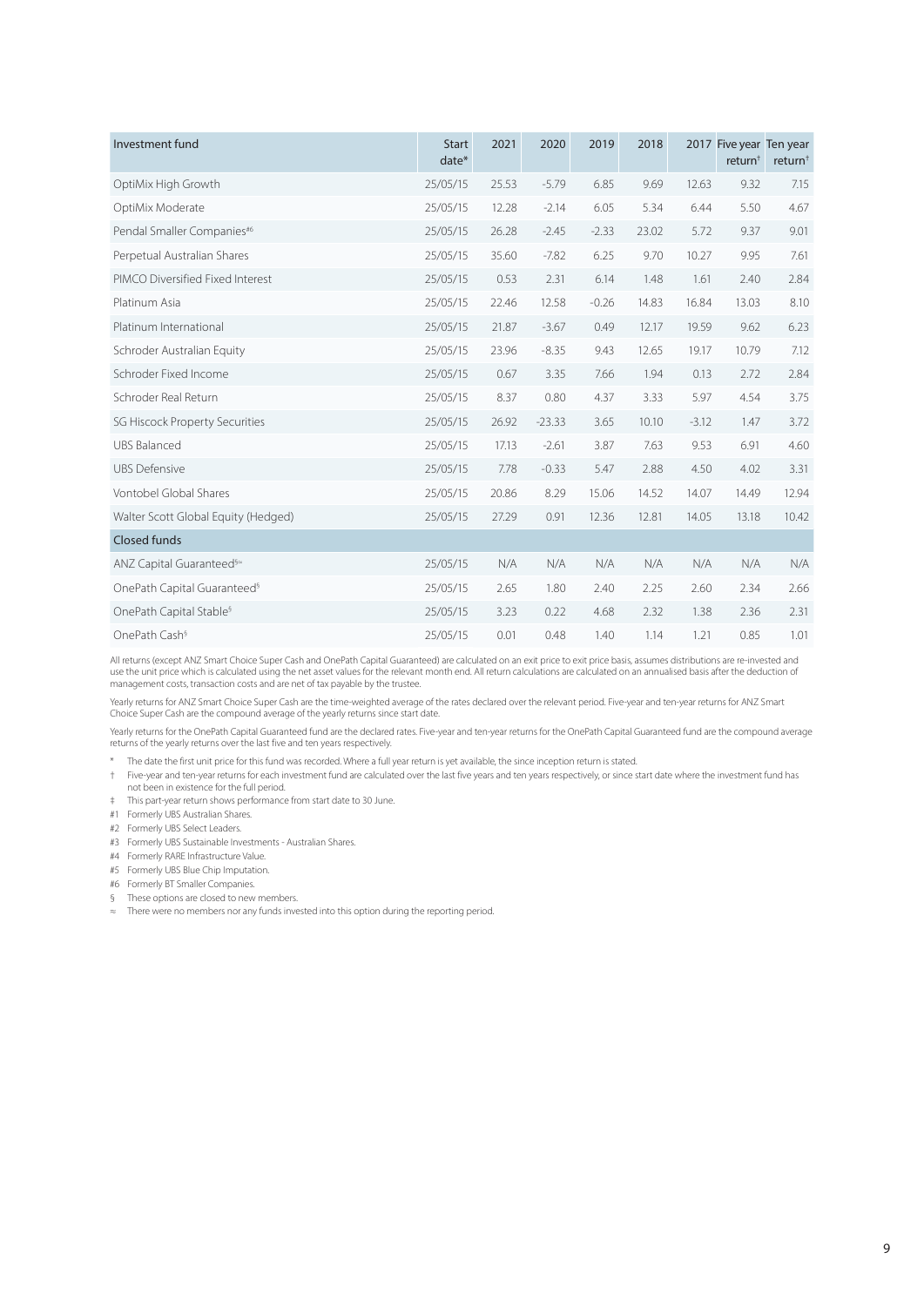| Investment fund | Start date* | 2021 | 2020 | 2019 | 2018 | 2017 | Five year return† | Ten year return† |
|---|---|---|---|---|---|---|---|---|
| OptiMix High Growth | 25/05/15 | 25.53 | -5.79 | 6.85 | 9.69 | 12.63 | 9.32 | 7.15 |
| OptiMix Moderate | 25/05/15 | 12.28 | -2.14 | 6.05 | 5.34 | 6.44 | 5.50 | 4.67 |
| Pendal Smaller Companies#6 | 25/05/15 | 26.28 | -2.45 | -2.33 | 23.02 | 5.72 | 9.37 | 9.01 |
| Perpetual Australian Shares | 25/05/15 | 35.60 | -7.82 | 6.25 | 9.70 | 10.27 | 9.95 | 7.61 |
| PIMCO Diversified Fixed Interest | 25/05/15 | 0.53 | 2.31 | 6.14 | 1.48 | 1.61 | 2.40 | 2.84 |
| Platinum Asia | 25/05/15 | 22.46 | 12.58 | -0.26 | 14.83 | 16.84 | 13.03 | 8.10 |
| Platinum International | 25/05/15 | 21.87 | -3.67 | 0.49 | 12.17 | 19.59 | 9.62 | 6.23 |
| Schroder Australian Equity | 25/05/15 | 23.96 | -8.35 | 9.43 | 12.65 | 19.17 | 10.79 | 7.12 |
| Schroder Fixed Income | 25/05/15 | 0.67 | 3.35 | 7.66 | 1.94 | 0.13 | 2.72 | 2.84 |
| Schroder Real Return | 25/05/15 | 8.37 | 0.80 | 4.37 | 3.33 | 5.97 | 4.54 | 3.75 |
| SG Hiscock Property Securities | 25/05/15 | 26.92 | -23.33 | 3.65 | 10.10 | -3.12 | 1.47 | 3.72 |
| UBS Balanced | 25/05/15 | 17.13 | -2.61 | 3.87 | 7.63 | 9.53 | 6.91 | 4.60 |
| UBS Defensive | 25/05/15 | 7.78 | -0.33 | 5.47 | 2.88 | 4.50 | 4.02 | 3.31 |
| Vontobel Global Shares | 25/05/15 | 20.86 | 8.29 | 15.06 | 14.52 | 14.07 | 14.49 | 12.94 |
| Walter Scott Global Equity (Hedged) | 25/05/15 | 27.29 | 0.91 | 12.36 | 12.81 | 14.05 | 13.18 | 10.42 |
| **Closed funds** | | | | | | | | |
| ANZ Capital Guaranteed§≈ | 25/05/15 | N/A | N/A | N/A | N/A | N/A | N/A | N/A |
| OnePath Capital Guaranteed§ | 25/05/15 | 2.65 | 1.80 | 2.40 | 2.25 | 2.60 | 2.34 | 2.66 |
| OnePath Capital Stable§ | 25/05/15 | 3.23 | 0.22 | 4.68 | 2.32 | 1.38 | 2.36 | 2.31 |
| OnePath Cash§ | 25/05/15 | 0.01 | 0.48 | 1.40 | 1.14 | 1.21 | 0.85 | 1.01 |

All returns (except ANZ Smart Choice Super Cash and OnePath Capital Guaranteed) are calculated on an exit price to exit price basis, assumes distributions are re-invested and use the unit price which is calculated using the net asset values for the relevant month end. All return calculations are calculated on an annualised basis after the deduction of management costs, transaction costs and are net of tax payable by the trustee.

Yearly returns for ANZ Smart Choice Super Cash are the time-weighted average of the rates declared over the relevant period. Five-year and ten-year returns for ANZ Smart Choice Super Cash are the compound average of the yearly returns since start date.

Yearly returns for the OnePath Capital Guaranteed fund are the declared rates. Five-year and ten-year returns for the OnePath Capital Guaranteed fund are the compound average returns of the yearly returns over the last five and ten years respectively.

\* The date the first unit price for this fund was recorded. Where a full year return is yet available, the since inception return is stated.

† Five-year and ten-year returns for each investment fund are calculated over the last five years and ten years respectively, or since start date where the investment fund has not been in existence for the full period.

‡ This part-year return shows performance from start date to 30 June.

#1 Formerly UBS Australian Shares.

#2 Formerly UBS Select Leaders.

#3 Formerly UBS Sustainable Investments - Australian Shares.

#4 Formerly RARE Infrastructure Value.

#5 Formerly UBS Blue Chip Imputation.

#6 Formerly BT Smaller Companies.

§ These options are closed to new members.

≈ There were no members nor any funds invested into this option during the reporting period.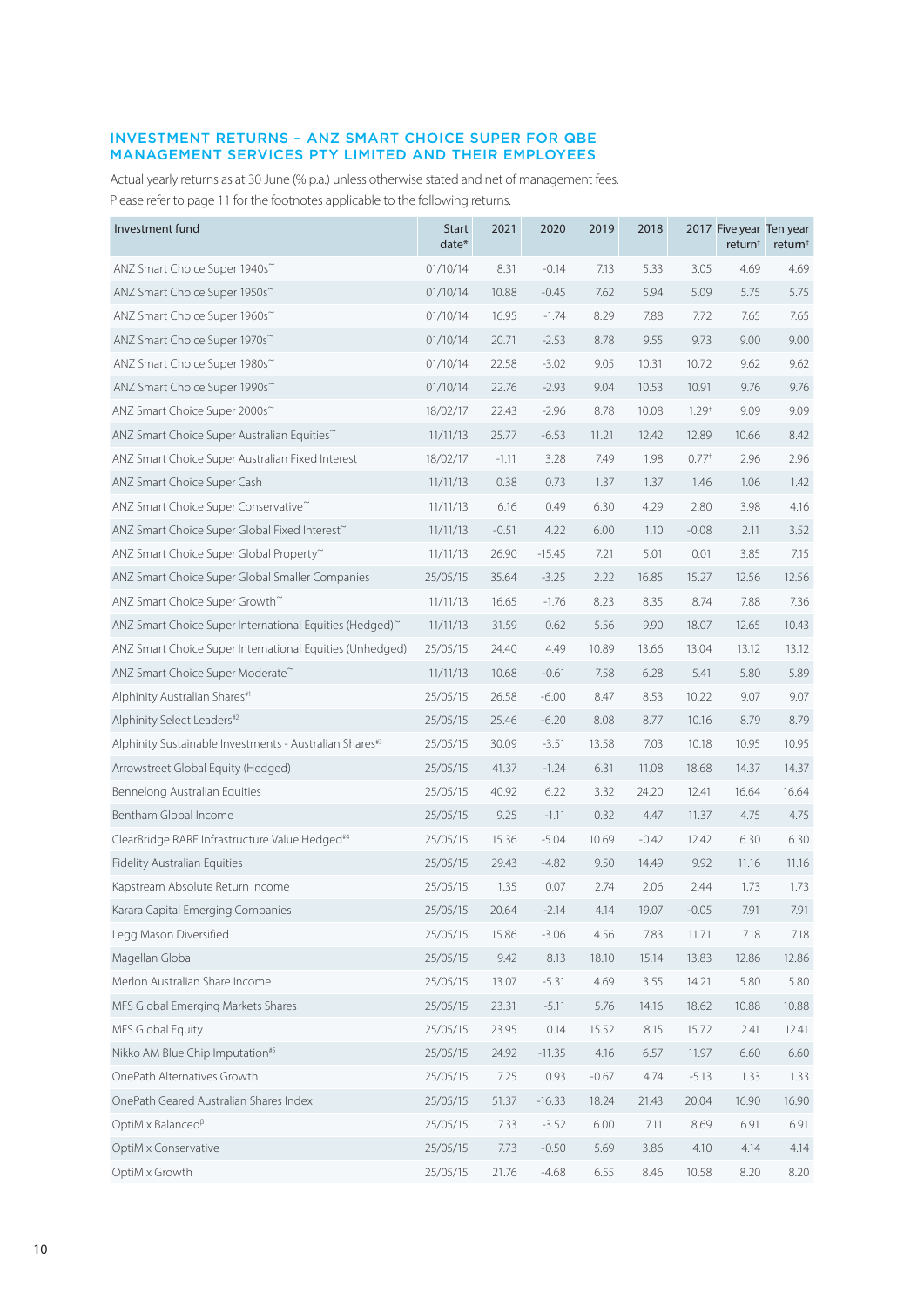## INVESTMENT RETURNS – ANZ SMART CHOICE SUPER FOR QBE MANAGEMENT SERVICES PTY LIMITED AND THEIR EMPLOYEES

Actual yearly returns as at 30 June (% p.a.) unless otherwise stated and net of management fees.

Please refer to page 11 for the footnotes applicable to the following returns.

| Investment fund | Start date* | 2021 | 2020 | 2019 | 2018 | 2017 | Five year return† | Ten year return† |
|---|---|---|---|---|---|---|---|---|
| ANZ Smart Choice Super 1940s~ | 01/10/14 | 8.31 | -0.14 | 7.13 | 5.33 | 3.05 | 4.69 | 4.69 |
| ANZ Smart Choice Super 1950s~ | 01/10/14 | 10.88 | -0.45 | 7.62 | 5.94 | 5.09 | 5.75 | 5.75 |
| ANZ Smart Choice Super 1960s~ | 01/10/14 | 16.95 | -1.74 | 8.29 | 7.88 | 7.72 | 7.65 | 7.65 |
| ANZ Smart Choice Super 1970s~ | 01/10/14 | 20.71 | -2.53 | 8.78 | 9.55 | 9.73 | 9.00 | 9.00 |
| ANZ Smart Choice Super 1980s~ | 01/10/14 | 22.58 | -3.02 | 9.05 | 10.31 | 10.72 | 9.62 | 9.62 |
| ANZ Smart Choice Super 1990s~ | 01/10/14 | 22.76 | -2.93 | 9.04 | 10.53 | 10.91 | 9.76 | 9.76 |
| ANZ Smart Choice Super 2000s~ | 18/02/17 | 22.43 | -2.96 | 8.78 | 10.08 | 1.29‡ | 9.09 | 9.09 |
| ANZ Smart Choice Super Australian Equities~ | 11/11/13 | 25.77 | -6.53 | 11.21 | 12.42 | 12.89 | 10.66 | 8.42 |
| ANZ Smart Choice Super Australian Fixed Interest | 18/02/17 | -1.11 | 3.28 | 7.49 | 1.98 | 0.77‡ | 2.96 | 2.96 |
| ANZ Smart Choice Super Cash | 11/11/13 | 0.38 | 0.73 | 1.37 | 1.37 | 1.46 | 1.06 | 1.42 |
| ANZ Smart Choice Super Conservative~ | 11/11/13 | 6.16 | 0.49 | 6.30 | 4.29 | 2.80 | 3.98 | 4.16 |
| ANZ Smart Choice Super Global Fixed Interest~ | 11/11/13 | -0.51 | 4.22 | 6.00 | 1.10 | -0.08 | 2.11 | 3.52 |
| ANZ Smart Choice Super Global Property~ | 11/11/13 | 26.90 | -15.45 | 7.21 | 5.01 | 0.01 | 3.85 | 7.15 |
| ANZ Smart Choice Super Global Smaller Companies | 25/05/15 | 35.64 | -3.25 | 2.22 | 16.85 | 15.27 | 12.56 | 12.56 |
| ANZ Smart Choice Super Growth~ | 11/11/13 | 16.65 | -1.76 | 8.23 | 8.35 | 8.74 | 7.88 | 7.36 |
| ANZ Smart Choice Super International Equities (Hedged)~ | 11/11/13 | 31.59 | 0.62 | 5.56 | 9.90 | 18.07 | 12.65 | 10.43 |
| ANZ Smart Choice Super International Equities (Unhedged) | 25/05/15 | 24.40 | 4.49 | 10.89 | 13.66 | 13.04 | 13.12 | 13.12 |
| ANZ Smart Choice Super Moderate~ | 11/11/13 | 10.68 | -0.61 | 7.58 | 6.28 | 5.41 | 5.80 | 5.89 |
| Alphinity Australian Shares#1 | 25/05/15 | 26.58 | -6.00 | 8.47 | 8.53 | 10.22 | 9.07 | 9.07 |
| Alphinity Select Leaders#2 | 25/05/15 | 25.46 | -6.20 | 8.08 | 8.77 | 10.16 | 8.79 | 8.79 |
| Alphinity Sustainable Investments - Australian Shares#3 | 25/05/15 | 30.09 | -3.51 | 13.58 | 7.03 | 10.18 | 10.95 | 10.95 |
| Arrowstreet Global Equity (Hedged) | 25/05/15 | 41.37 | -1.24 | 6.31 | 11.08 | 18.68 | 14.37 | 14.37 |
| Bennelong Australian Equities | 25/05/15 | 40.92 | 6.22 | 3.32 | 24.20 | 12.41 | 16.64 | 16.64 |
| Bentham Global Income | 25/05/15 | 9.25 | -1.11 | 0.32 | 4.47 | 11.37 | 4.75 | 4.75 |
| ClearBridge RARE Infrastructure Value Hedged#4 | 25/05/15 | 15.36 | -5.04 | 10.69 | -0.42 | 12.42 | 6.30 | 6.30 |
| Fidelity Australian Equities | 25/05/15 | 29.43 | -4.82 | 9.50 | 14.49 | 9.92 | 11.16 | 11.16 |
| Kapstream Absolute Return Income | 25/05/15 | 1.35 | 0.07 | 2.74 | 2.06 | 2.44 | 1.73 | 1.73 |
| Karara Capital Emerging Companies | 25/05/15 | 20.64 | -2.14 | 4.14 | 19.07 | -0.05 | 7.91 | 7.91 |
| Legg Mason Diversified | 25/05/15 | 15.86 | -3.06 | 4.56 | 7.83 | 11.71 | 7.18 | 7.18 |
| Magellan Global | 25/05/15 | 9.42 | 8.13 | 18.10 | 15.14 | 13.83 | 12.86 | 12.86 |
| Merlon Australian Share Income | 25/05/15 | 13.07 | -5.31 | 4.69 | 3.55 | 14.21 | 5.80 | 5.80 |
| MFS Global Emerging Markets Shares | 25/05/15 | 23.31 | -5.11 | 5.76 | 14.16 | 18.62 | 10.88 | 10.88 |
| MFS Global Equity | 25/05/15 | 23.95 | 0.14 | 15.52 | 8.15 | 15.72 | 12.41 | 12.41 |
| Nikko AM Blue Chip Imputation#5 | 25/05/15 | 24.92 | -11.35 | 4.16 | 6.57 | 11.97 | 6.60 | 6.60 |
| OnePath Alternatives Growth | 25/05/15 | 7.25 | 0.93 | -0.67 | 4.74 | -5.13 | 1.33 | 1.33 |
| OnePath Geared Australian Shares Index | 25/05/15 | 51.37 | -16.33 | 18.24 | 21.43 | 20.04 | 16.90 | 16.90 |
| OptiMix Balanced^ß^ | 25/05/15 | 17.33 | -3.52 | 6.00 | 7.11 | 8.69 | 6.91 | 6.91 |
| OptiMix Conservative | 25/05/15 | 7.73 | -0.50 | 5.69 | 3.86 | 4.10 | 4.14 | 4.14 |
| OptiMix Growth | 25/05/15 | 21.76 | -4.68 | 6.55 | 8.46 | 10.58 | 8.20 | 8.20 |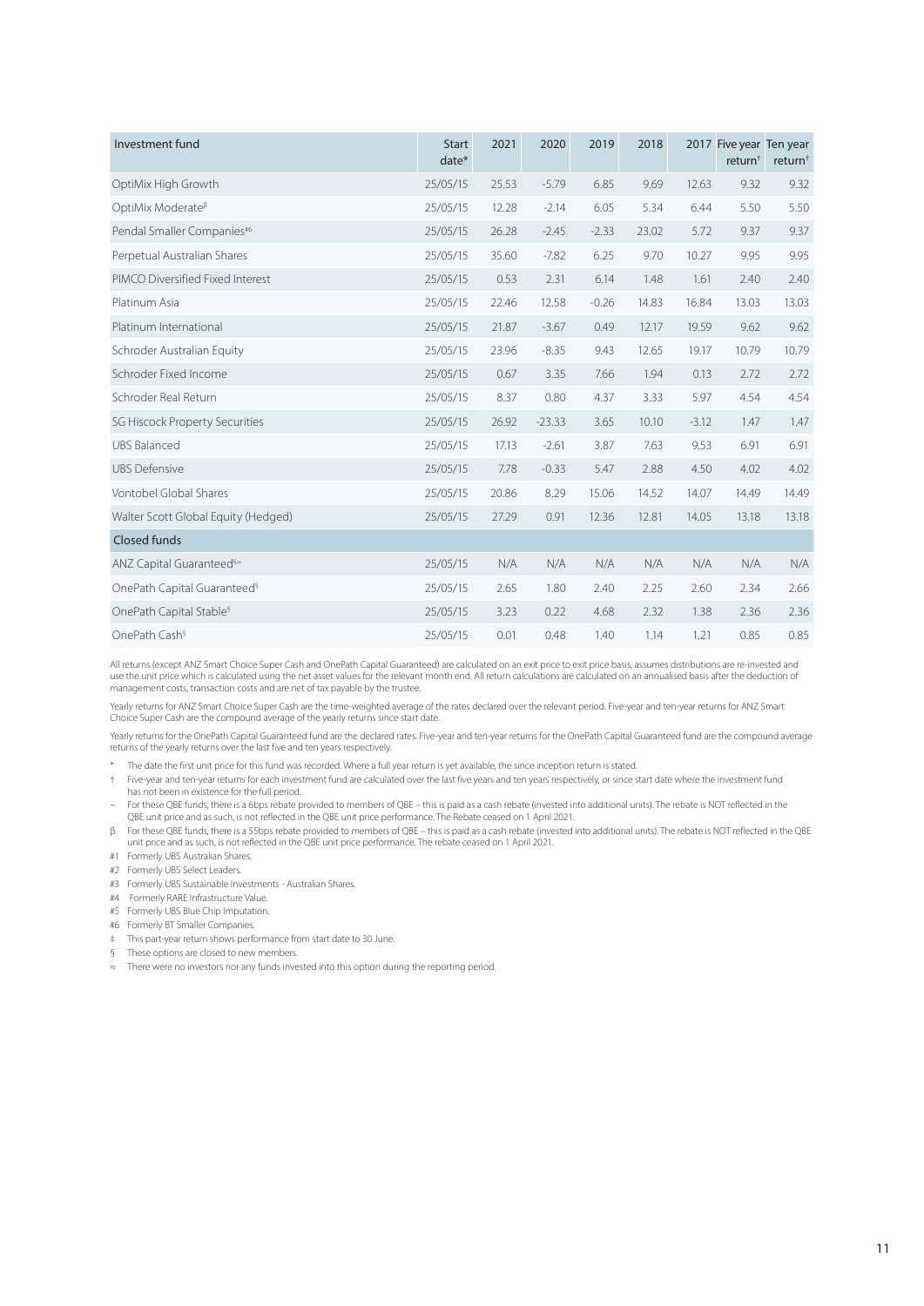| Investment fund | Start date* | 2021 | 2020 | 2019 | 2018 | 2017 | Five year return† | Ten year return† |
|---|---|---|---|---|---|---|---|---|
| OptiMix High Growth | 25/05/15 | 25.53 | -5.79 | 6.85 | 9.69 | 12.63 | 9.32 | 9.32 |
| OptiMix Moderate[β] | 25/05/15 | 12.28 | -2.14 | 6.05 | 5.34 | 6.44 | 5.50 | 5.50 |
| Pendal Smaller Companies[#6] | 25/05/15 | 26.28 | -2.45 | -2.33 | 23.02 | 5.72 | 9.37 | 9.37 |
| Perpetual Australian Shares | 25/05/15 | 35.60 | -7.82 | 6.25 | 9.70 | 10.27 | 9.95 | 9.95 |
| PIMCO Diversified Fixed Interest | 25/05/15 | 0.53 | 2.31 | 6.14 | 1.48 | 1.61 | 2.40 | 2.40 |
| Platinum Asia | 25/05/15 | 22.46 | 12.58 | -0.26 | 14.83 | 16.84 | 13.03 | 13.03 |
| Platinum International | 25/05/15 | 21.87 | -3.67 | 0.49 | 12.17 | 19.59 | 9.62 | 9.62 |
| Schroder Australian Equity | 25/05/15 | 23.96 | -8.35 | 9.43 | 12.65 | 19.17 | 10.79 | 10.79 |
| Schroder Fixed Income | 25/05/15 | 0.67 | 3.35 | 7.66 | 1.94 | 0.13 | 2.72 | 2.72 |
| Schroder Real Return | 25/05/15 | 8.37 | 0.80 | 4.37 | 3.33 | 5.97 | 4.54 | 4.54 |
| SG Hiscock Property Securities | 25/05/15 | 26.92 | -23.33 | 3.65 | 10.10 | -3.12 | 1.47 | 1.47 |
| UBS Balanced | 25/05/15 | 17.13 | -2.61 | 3.87 | 7.63 | 9.53 | 6.91 | 6.91 |
| UBS Defensive | 25/05/15 | 7.78 | -0.33 | 5.47 | 2.88 | 4.50 | 4.02 | 4.02 |
| Vontobel Global Shares | 25/05/15 | 20.86 | 8.29 | 15.06 | 14.52 | 14.07 | 14.49 | 14.49 |
| Walter Scott Global Equity (Hedged) | 25/05/15 | 27.29 | 0.91 | 12.36 | 12.81 | 14.05 | 13.18 | 13.18 |
| **Closed funds** | | | | | | | | |
| ANZ Capital Guaranteed[§≈] | 25/05/15 | N/A | N/A | N/A | N/A | N/A | N/A | N/A |
| OnePath Capital Guaranteed[§] | 25/05/15 | 2.65 | 1.80 | 2.40 | 2.25 | 2.60 | 2.34 | 2.66 |
| OnePath Capital Stable[§] | 25/05/15 | 3.23 | 0.22 | 4.68 | 2.32 | 1.38 | 2.36 | 2.36 |
| OnePath Cash[§] | 25/05/15 | 0.01 | 0.48 | 1.40 | 1.14 | 1.21 | 0.85 | 0.85 |

All returns (except ANZ Smart Choice Super Cash and OnePath Capital Guaranteed) are calculated on an exit price to exit price basis, assumes distributions are re-invested and use the unit price which is calculated using the net asset values for the relevant month end. All return calculations are calculated on an annualised basis after the deduction of management costs, transaction costs and are net of tax payable by the trustee.

Yearly returns for ANZ Smart Choice Super Cash are the time-weighted average of the rates declared over the relevant period. Five-year and ten-year returns for ANZ Smart Choice Super Cash are the compound average of the yearly returns since start date.

Yearly returns for the OnePath Capital Guaranteed fund are the declared rates. Five-year and ten-year returns for the OnePath Capital Guaranteed fund are the compound average returns of the yearly returns over the last five and ten years respectively.

\* The date the first unit price for this fund was recorded. Where a full year return is yet available, the since inception return is stated.

† Five-year and ten-year returns for each investment fund are calculated over the last five years and ten years respectively, or since start date where the investment fund has not been in existence for the full period.

~ For these QBE funds, there is a 6bps rebate provided to members of QBE – this is paid as a cash rebate (invested into additional units). The rebate is NOT reflected in the QBE unit price and as such, is not reflected in the QBE unit price performance. The Rebate ceased on 1 April 2021.

β For these QBE funds, there is a 55bps rebate provided to members of QBE – this is paid as a cash rebate (invested into additional units). The rebate is NOT reflected in the QBE unit price and as such, is not reflected in the QBE unit price performance. The rebate ceased on 1 April 2021.

#1 Formerly UBS Australian Shares.

#2 Formerly UBS Select Leaders.

#3 Formerly UBS Sustainable Investments - Australian Shares.

#4 Formerly RARE Infrastructure Value.

#5 Formerly UBS Blue Chip Imputation.

#6 Formerly BT Smaller Companies.

‡ This part-year return shows performance from start date to 30 June.

§ These options are closed to new members.

≈ There were no investors nor any funds invested into this option during the reporting period.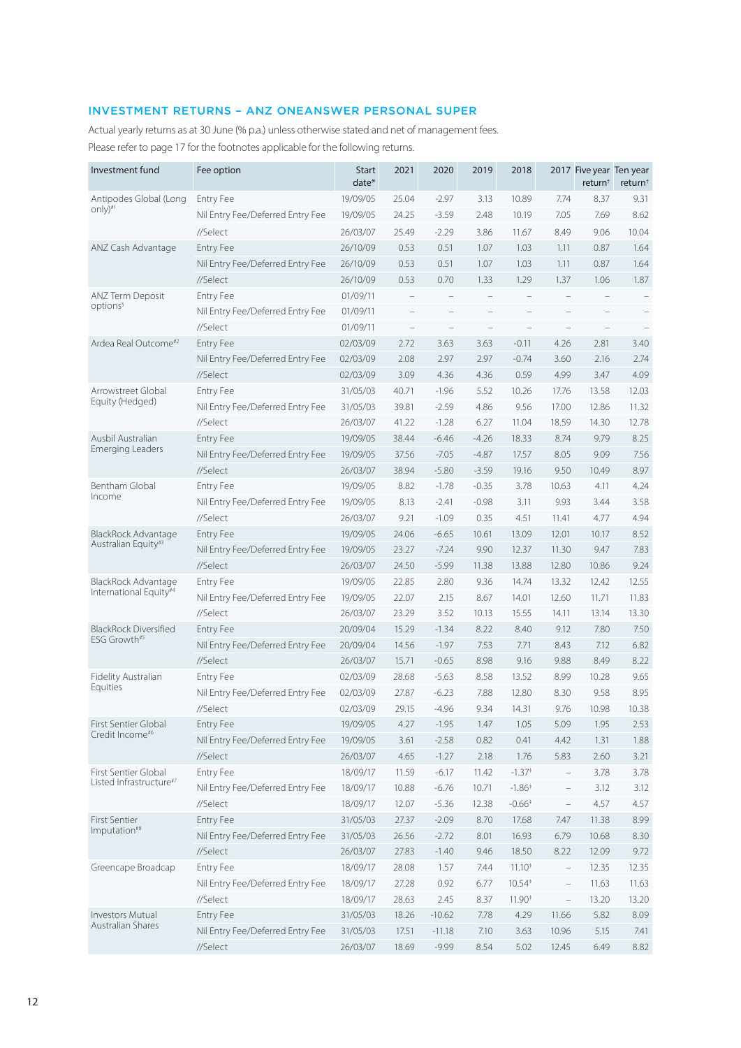## INVESTMENT RETURNS – ANZ ONEANSWER PERSONAL SUPER

Actual yearly returns as at 30 June (% p.a.) unless otherwise stated and net of management fees.

Please refer to page 17 for the footnotes applicable for the following returns.

| Investment fund | Fee option | Start date* | 2021 | 2020 | 2019 | 2018 | 2017 | Five year return† | Ten year return† |
|---|---|---|---|---|---|---|---|---|---|
| Antipodes Global (Long only)#1 | Entry Fee | 19/09/05 | 25.04 | -2.97 | 3.13 | 10.89 | 7.74 | 8.37 | 9.31 |
| | Nil Entry Fee/Deferred Entry Fee | 19/09/05 | 24.25 | -3.59 | 2.48 | 10.19 | 7.05 | 7.69 | 8.62 |
| | //Select | 26/03/07 | 25.49 | -2.29 | 3.86 | 11.67 | 8.49 | 9.06 | 10.04 |
| ANZ Cash Advantage | Entry Fee | 26/10/09 | 0.53 | 0.51 | 1.07 | 1.03 | 1.11 | 0.87 | 1.64 |
| | Nil Entry Fee/Deferred Entry Fee | 26/10/09 | 0.53 | 0.51 | 1.07 | 1.03 | 1.11 | 0.87 | 1.64 |
| | //Select | 26/10/09 | 0.53 | 0.70 | 1.33 | 1.29 | 1.37 | 1.06 | 1.87 |
| ANZ Term Deposit options§ | Entry Fee | 01/09/11 | – | – | – | – | – | – | – |
| | Nil Entry Fee/Deferred Entry Fee | 01/09/11 | – | – | – | – | – | – | – |
| | //Select | 01/09/11 | – | – | – | – | – | – | – |
| Ardea Real Outcome#2 | Entry Fee | 02/03/09 | 2.72 | 3.63 | 3.63 | -0.11 | 4.26 | 2.81 | 3.40 |
| | Nil Entry Fee/Deferred Entry Fee | 02/03/09 | 2.08 | 2.97 | 2.97 | -0.74 | 3.60 | 2.16 | 2.74 |
| | //Select | 02/03/09 | 3.09 | 4.36 | 4.36 | 0.59 | 4.99 | 3.47 | 4.09 |
| Arrowstreet Global Equity (Hedged) | Entry Fee | 31/05/03 | 40.71 | -1.96 | 5.52 | 10.26 | 17.76 | 13.58 | 12.03 |
| | Nil Entry Fee/Deferred Entry Fee | 31/05/03 | 39.81 | -2.59 | 4.86 | 9.56 | 17.00 | 12.86 | 11.32 |
| | //Select | 26/03/07 | 41.22 | -1.28 | 6.27 | 11.04 | 18.59 | 14.30 | 12.78 |
| Ausbil Australian Emerging Leaders | Entry Fee | 19/09/05 | 38.44 | -6.46 | -4.26 | 18.33 | 8.74 | 9.79 | 8.25 |
| | Nil Entry Fee/Deferred Entry Fee | 19/09/05 | 37.56 | -7.05 | -4.87 | 17.57 | 8.05 | 9.09 | 7.56 |
| | //Select | 26/03/07 | 38.94 | -5.80 | -3.59 | 19.16 | 9.50 | 10.49 | 8.97 |
| Bentham Global Income | Entry Fee | 19/09/05 | 8.82 | -1.78 | -0.35 | 3.78 | 10.63 | 4.11 | 4.24 |
| | Nil Entry Fee/Deferred Entry Fee | 19/09/05 | 8.13 | -2.41 | -0.98 | 3.11 | 9.93 | 3.44 | 3.58 |
| | //Select | 26/03/07 | 9.21 | -1.09 | 0.35 | 4.51 | 11.41 | 4.77 | 4.94 |
| BlackRock Advantage Australian Equity#3 | Entry Fee | 19/09/05 | 24.06 | -6.65 | 10.61 | 13.09 | 12.01 | 10.17 | 8.52 |
| | Nil Entry Fee/Deferred Entry Fee | 19/09/05 | 23.27 | -7.24 | 9.90 | 12.37 | 11.30 | 9.47 | 7.83 |
| | //Select | 26/03/07 | 24.50 | -5.99 | 11.38 | 13.88 | 12.80 | 10.86 | 9.24 |
| BlackRock Advantage International Equity#4 | Entry Fee | 19/09/05 | 22.85 | 2.80 | 9.36 | 14.74 | 13.32 | 12.42 | 12.55 |
| | Nil Entry Fee/Deferred Entry Fee | 19/09/05 | 22.07 | 2.15 | 8.67 | 14.01 | 12.60 | 11.71 | 11.83 |
| | //Select | 26/03/07 | 23.29 | 3.52 | 10.13 | 15.55 | 14.11 | 13.14 | 13.30 |
| BlackRock Diversified ESG Growth#5 | Entry Fee | 20/09/04 | 15.29 | -1.34 | 8.22 | 8.40 | 9.12 | 7.80 | 7.50 |
| | Nil Entry Fee/Deferred Entry Fee | 20/09/04 | 14.56 | -1.97 | 7.53 | 7.71 | 8.43 | 7.12 | 6.82 |
| | //Select | 26/03/07 | 15.71 | -0.65 | 8.98 | 9.16 | 9.88 | 8.49 | 8.22 |
| Fidelity Australian Equities | Entry Fee | 02/03/09 | 28.68 | -5.63 | 8.58 | 13.52 | 8.99 | 10.28 | 9.65 |
| | Nil Entry Fee/Deferred Entry Fee | 02/03/09 | 27.87 | -6.23 | 7.88 | 12.80 | 8.30 | 9.58 | 8.95 |
| | //Select | 02/03/09 | 29.15 | -4.96 | 9.34 | 14.31 | 9.76 | 10.98 | 10.38 |
| First Sentier Global Credit Income#6 | Entry Fee | 19/09/05 | 4.27 | -1.95 | 1.47 | 1.05 | 5.09 | 1.95 | 2.53 |
| | Nil Entry Fee/Deferred Entry Fee | 19/09/05 | 3.61 | -2.58 | 0.82 | 0.41 | 4.42 | 1.31 | 1.88 |
| | //Select | 26/03/07 | 4.65 | -1.27 | 2.18 | 1.76 | 5.83 | 2.60 | 3.21 |
| First Sentier Global Listed Infrastructure#7 | Entry Fee | 18/09/17 | 11.59 | -6.17 | 11.42 | -1.37‡ | – | 3.78 | 3.78 |
| | Nil Entry Fee/Deferred Entry Fee | 18/09/17 | 10.88 | -6.76 | 10.71 | -1.86‡ | – | 3.12 | 3.12 |
| | //Select | 18/09/17 | 12.07 | -5.36 | 12.38 | -0.66‡ | – | 4.57 | 4.57 |
| First Sentier Imputation#8 | Entry Fee | 31/05/03 | 27.37 | -2.09 | 8.70 | 17.68 | 7.47 | 11.38 | 8.99 |
| | Nil Entry Fee/Deferred Entry Fee | 31/05/03 | 26.56 | -2.72 | 8.01 | 16.93 | 6.79 | 10.68 | 8.30 |
| | //Select | 26/03/07 | 27.83 | -1.40 | 9.46 | 18.50 | 8.22 | 12.09 | 9.72 |
| Greencape Broadcap | Entry Fee | 18/09/17 | 28.08 | 1.57 | 7.44 | 11.10‡ | – | 12.35 | 12.35 |
| | Nil Entry Fee/Deferred Entry Fee | 18/09/17 | 27.28 | 0.92 | 6.77 | 10.54‡ | – | 11.63 | 11.63 |
| | //Select | 18/09/17 | 28.63 | 2.45 | 8.37 | 11.90‡ | – | 13.20 | 13.20 |
| Investors Mutual Australian Shares | Entry Fee | 31/05/03 | 18.26 | -10.62 | 7.78 | 4.29 | 11.66 | 5.82 | 8.09 |
| | Nil Entry Fee/Deferred Entry Fee | 31/05/03 | 17.51 | -11.18 | 7.10 | 3.63 | 10.96 | 5.15 | 7.41 |
| | //Select | 26/03/07 | 18.69 | -9.99 | 8.54 | 5.02 | 12.45 | 6.49 | 8.82 |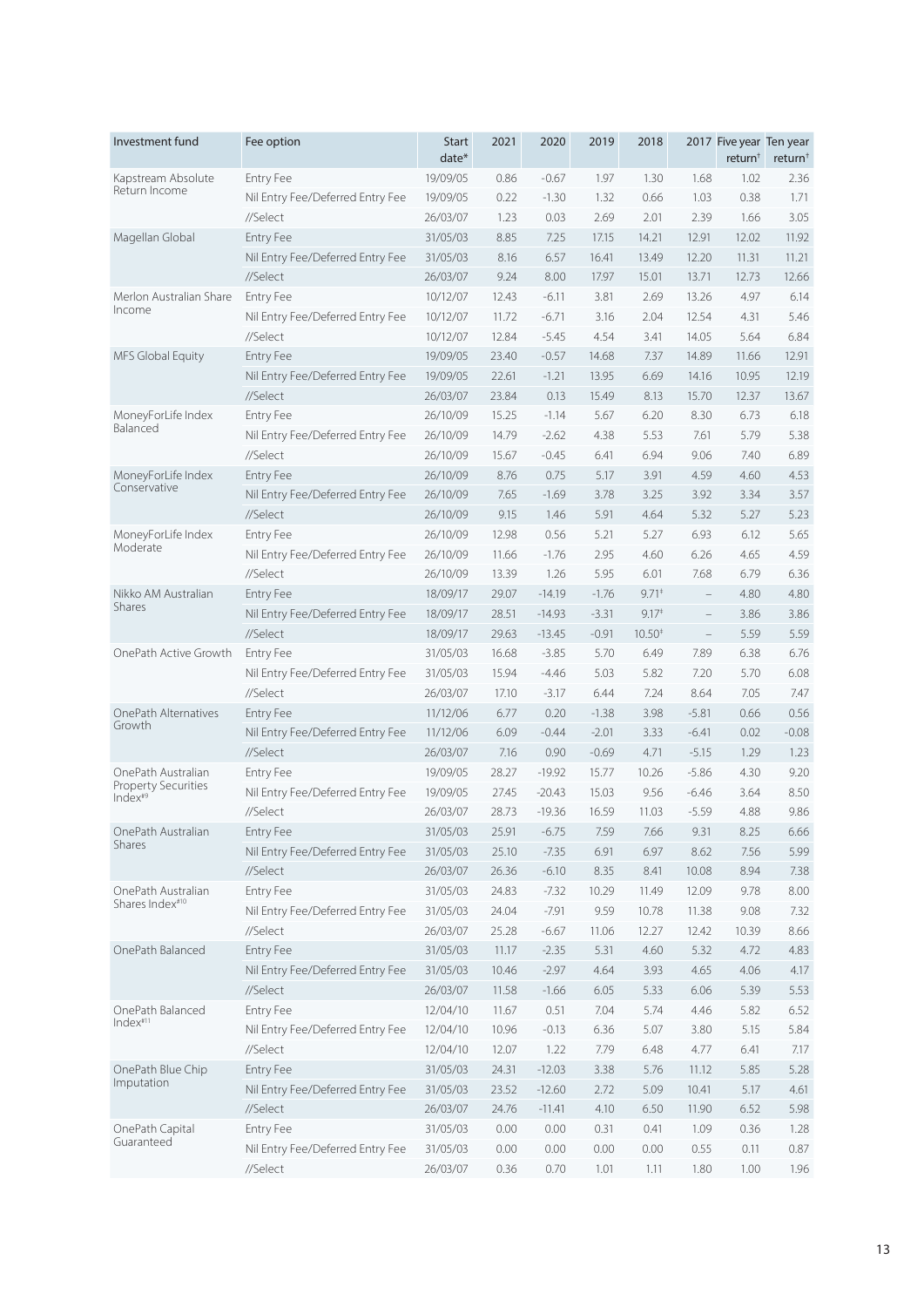| Investment fund | Fee option | Start date* | 2021 | 2020 | 2019 | 2018 | 2017 | Five year return† | Ten year return† |
|---|---|---|---|---|---|---|---|---|---|
| Kapstream Absolute Return Income | Entry Fee | 19/09/05 | 0.86 | -0.67 | 1.97 | 1.30 | 1.68 | 1.02 | 2.36 |
| | Nil Entry Fee/Deferred Entry Fee | 19/09/05 | 0.22 | -1.30 | 1.32 | 0.66 | 1.03 | 0.38 | 1.71 |
| | //Select | 26/03/07 | 1.23 | 0.03 | 2.69 | 2.01 | 2.39 | 1.66 | 3.05 |
| Magellan Global | Entry Fee | 31/05/03 | 8.85 | 7.25 | 17.15 | 14.21 | 12.91 | 12.02 | 11.92 |
| | Nil Entry Fee/Deferred Entry Fee | 31/05/03 | 8.16 | 6.57 | 16.41 | 13.49 | 12.20 | 11.31 | 11.21 |
| | //Select | 26/03/07 | 9.24 | 8.00 | 17.97 | 15.01 | 13.71 | 12.73 | 12.66 |
| Merlon Australian Share Income | Entry Fee | 10/12/07 | 12.43 | -6.11 | 3.81 | 2.69 | 13.26 | 4.97 | 6.14 |
| | Nil Entry Fee/Deferred Entry Fee | 10/12/07 | 11.72 | -6.71 | 3.16 | 2.04 | 12.54 | 4.31 | 5.46 |
| | //Select | 10/12/07 | 12.84 | -5.45 | 4.54 | 3.41 | 14.05 | 5.64 | 6.84 |
| MFS Global Equity | Entry Fee | 19/09/05 | 23.40 | -0.57 | 14.68 | 7.37 | 14.89 | 11.66 | 12.91 |
| | Nil Entry Fee/Deferred Entry Fee | 19/09/05 | 22.61 | -1.21 | 13.95 | 6.69 | 14.16 | 10.95 | 12.19 |
| | //Select | 26/03/07 | 23.84 | 0.13 | 15.49 | 8.13 | 15.70 | 12.37 | 13.67 |
| MoneyForLife Index Balanced | Entry Fee | 26/10/09 | 15.25 | -1.14 | 5.67 | 6.20 | 8.30 | 6.73 | 6.18 |
| | Nil Entry Fee/Deferred Entry Fee | 26/10/09 | 14.79 | -2.62 | 4.38 | 5.53 | 7.61 | 5.79 | 5.38 |
| | //Select | 26/10/09 | 15.67 | -0.45 | 6.41 | 6.94 | 9.06 | 7.40 | 6.89 |
| MoneyForLife Index Conservative | Entry Fee | 26/10/09 | 8.76 | 0.75 | 5.17 | 3.91 | 4.59 | 4.60 | 4.53 |
| | Nil Entry Fee/Deferred Entry Fee | 26/10/09 | 7.65 | -1.69 | 3.78 | 3.25 | 3.92 | 3.34 | 3.57 |
| | //Select | 26/10/09 | 9.15 | 1.46 | 5.91 | 4.64 | 5.32 | 5.27 | 5.23 |
| MoneyForLife Index Moderate | Entry Fee | 26/10/09 | 12.98 | 0.56 | 5.21 | 5.27 | 6.93 | 6.12 | 5.65 |
| | Nil Entry Fee/Deferred Entry Fee | 26/10/09 | 11.66 | -1.76 | 2.95 | 4.60 | 6.26 | 4.65 | 4.59 |
| | //Select | 26/10/09 | 13.39 | 1.26 | 5.95 | 6.01 | 7.68 | 6.79 | 6.36 |
| Nikko AM Australian Shares | Entry Fee | 18/09/17 | 29.07 | -14.19 | -1.76 | 9.71‡ | – | 4.80 | 4.80 |
| | Nil Entry Fee/Deferred Entry Fee | 18/09/17 | 28.51 | -14.93 | -3.31 | 9.17‡ | – | 3.86 | 3.86 |
| | //Select | 18/09/17 | 29.63 | -13.45 | -0.91 | 10.50‡ | – | 5.59 | 5.59 |
| OnePath Active Growth | Entry Fee | 31/05/03 | 16.68 | -3.85 | 5.70 | 6.49 | 7.89 | 6.38 | 6.76 |
| | Nil Entry Fee/Deferred Entry Fee | 31/05/03 | 15.94 | -4.46 | 5.03 | 5.82 | 7.20 | 5.70 | 6.08 |
| | //Select | 26/03/07 | 17.10 | -3.17 | 6.44 | 7.24 | 8.64 | 7.05 | 7.47 |
| OnePath Alternatives Growth | Entry Fee | 11/12/06 | 6.77 | 0.20 | -1.38 | 3.98 | -5.81 | 0.66 | 0.56 |
| | Nil Entry Fee/Deferred Entry Fee | 11/12/06 | 6.09 | -0.44 | -2.01 | 3.33 | -6.41 | 0.02 | -0.08 |
| | //Select | 26/03/07 | 7.16 | 0.90 | -0.69 | 4.71 | -5.15 | 1.29 | 1.23 |
| OnePath Australian Property Securities Index#9 | Entry Fee | 19/09/05 | 28.27 | -19.92 | 15.77 | 10.26 | -5.86 | 4.30 | 9.20 |
| | Nil Entry Fee/Deferred Entry Fee | 19/09/05 | 27.45 | -20.43 | 15.03 | 9.56 | -6.46 | 3.64 | 8.50 |
| | //Select | 26/03/07 | 28.73 | -19.36 | 16.59 | 11.03 | -5.59 | 4.88 | 9.86 |
| OnePath Australian Shares | Entry Fee | 31/05/03 | 25.91 | -6.75 | 7.59 | 7.66 | 9.31 | 8.25 | 6.66 |
| | Nil Entry Fee/Deferred Entry Fee | 31/05/03 | 25.10 | -7.35 | 6.91 | 6.97 | 8.62 | 7.56 | 5.99 |
| | //Select | 26/03/07 | 26.36 | -6.10 | 8.35 | 8.41 | 10.08 | 8.94 | 7.38 |
| OnePath Australian Shares Index#10 | Entry Fee | 31/05/03 | 24.83 | -7.32 | 10.29 | 11.49 | 12.09 | 9.78 | 8.00 |
| | Nil Entry Fee/Deferred Entry Fee | 31/05/03 | 24.04 | -7.91 | 9.59 | 10.78 | 11.38 | 9.08 | 7.32 |
| | //Select | 26/03/07 | 25.28 | -6.67 | 11.06 | 12.27 | 12.42 | 10.39 | 8.66 |
| OnePath Balanced | Entry Fee | 31/05/03 | 11.17 | -2.35 | 5.31 | 4.60 | 5.32 | 4.72 | 4.83 |
| | Nil Entry Fee/Deferred Entry Fee | 31/05/03 | 10.46 | -2.97 | 4.64 | 3.93 | 4.65 | 4.06 | 4.17 |
| | //Select | 26/03/07 | 11.58 | -1.66 | 6.05 | 5.33 | 6.06 | 5.39 | 5.53 |
| OnePath Balanced Index#11 | Entry Fee | 12/04/10 | 11.67 | 0.51 | 7.04 | 5.74 | 4.46 | 5.82 | 6.52 |
| | Nil Entry Fee/Deferred Entry Fee | 12/04/10 | 10.96 | -0.13 | 6.36 | 5.07 | 3.80 | 5.15 | 5.84 |
| | //Select | 12/04/10 | 12.07 | 1.22 | 7.79 | 6.48 | 4.77 | 6.41 | 7.17 |
| OnePath Blue Chip Imputation | Entry Fee | 31/05/03 | 24.31 | -12.03 | 3.38 | 5.76 | 11.12 | 5.85 | 5.28 |
| | Nil Entry Fee/Deferred Entry Fee | 31/05/03 | 23.52 | -12.60 | 2.72 | 5.09 | 10.41 | 5.17 | 4.61 |
| | //Select | 26/03/07 | 24.76 | -11.41 | 4.10 | 6.50 | 11.90 | 6.52 | 5.98 |
| OnePath Capital Guaranteed | Entry Fee | 31/05/03 | 0.00 | 0.00 | 0.31 | 0.41 | 1.09 | 0.36 | 1.28 |
| | Nil Entry Fee/Deferred Entry Fee | 31/05/03 | 0.00 | 0.00 | 0.00 | 0.00 | 0.55 | 0.11 | 0.87 |
| | //Select | 26/03/07 | 0.36 | 0.70 | 1.01 | 1.11 | 1.80 | 1.00 | 1.96 |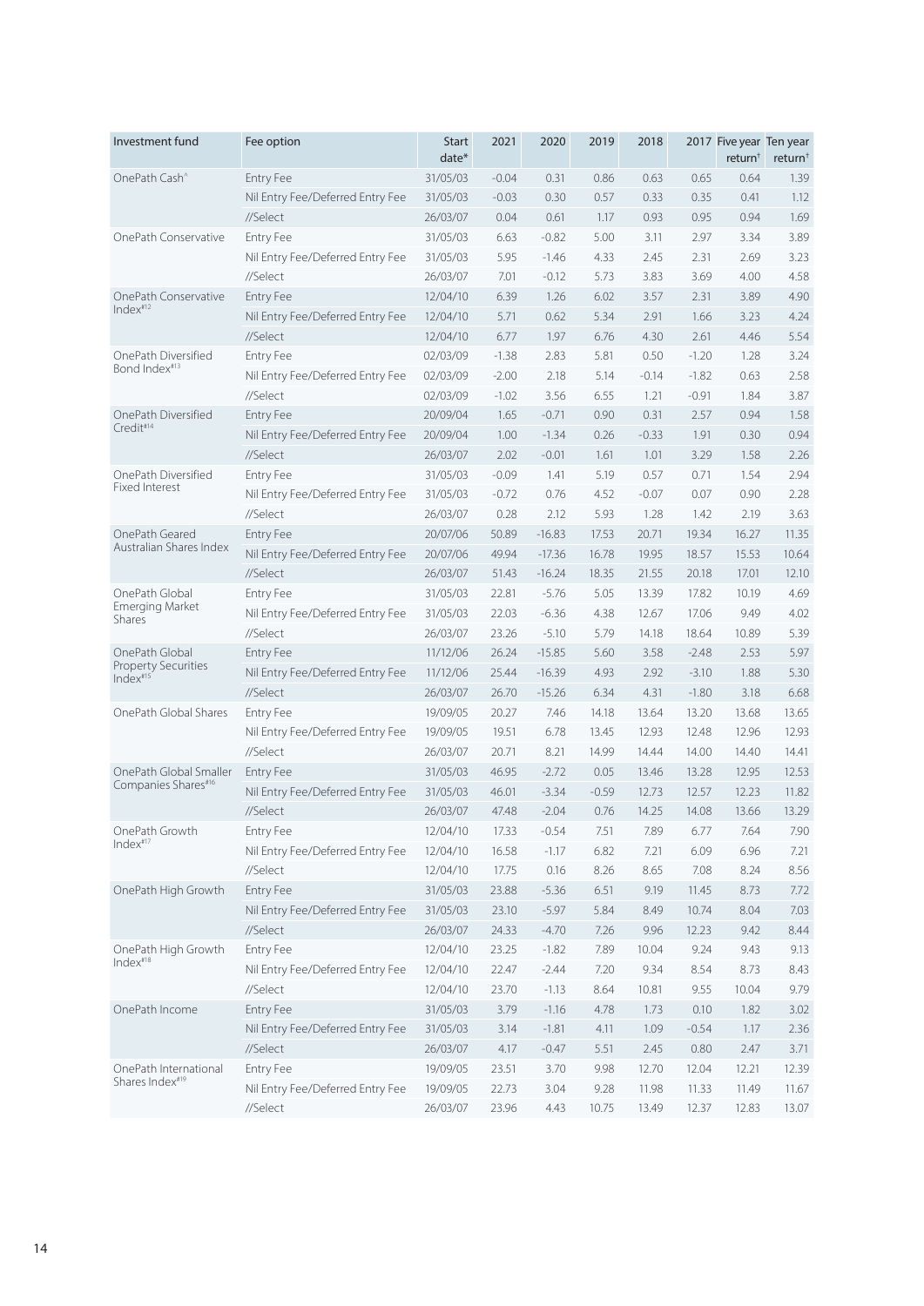| Investment fund | Fee option | Start date* | 2021 | 2020 | 2019 | 2018 | 2017 | Five year return† | Ten year return† |
|---|---|---|---|---|---|---|---|---|---|
| OnePath Cash^ | Entry Fee | 31/05/03 | -0.04 | 0.31 | 0.86 | 0.63 | 0.65 | 0.64 | 1.39 |
| | Nil Entry Fee/Deferred Entry Fee | 31/05/03 | -0.03 | 0.30 | 0.57 | 0.33 | 0.35 | 0.41 | 1.12 |
| | //Select | 26/03/07 | 0.04 | 0.61 | 1.17 | 0.93 | 0.95 | 0.94 | 1.69 |
| OnePath Conservative | Entry Fee | 31/05/03 | 6.63 | -0.82 | 5.00 | 3.11 | 2.97 | 3.34 | 3.89 |
| | Nil Entry Fee/Deferred Entry Fee | 31/05/03 | 5.95 | -1.46 | 4.33 | 2.45 | 2.31 | 2.69 | 3.23 |
| | //Select | 26/03/07 | 7.01 | -0.12 | 5.73 | 3.83 | 3.69 | 4.00 | 4.58 |
| OnePath Conservative Index#12 | Entry Fee | 12/04/10 | 6.39 | 1.26 | 6.02 | 3.57 | 2.31 | 3.89 | 4.90 |
| | Nil Entry Fee/Deferred Entry Fee | 12/04/10 | 5.71 | 0.62 | 5.34 | 2.91 | 1.66 | 3.23 | 4.24 |
| | //Select | 12/04/10 | 6.77 | 1.97 | 6.76 | 4.30 | 2.61 | 4.46 | 5.54 |
| OnePath Diversified Bond Index#13 | Entry Fee | 02/03/09 | -1.38 | 2.83 | 5.81 | 0.50 | -1.20 | 1.28 | 3.24 |
| | Nil Entry Fee/Deferred Entry Fee | 02/03/09 | -2.00 | 2.18 | 5.14 | -0.14 | -1.82 | 0.63 | 2.58 |
| | //Select | 02/03/09 | -1.02 | 3.56 | 6.55 | 1.21 | -0.91 | 1.84 | 3.87 |
| OnePath Diversified Credit#14 | Entry Fee | 20/09/04 | 1.65 | -0.71 | 0.90 | 0.31 | 2.57 | 0.94 | 1.58 |
| | Nil Entry Fee/Deferred Entry Fee | 20/09/04 | 1.00 | -1.34 | 0.26 | -0.33 | 1.91 | 0.30 | 0.94 |
| | //Select | 26/03/07 | 2.02 | -0.01 | 1.61 | 1.01 | 3.29 | 1.58 | 2.26 |
| OnePath Diversified Fixed Interest | Entry Fee | 31/05/03 | -0.09 | 1.41 | 5.19 | 0.57 | 0.71 | 1.54 | 2.94 |
| | Nil Entry Fee/Deferred Entry Fee | 31/05/03 | -0.72 | 0.76 | 4.52 | -0.07 | 0.07 | 0.90 | 2.28 |
| | //Select | 26/03/07 | 0.28 | 2.12 | 5.93 | 1.28 | 1.42 | 2.19 | 3.63 |
| OnePath Geared Australian Shares Index | Entry Fee | 20/07/06 | 50.89 | -16.83 | 17.53 | 20.71 | 19.34 | 16.27 | 11.35 |
| | Nil Entry Fee/Deferred Entry Fee | 20/07/06 | 49.94 | -17.36 | 16.78 | 19.95 | 18.57 | 15.53 | 10.64 |
| | //Select | 26/03/07 | 51.43 | -16.24 | 18.35 | 21.55 | 20.18 | 17.01 | 12.10 |
| OnePath Global Emerging Market Shares | Entry Fee | 31/05/03 | 22.81 | -5.76 | 5.05 | 13.39 | 17.82 | 10.19 | 4.69 |
| | Nil Entry Fee/Deferred Entry Fee | 31/05/03 | 22.03 | -6.36 | 4.38 | 12.67 | 17.06 | 9.49 | 4.02 |
| | //Select | 26/03/07 | 23.26 | -5.10 | 5.79 | 14.18 | 18.64 | 10.89 | 5.39 |
| OnePath Global Property Securities Index#15 | Entry Fee | 11/12/06 | 26.24 | -15.85 | 5.60 | 3.58 | -2.48 | 2.53 | 5.97 |
| | Nil Entry Fee/Deferred Entry Fee | 11/12/06 | 25.44 | -16.39 | 4.93 | 2.92 | -3.10 | 1.88 | 5.30 |
| | //Select | 26/03/07 | 26.70 | -15.26 | 6.34 | 4.31 | -1.80 | 3.18 | 6.68 |
| OnePath Global Shares | Entry Fee | 19/09/05 | 20.27 | 7.46 | 14.18 | 13.64 | 13.20 | 13.68 | 13.65 |
| | Nil Entry Fee/Deferred Entry Fee | 19/09/05 | 19.51 | 6.78 | 13.45 | 12.93 | 12.48 | 12.96 | 12.93 |
| | //Select | 26/03/07 | 20.71 | 8.21 | 14.99 | 14.44 | 14.00 | 14.40 | 14.41 |
| OnePath Global Smaller Companies Shares#16 | Entry Fee | 31/05/03 | 46.95 | -2.72 | 0.05 | 13.46 | 13.28 | 12.95 | 12.53 |
| | Nil Entry Fee/Deferred Entry Fee | 31/05/03 | 46.01 | -3.34 | -0.59 | 12.73 | 12.57 | 12.23 | 11.82 |
| | //Select | 26/03/07 | 47.48 | -2.04 | 0.76 | 14.25 | 14.08 | 13.66 | 13.29 |
| OnePath Growth Index#17 | Entry Fee | 12/04/10 | 17.33 | -0.54 | 7.51 | 7.89 | 6.77 | 7.64 | 7.90 |
| | Nil Entry Fee/Deferred Entry Fee | 12/04/10 | 16.58 | -1.17 | 6.82 | 7.21 | 6.09 | 6.96 | 7.21 |
| | //Select | 12/04/10 | 17.75 | 0.16 | 8.26 | 8.65 | 7.08 | 8.24 | 8.56 |
| OnePath High Growth | Entry Fee | 31/05/03 | 23.88 | -5.36 | 6.51 | 9.19 | 11.45 | 8.73 | 7.72 |
| | Nil Entry Fee/Deferred Entry Fee | 31/05/03 | 23.10 | -5.97 | 5.84 | 8.49 | 10.74 | 8.04 | 7.03 |
| | //Select | 26/03/07 | 24.33 | -4.70 | 7.26 | 9.96 | 12.23 | 9.42 | 8.44 |
| OnePath High Growth Index#18 | Entry Fee | 12/04/10 | 23.25 | -1.82 | 7.89 | 10.04 | 9.24 | 9.43 | 9.13 |
| | Nil Entry Fee/Deferred Entry Fee | 12/04/10 | 22.47 | -2.44 | 7.20 | 9.34 | 8.54 | 8.73 | 8.43 |
| | //Select | 12/04/10 | 23.70 | -1.13 | 8.64 | 10.81 | 9.55 | 10.04 | 9.79 |
| OnePath Income | Entry Fee | 31/05/03 | 3.79 | -1.16 | 4.78 | 1.73 | 0.10 | 1.82 | 3.02 |
| | Nil Entry Fee/Deferred Entry Fee | 31/05/03 | 3.14 | -1.81 | 4.11 | 1.09 | -0.54 | 1.17 | 2.36 |
| | //Select | 26/03/07 | 4.17 | -0.47 | 5.51 | 2.45 | 0.80 | 2.47 | 3.71 |
| OnePath International Shares Index#19 | Entry Fee | 19/09/05 | 23.51 | 3.70 | 9.98 | 12.70 | 12.04 | 12.21 | 12.39 |
| | Nil Entry Fee/Deferred Entry Fee | 19/09/05 | 22.73 | 3.04 | 9.28 | 11.98 | 11.33 | 11.49 | 11.67 |
| | //Select | 26/03/07 | 23.96 | 4.43 | 10.75 | 13.49 | 12.37 | 12.83 | 13.07 |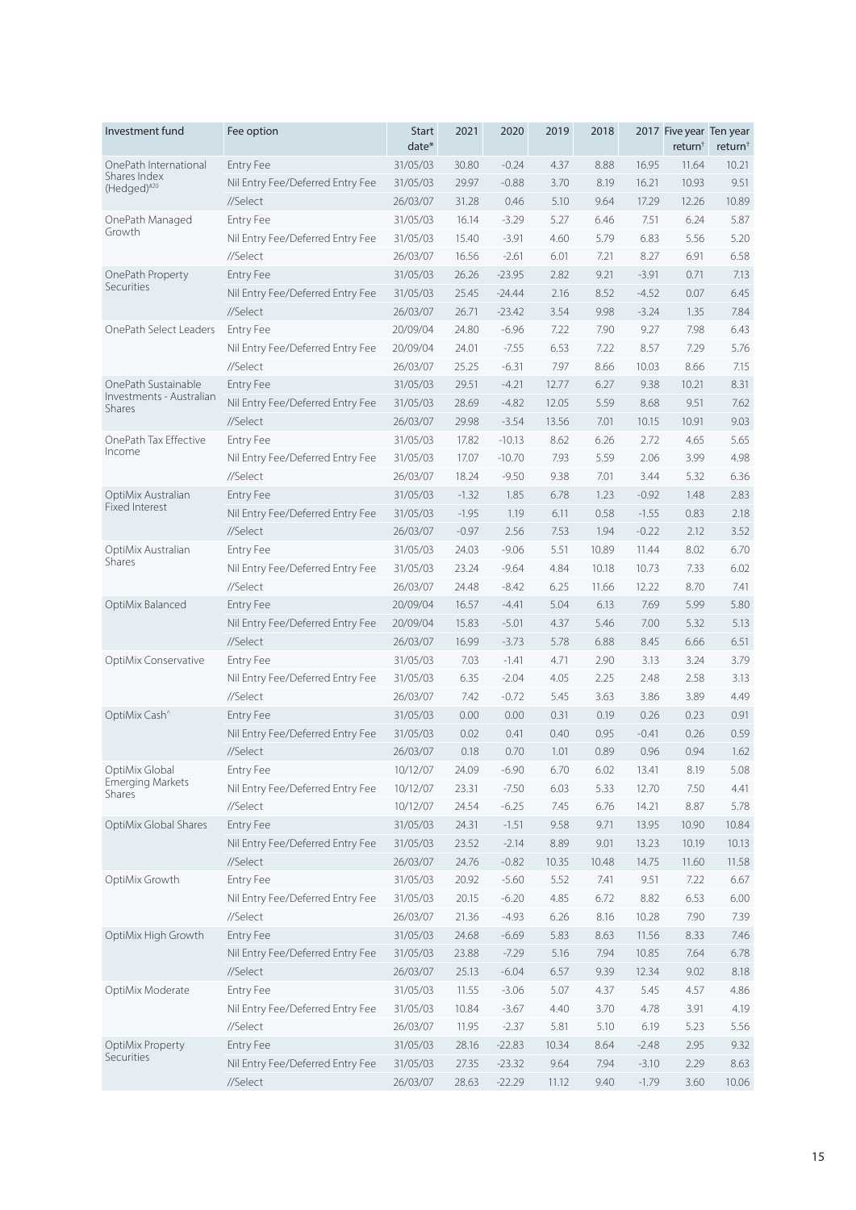| Investment fund | Fee option | Start date* | 2021 | 2020 | 2019 | 2018 | 2017 | Five year return† | Ten year return† |
|---|---|---|---|---|---|---|---|---|---|
| OnePath International Shares Index (Hedged)#20 | Entry Fee | 31/05/03 | 30.80 | -0.24 | 4.37 | 8.88 | 16.95 | 11.64 | 10.21 |
| | Nil Entry Fee/Deferred Entry Fee | 31/05/03 | 29.97 | -0.88 | 3.70 | 8.19 | 16.21 | 10.93 | 9.51 |
| | //Select | 26/03/07 | 31.28 | 0.46 | 5.10 | 9.64 | 17.29 | 12.26 | 10.89 |
| OnePath Managed Growth | Entry Fee | 31/05/03 | 16.14 | -3.29 | 5.27 | 6.46 | 7.51 | 6.24 | 5.87 |
| | Nil Entry Fee/Deferred Entry Fee | 31/05/03 | 15.40 | -3.91 | 4.60 | 5.79 | 6.83 | 5.56 | 5.20 |
| | //Select | 26/03/07 | 16.56 | -2.61 | 6.01 | 7.21 | 8.27 | 6.91 | 6.58 |
| OnePath Property Securities | Entry Fee | 31/05/03 | 26.26 | -23.95 | 2.82 | 9.21 | -3.91 | 0.71 | 7.13 |
| | Nil Entry Fee/Deferred Entry Fee | 31/05/03 | 25.45 | -24.44 | 2.16 | 8.52 | -4.52 | 0.07 | 6.45 |
| | //Select | 26/03/07 | 26.71 | -23.42 | 3.54 | 9.98 | -3.24 | 1.35 | 7.84 |
| OnePath Select Leaders | Entry Fee | 20/09/04 | 24.80 | -6.96 | 7.22 | 7.90 | 9.27 | 7.98 | 6.43 |
| | Nil Entry Fee/Deferred Entry Fee | 20/09/04 | 24.01 | -7.55 | 6.53 | 7.22 | 8.57 | 7.29 | 5.76 |
| | //Select | 26/03/07 | 25.25 | -6.31 | 7.97 | 8.66 | 10.03 | 8.66 | 7.15 |
| OnePath Sustainable Investments - Australian Shares | Entry Fee | 31/05/03 | 29.51 | -4.21 | 12.77 | 6.27 | 9.38 | 10.21 | 8.31 |
| | Nil Entry Fee/Deferred Entry Fee | 31/05/03 | 28.69 | -4.82 | 12.05 | 5.59 | 8.68 | 9.51 | 7.62 |
| | //Select | 26/03/07 | 29.98 | -3.54 | 13.56 | 7.01 | 10.15 | 10.91 | 9.03 |
| OnePath Tax Effective Income | Entry Fee | 31/05/03 | 17.82 | -10.13 | 8.62 | 6.26 | 2.72 | 4.65 | 5.65 |
| | Nil Entry Fee/Deferred Entry Fee | 31/05/03 | 17.07 | -10.70 | 7.93 | 5.59 | 2.06 | 3.99 | 4.98 |
| | //Select | 26/03/07 | 18.24 | -9.50 | 9.38 | 7.01 | 3.44 | 5.32 | 6.36 |
| OptiMix Australian Fixed Interest | Entry Fee | 31/05/03 | -1.32 | 1.85 | 6.78 | 1.23 | -0.92 | 1.48 | 2.83 |
| | Nil Entry Fee/Deferred Entry Fee | 31/05/03 | -1.95 | 1.19 | 6.11 | 0.58 | -1.55 | 0.83 | 2.18 |
| | //Select | 26/03/07 | -0.97 | 2.56 | 7.53 | 1.94 | -0.22 | 2.12 | 3.52 |
| OptiMix Australian Shares | Entry Fee | 31/05/03 | 24.03 | -9.06 | 5.51 | 10.89 | 11.44 | 8.02 | 6.70 |
| | Nil Entry Fee/Deferred Entry Fee | 31/05/03 | 23.24 | -9.64 | 4.84 | 10.18 | 10.73 | 7.33 | 6.02 |
| | //Select | 26/03/07 | 24.48 | -8.42 | 6.25 | 11.66 | 12.22 | 8.70 | 7.41 |
| OptiMix Balanced | Entry Fee | 20/09/04 | 16.57 | -4.41 | 5.04 | 6.13 | 7.69 | 5.99 | 5.80 |
| | Nil Entry Fee/Deferred Entry Fee | 20/09/04 | 15.83 | -5.01 | 4.37 | 5.46 | 7.00 | 5.32 | 5.13 |
| | //Select | 26/03/07 | 16.99 | -3.73 | 5.78 | 6.88 | 8.45 | 6.66 | 6.51 |
| OptiMix Conservative | Entry Fee | 31/05/03 | 7.03 | -1.41 | 4.71 | 2.90 | 3.13 | 3.24 | 3.79 |
| | Nil Entry Fee/Deferred Entry Fee | 31/05/03 | 6.35 | -2.04 | 4.05 | 2.25 | 2.48 | 2.58 | 3.13 |
| | //Select | 26/03/07 | 7.42 | -0.72 | 5.45 | 3.63 | 3.86 | 3.89 | 4.49 |
| OptiMix Cash^ | Entry Fee | 31/05/03 | 0.00 | 0.00 | 0.31 | 0.19 | 0.26 | 0.23 | 0.91 |
| | Nil Entry Fee/Deferred Entry Fee | 31/05/03 | 0.02 | 0.41 | 0.40 | 0.95 | -0.41 | 0.26 | 0.59 |
| | //Select | 26/03/07 | 0.18 | 0.70 | 1.01 | 0.89 | 0.96 | 0.94 | 1.62 |
| OptiMix Global Emerging Markets Shares | Entry Fee | 10/12/07 | 24.09 | -6.90 | 6.70 | 6.02 | 13.41 | 8.19 | 5.08 |
| | Nil Entry Fee/Deferred Entry Fee | 10/12/07 | 23.31 | -7.50 | 6.03 | 5.33 | 12.70 | 7.50 | 4.41 |
| | //Select | 10/12/07 | 24.54 | -6.25 | 7.45 | 6.76 | 14.21 | 8.87 | 5.78 |
| OptiMix Global Shares | Entry Fee | 31/05/03 | 24.31 | -1.51 | 9.58 | 9.71 | 13.95 | 10.90 | 10.84 |
| | Nil Entry Fee/Deferred Entry Fee | 31/05/03 | 23.52 | -2.14 | 8.89 | 9.01 | 13.23 | 10.19 | 10.13 |
| | //Select | 26/03/07 | 24.76 | -0.82 | 10.35 | 10.48 | 14.75 | 11.60 | 11.58 |
| OptiMix Growth | Entry Fee | 31/05/03 | 20.92 | -5.60 | 5.52 | 7.41 | 9.51 | 7.22 | 6.67 |
| | Nil Entry Fee/Deferred Entry Fee | 31/05/03 | 20.15 | -6.20 | 4.85 | 6.72 | 8.82 | 6.53 | 6.00 |
| | //Select | 26/03/07 | 21.36 | -4.93 | 6.26 | 8.16 | 10.28 | 7.90 | 7.39 |
| OptiMix High Growth | Entry Fee | 31/05/03 | 24.68 | -6.69 | 5.83 | 8.63 | 11.56 | 8.33 | 7.46 |
| | Nil Entry Fee/Deferred Entry Fee | 31/05/03 | 23.88 | -7.29 | 5.16 | 7.94 | 10.85 | 7.64 | 6.78 |
| | //Select | 26/03/07 | 25.13 | -6.04 | 6.57 | 9.39 | 12.34 | 9.02 | 8.18 |
| OptiMix Moderate | Entry Fee | 31/05/03 | 11.55 | -3.06 | 5.07 | 4.37 | 5.45 | 4.57 | 4.86 |
| | Nil Entry Fee/Deferred Entry Fee | 31/05/03 | 10.84 | -3.67 | 4.40 | 3.70 | 4.78 | 3.91 | 4.19 |
| | //Select | 26/03/07 | 11.95 | -2.37 | 5.81 | 5.10 | 6.19 | 5.23 | 5.56 |
| OptiMix Property Securities | Entry Fee | 31/05/03 | 28.16 | -22.83 | 10.34 | 8.64 | -2.48 | 2.95 | 9.32 |
| | Nil Entry Fee/Deferred Entry Fee | 31/05/03 | 27.35 | -23.32 | 9.64 | 7.94 | -3.10 | 2.29 | 8.63 |
| | //Select | 26/03/07 | 28.63 | -22.29 | 11.12 | 9.40 | -1.79 | 3.60 | 10.06 |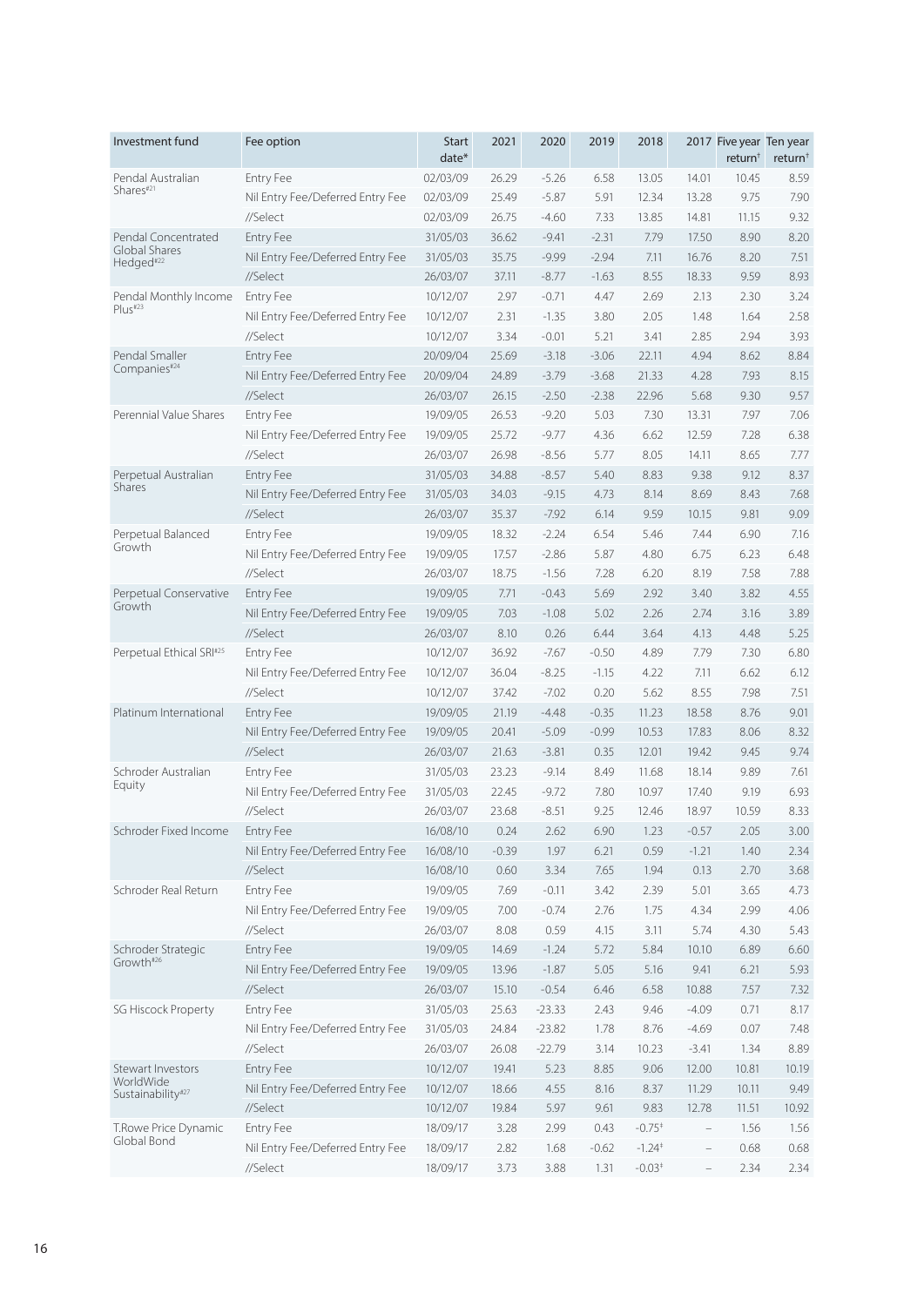| Investment fund | Fee option | Start date* | 2021 | 2020 | 2019 | 2018 | 2017 | Five year return† | Ten year return† |
|---|---|---|---|---|---|---|---|---|---|
| Pendal Australian Shares#21 | Entry Fee | 02/03/09 | 26.29 | -5.26 | 6.58 | 13.05 | 14.01 | 10.45 | 8.59 |
| | Nil Entry Fee/Deferred Entry Fee | 02/03/09 | 25.49 | -5.87 | 5.91 | 12.34 | 13.28 | 9.75 | 7.90 |
| | //Select | 02/03/09 | 26.75 | -4.60 | 7.33 | 13.85 | 14.81 | 11.15 | 9.32 |
| Pendal Concentrated Global Shares Hedged#22 | Entry Fee | 31/05/03 | 36.62 | -9.41 | -2.31 | 7.79 | 17.50 | 8.90 | 8.20 |
| | Nil Entry Fee/Deferred Entry Fee | 31/05/03 | 35.75 | -9.99 | -2.94 | 7.11 | 16.76 | 8.20 | 7.51 |
| | //Select | 26/03/07 | 37.11 | -8.77 | -1.63 | 8.55 | 18.33 | 9.59 | 8.93 |
| Pendal Monthly Income Plus#23 | Entry Fee | 10/12/07 | 2.97 | -0.71 | 4.47 | 2.69 | 2.13 | 2.30 | 3.24 |
| | Nil Entry Fee/Deferred Entry Fee | 10/12/07 | 2.31 | -1.35 | 3.80 | 2.05 | 1.48 | 1.64 | 2.58 |
| | //Select | 10/12/07 | 3.34 | -0.01 | 5.21 | 3.41 | 2.85 | 2.94 | 3.93 |
| Pendal Smaller Companies#24 | Entry Fee | 20/09/04 | 25.69 | -3.18 | -3.06 | 22.11 | 4.94 | 8.62 | 8.84 |
| | Nil Entry Fee/Deferred Entry Fee | 20/09/04 | 24.89 | -3.79 | -3.68 | 21.33 | 4.28 | 7.93 | 8.15 |
| | //Select | 26/03/07 | 26.15 | -2.50 | -2.38 | 22.96 | 5.68 | 9.30 | 9.57 |
| Perennial Value Shares | Entry Fee | 19/09/05 | 26.53 | -9.20 | 5.03 | 7.30 | 13.31 | 7.97 | 7.06 |
| | Nil Entry Fee/Deferred Entry Fee | 19/09/05 | 25.72 | -9.77 | 4.36 | 6.62 | 12.59 | 7.28 | 6.38 |
| | //Select | 26/03/07 | 26.98 | -8.56 | 5.77 | 8.05 | 14.11 | 8.65 | 7.77 |
| Perpetual Australian Shares | Entry Fee | 31/05/03 | 34.88 | -8.57 | 5.40 | 8.83 | 9.38 | 9.12 | 8.37 |
| | Nil Entry Fee/Deferred Entry Fee | 31/05/03 | 34.03 | -9.15 | 4.73 | 8.14 | 8.69 | 8.43 | 7.68 |
| | //Select | 26/03/07 | 35.37 | -7.92 | 6.14 | 9.59 | 10.15 | 9.81 | 9.09 |
| Perpetual Balanced Growth | Entry Fee | 19/09/05 | 18.32 | -2.24 | 6.54 | 5.46 | 7.44 | 6.90 | 7.16 |
| | Nil Entry Fee/Deferred Entry Fee | 19/09/05 | 17.57 | -2.86 | 5.87 | 4.80 | 6.75 | 6.23 | 6.48 |
| | //Select | 26/03/07 | 18.75 | -1.56 | 7.28 | 6.20 | 8.19 | 7.58 | 7.88 |
| Perpetual Conservative Growth | Entry Fee | 19/09/05 | 7.71 | -0.43 | 5.69 | 2.92 | 3.40 | 3.82 | 4.55 |
| | Nil Entry Fee/Deferred Entry Fee | 19/09/05 | 7.03 | -1.08 | 5.02 | 2.26 | 2.74 | 3.16 | 3.89 |
| | //Select | 26/03/07 | 8.10 | 0.26 | 6.44 | 3.64 | 4.13 | 4.48 | 5.25 |
| Perpetual Ethical SRI#25 | Entry Fee | 10/12/07 | 36.92 | -7.67 | -0.50 | 4.89 | 7.79 | 7.30 | 6.80 |
| | Nil Entry Fee/Deferred Entry Fee | 10/12/07 | 36.04 | -8.25 | -1.15 | 4.22 | 7.11 | 6.62 | 6.12 |
| | //Select | 10/12/07 | 37.42 | -7.02 | 0.20 | 5.62 | 8.55 | 7.98 | 7.51 |
| Platinum International | Entry Fee | 19/09/05 | 21.19 | -4.48 | -0.35 | 11.23 | 18.58 | 8.76 | 9.01 |
| | Nil Entry Fee/Deferred Entry Fee | 19/09/05 | 20.41 | -5.09 | -0.99 | 10.53 | 17.83 | 8.06 | 8.32 |
| | //Select | 26/03/07 | 21.63 | -3.81 | 0.35 | 12.01 | 19.42 | 9.45 | 9.74 |
| Schroder Australian Equity | Entry Fee | 31/05/03 | 23.23 | -9.14 | 8.49 | 11.68 | 18.14 | 9.89 | 7.61 |
| | Nil Entry Fee/Deferred Entry Fee | 31/05/03 | 22.45 | -9.72 | 7.80 | 10.97 | 17.40 | 9.19 | 6.93 |
| | //Select | 26/03/07 | 23.68 | -8.51 | 9.25 | 12.46 | 18.97 | 10.59 | 8.33 |
| Schroder Fixed Income | Entry Fee | 16/08/10 | 0.24 | 2.62 | 6.90 | 1.23 | -0.57 | 2.05 | 3.00 |
| | Nil Entry Fee/Deferred Entry Fee | 16/08/10 | -0.39 | 1.97 | 6.21 | 0.59 | -1.21 | 1.40 | 2.34 |
| | //Select | 16/08/10 | 0.60 | 3.34 | 7.65 | 1.94 | 0.13 | 2.70 | 3.68 |
| Schroder Real Return | Entry Fee | 19/09/05 | 7.69 | -0.11 | 3.42 | 2.39 | 5.01 | 3.65 | 4.73 |
| | Nil Entry Fee/Deferred Entry Fee | 19/09/05 | 7.00 | -0.74 | 2.76 | 1.75 | 4.34 | 2.99 | 4.06 |
| | //Select | 26/03/07 | 8.08 | 0.59 | 4.15 | 3.11 | 5.74 | 4.30 | 5.43 |
| Schroder Strategic Growth#26 | Entry Fee | 19/09/05 | 14.69 | -1.24 | 5.72 | 5.84 | 10.10 | 6.89 | 6.60 |
| | Nil Entry Fee/Deferred Entry Fee | 19/09/05 | 13.96 | -1.87 | 5.05 | 5.16 | 9.41 | 6.21 | 5.93 |
| | //Select | 26/03/07 | 15.10 | -0.54 | 6.46 | 6.58 | 10.88 | 7.57 | 7.32 |
| SG Hiscock Property | Entry Fee | 31/05/03 | 25.63 | -23.33 | 2.43 | 9.46 | -4.09 | 0.71 | 8.17 |
| | Nil Entry Fee/Deferred Entry Fee | 31/05/03 | 24.84 | -23.82 | 1.78 | 8.76 | -4.69 | 0.07 | 7.48 |
| | //Select | 26/03/07 | 26.08 | -22.79 | 3.14 | 10.23 | -3.41 | 1.34 | 8.89 |
| Stewart Investors WorldWide Sustainability#27 | Entry Fee | 10/12/07 | 19.41 | 5.23 | 8.85 | 9.06 | 12.00 | 10.81 | 10.19 |
| | Nil Entry Fee/Deferred Entry Fee | 10/12/07 | 18.66 | 4.55 | 8.16 | 8.37 | 11.29 | 10.11 | 9.49 |
| | //Select | 10/12/07 | 19.84 | 5.97 | 9.61 | 9.83 | 12.78 | 11.51 | 10.92 |
| T.Rowe Price Dynamic Global Bond | Entry Fee | 18/09/17 | 3.28 | 2.99 | 0.43 | -0.75‡ | – | 1.56 | 1.56 |
| | Nil Entry Fee/Deferred Entry Fee | 18/09/17 | 2.82 | 1.68 | -0.62 | -1.24‡ | – | 0.68 | 0.68 |
| | //Select | 18/09/17 | 3.73 | 3.88 | 1.31 | -0.03‡ | – | 2.34 | 2.34 |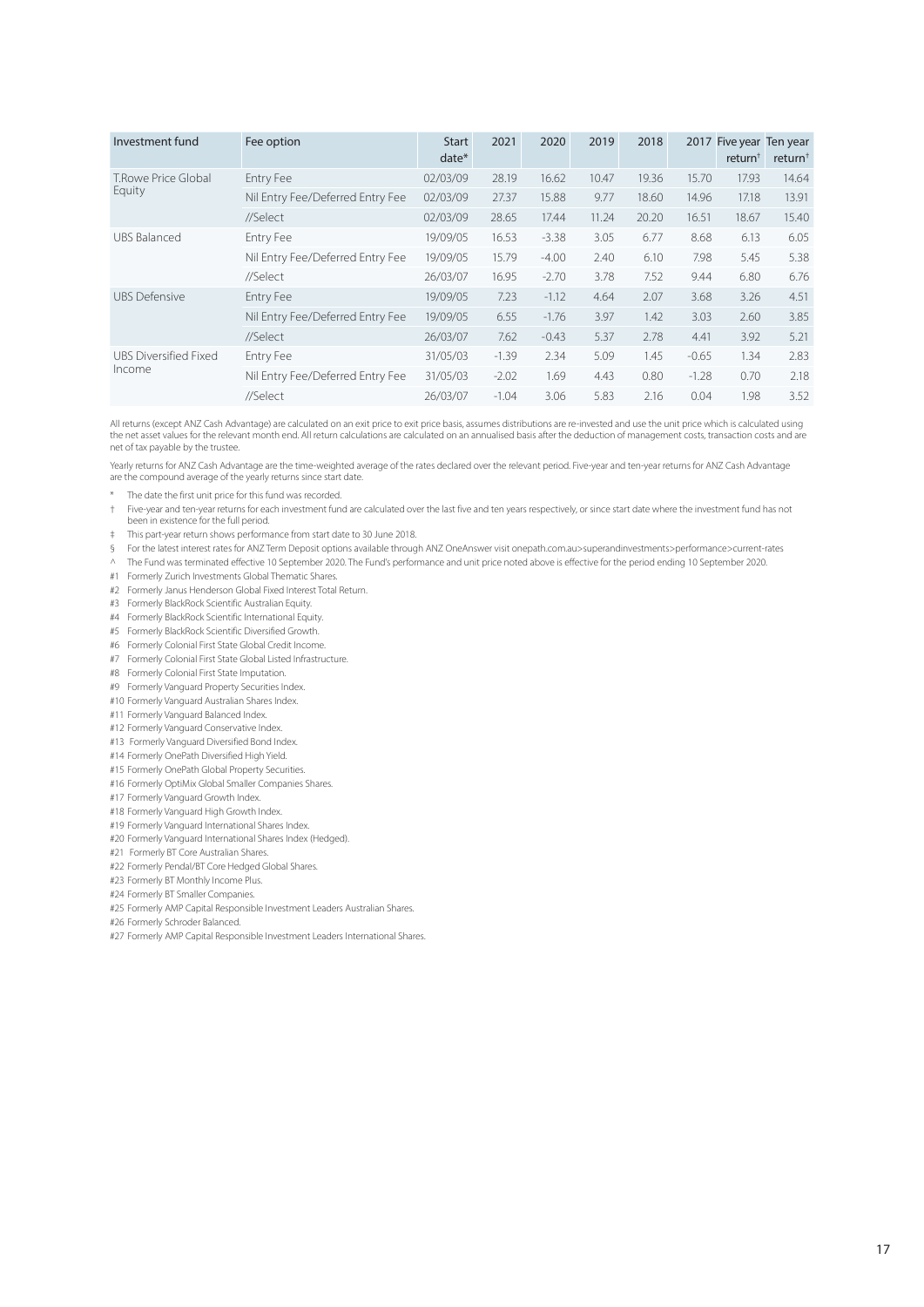| Investment fund | Fee option | Start date* | 2021 | 2020 | 2019 | 2018 | 2017 | Five year return† | Ten year return† |
|---|---|---|---|---|---|---|---|---|---|
| T.Rowe Price Global Equity | Entry Fee | 02/03/09 | 28.19 | 16.62 | 10.47 | 19.36 | 15.70 | 17.93 | 14.64 |
| | Nil Entry Fee/Deferred Entry Fee | 02/03/09 | 27.37 | 15.88 | 9.77 | 18.60 | 14.96 | 17.18 | 13.91 |
| | //Select | 02/03/09 | 28.65 | 17.44 | 11.24 | 20.20 | 16.51 | 18.67 | 15.40 |
| UBS Balanced | Entry Fee | 19/09/05 | 16.53 | -3.38 | 3.05 | 6.77 | 8.68 | 6.13 | 6.05 |
| | Nil Entry Fee/Deferred Entry Fee | 19/09/05 | 15.79 | -4.00 | 2.40 | 6.10 | 7.98 | 5.45 | 5.38 |
| | //Select | 26/03/07 | 16.95 | -2.70 | 3.78 | 7.52 | 9.44 | 6.80 | 6.76 |
| UBS Defensive | Entry Fee | 19/09/05 | 7.23 | -1.12 | 4.64 | 2.07 | 3.68 | 3.26 | 4.51 |
| | Nil Entry Fee/Deferred Entry Fee | 19/09/05 | 6.55 | -1.76 | 3.97 | 1.42 | 3.03 | 2.60 | 3.85 |
| | //Select | 26/03/07 | 7.62 | -0.43 | 5.37 | 2.78 | 4.41 | 3.92 | 5.21 |
| UBS Diversified Fixed Income | Entry Fee | 31/05/03 | -1.39 | 2.34 | 5.09 | 1.45 | -0.65 | 1.34 | 2.83 |
| | Nil Entry Fee/Deferred Entry Fee | 31/05/03 | -2.02 | 1.69 | 4.43 | 0.80 | -1.28 | 0.70 | 2.18 |
| | //Select | 26/03/07 | -1.04 | 3.06 | 5.83 | 2.16 | 0.04 | 1.98 | 3.52 |

All returns (except ANZ Cash Advantage) are calculated on an exit price to exit price basis, assumes distributions are re-invested and use the unit price which is calculated using the net asset values for the relevant month end. All return calculations are calculated on an annualised basis after the deduction of management costs, transaction costs and are net of tax payable by the trustee.

Yearly returns for ANZ Cash Advantage are the time-weighted average of the rates declared over the relevant period. Five-year and ten-year returns for ANZ Cash Advantage are the compound average of the yearly returns since start date.

\* The date the first unit price for this fund was recorded.

† Five-year and ten-year returns for each investment fund are calculated over the last five and ten years respectively, or since start date where the investment fund has not been in existence for the full period.

‡ This part-year return shows performance from start date to 30 June 2018.

§ For the latest interest rates for ANZ Term Deposit options available through ANZ OneAnswer visit onepath.com.au>superandinvestments>performance>current-rates

^ The Fund was terminated effective 10 September 2020. The Fund's performance and unit price noted above is effective for the period ending 10 September 2020.

#1 Formerly Zurich Investments Global Thematic Shares.

#2 Formerly Janus Henderson Global Fixed Interest Total Return.

#3 Formerly BlackRock Scientific Australian Equity.

#4 Formerly BlackRock Scientific International Equity.

#5 Formerly BlackRock Scientific Diversified Growth.

#6 Formerly Colonial First State Global Credit Income.

#7 Formerly Colonial First State Global Listed Infrastructure.

#8 Formerly Colonial First State Imputation.

#9 Formerly Vanguard Property Securities Index.

#10 Formerly Vanguard Australian Shares Index.

#11 Formerly Vanguard Balanced Index.

#12 Formerly Vanguard Conservative Index.

#13 Formerly Vanguard Diversified Bond Index.

#14 Formerly OnePath Diversified High Yield.

#15 Formerly OnePath Global Property Securities.

#16 Formerly OptiMix Global Smaller Companies Shares.

#17 Formerly Vanguard Growth Index.

#18 Formerly Vanguard High Growth Index.

#19 Formerly Vanguard International Shares Index.

#20 Formerly Vanguard International Shares Index (Hedged).

#21 Formerly BT Core Australian Shares.

#22 Formerly Pendal/BT Core Hedged Global Shares.

#23 Formerly BT Monthly Income Plus.

#24 Formerly BT Smaller Companies.

#25 Formerly AMP Capital Responsible Investment Leaders Australian Shares.

#26 Formerly Schroder Balanced.

#27 Formerly AMP Capital Responsible Investment Leaders International Shares.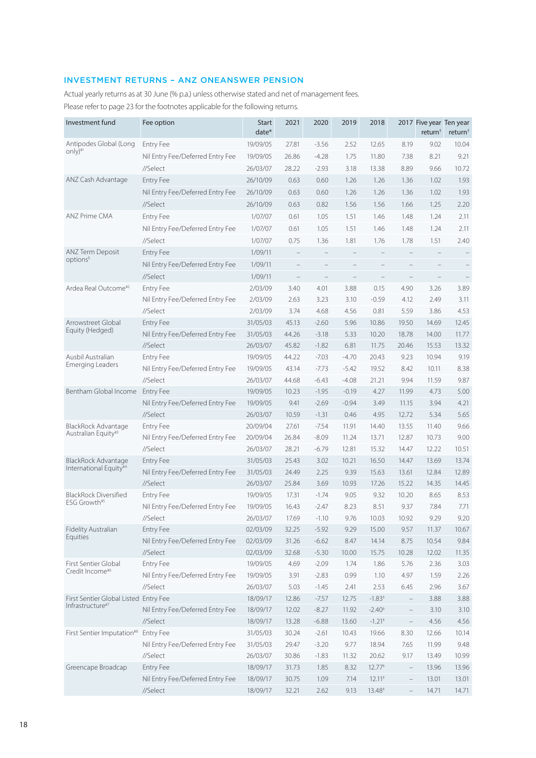## INVESTMENT RETURNS – ANZ ONEANSWER PENSION

Actual yearly returns as at 30 June (% p.a.) unless otherwise stated and net of management fees.

Please refer to page 23 for the footnotes applicable for the following returns.

| Investment fund | Fee option | Start date* | 2021 | 2020 | 2019 | 2018 | 2017 | Five year return† | Ten year return† |
|---|---|---|---|---|---|---|---|---|---|
| Antipodes Global (Long only)#1 | Entry Fee | 19/09/05 | 27.81 | -3.56 | 2.52 | 12.65 | 8.19 | 9.02 | 10.04 |
| | Nil Entry Fee/Deferred Entry Fee | 19/09/05 | 26.86 | -4.28 | 1.75 | 11.80 | 7.38 | 8.21 | 9.21 |
| | //Select | 26/03/07 | 28.22 | -2.93 | 3.18 | 13.38 | 8.89 | 9.66 | 10.72 |
| ANZ Cash Advantage | Entry Fee | 26/10/09 | 0.63 | 0.60 | 1.26 | 1.26 | 1.36 | 1.02 | 1.93 |
| | Nil Entry Fee/Deferred Entry Fee | 26/10/09 | 0.63 | 0.60 | 1.26 | 1.26 | 1.36 | 1.02 | 1.93 |
| | //Select | 26/10/09 | 0.63 | 0.82 | 1.56 | 1.56 | 1.66 | 1.25 | 2.20 |
| ANZ Prime CMA | Entry Fee | 1/07/07 | 0.61 | 1.05 | 1.51 | 1.46 | 1.48 | 1.24 | 2.11 |
| | Nil Entry Fee/Deferred Entry Fee | 1/07/07 | 0.61 | 1.05 | 1.51 | 1.46 | 1.48 | 1.24 | 2.11 |
| | //Select | 1/07/07 | 0.75 | 1.36 | 1.81 | 1.76 | 1.78 | 1.51 | 2.40 |
| ANZ Term Deposit options§ | Entry Fee | 1/09/11 | – | – | – | – | – | – | – |
| | Nil Entry Fee/Deferred Entry Fee | 1/09/11 | – | – | – | – | – | – | – |
| | //Select | 1/09/11 | – | – | – | – | – | – | – |
| Ardea Real Outcome#2 | Entry Fee | 2/03/09 | 3.40 | 4.01 | 3.88 | 0.15 | 4.90 | 3.26 | 3.89 |
| | Nil Entry Fee/Deferred Entry Fee | 2/03/09 | 2.63 | 3.23 | 3.10 | -0.59 | 4.12 | 2.49 | 3.11 |
| | //Select | 2/03/09 | 3.74 | 4.68 | 4.56 | 0.81 | 5.59 | 3.86 | 4.53 |
| Arrowstreet Global Equity (Hedged) | Entry Fee | 31/05/03 | 45.13 | -2.60 | 5.96 | 10.86 | 19.50 | 14.69 | 12.45 |
| | Nil Entry Fee/Deferred Entry Fee | 31/05/03 | 44.26 | -3.18 | 5.33 | 10.20 | 18.78 | 14.00 | 11.77 |
| | //Select | 26/03/07 | 45.82 | -1.82 | 6.81 | 11.75 | 20.46 | 15.53 | 13.32 |
| Ausbil Australian Emerging Leaders | Entry Fee | 19/09/05 | 44.22 | -7.03 | -4.70 | 20.43 | 9.23 | 10.94 | 9.19 |
| | Nil Entry Fee/Deferred Entry Fee | 19/09/05 | 43.14 | -7.73 | -5.42 | 19.52 | 8.42 | 10.11 | 8.38 |
| | //Select | 26/03/07 | 44.68 | -6.43 | -4.08 | 21.21 | 9.94 | 11.59 | 9.87 |
| Bentham Global Income | Entry Fee | 19/09/05 | 10.23 | -1.95 | -0.19 | 4.27 | 11.99 | 4.73 | 5.00 |
| | Nil Entry Fee/Deferred Entry Fee | 19/09/05 | 9.41 | -2.69 | -0.94 | 3.49 | 11.15 | 3.94 | 4.21 |
| | //Select | 26/03/07 | 10.59 | -1.31 | 0.46 | 4.95 | 12.72 | 5.34 | 5.65 |
| BlackRock Advantage Australian Equity#3 | Entry Fee | 20/09/04 | 27.61 | -7.54 | 11.91 | 14.40 | 13.55 | 11.40 | 9.66 |
| | Nil Entry Fee/Deferred Entry Fee | 20/09/04 | 26.84 | -8.09 | 11.24 | 13.71 | 12.87 | 10.73 | 9.00 |
| | //Select | 26/03/07 | 28.21 | -6.79 | 12.81 | 15.32 | 14.47 | 12.22 | 10.51 |
| BlackRock Advantage International Equity#4 | Entry Fee | 31/05/03 | 25.43 | 3.02 | 10.21 | 16.50 | 14.47 | 13.69 | 13.74 |
| | Nil Entry Fee/Deferred Entry Fee | 31/05/03 | 24.49 | 2.25 | 9.39 | 15.63 | 13.61 | 12.84 | 12.89 |
| | //Select | 26/03/07 | 25.84 | 3.69 | 10.93 | 17.26 | 15.22 | 14.35 | 14.45 |
| BlackRock Diversified ESG Growth#5 | Entry Fee | 19/09/05 | 17.31 | -1.74 | 9.05 | 9.32 | 10.20 | 8.65 | 8.53 |
| | Nil Entry Fee/Deferred Entry Fee | 19/09/05 | 16.43 | -2.47 | 8.23 | 8.51 | 9.37 | 7.84 | 7.71 |
| | //Select | 26/03/07 | 17.69 | -1.10 | 9.76 | 10.03 | 10.92 | 9.29 | 9.20 |
| Fidelity Australian Equities | Entry Fee | 02/03/09 | 32.25 | -5.92 | 9.29 | 15.00 | 9.57 | 11.37 | 10.67 |
| | Nil Entry Fee/Deferred Entry Fee | 02/03/09 | 31.26 | -6.62 | 8.47 | 14.14 | 8.75 | 10.54 | 9.84 |
| | //Select | 02/03/09 | 32.68 | -5.30 | 10.00 | 15.75 | 10.28 | 12.02 | 11.35 |
| First Sentier Global Credit Income#6 | Entry Fee | 19/09/05 | 4.69 | -2.09 | 1.74 | 1.86 | 5.76 | 2.36 | 3.03 |
| | Nil Entry Fee/Deferred Entry Fee | 19/09/05 | 3.91 | -2.83 | 0.99 | 1.10 | 4.97 | 1.59 | 2.26 |
| | //Select | 26/03/07 | 5.03 | -1.45 | 2.41 | 2.53 | 6.45 | 2.96 | 3.67 |
| First Sentier Global Listed Infrastructure#7 | Entry Fee | 18/09/17 | 12.86 | -7.57 | 12.75 | -1.83‡ | – | 3.88 | 3.88 |
| | Nil Entry Fee/Deferred Entry Fee | 18/09/17 | 12.02 | -8.27 | 11.92 | -2.40‡ | – | 3.10 | 3.10 |
| | //Select | 18/09/17 | 13.28 | -6.88 | 13.60 | -1.21‡ | – | 4.56 | 4.56 |
| First Sentier Imputation#8 | Entry Fee | 31/05/03 | 30.24 | -2.61 | 10.43 | 19.66 | 8.30 | 12.66 | 10.14 |
| | Nil Entry Fee/Deferred Entry Fee | 31/05/03 | 29.47 | -3.20 | 9.77 | 18.94 | 7.65 | 11.99 | 9.48 |
| | //Select | 26/03/07 | 30.86 | -1.83 | 11.32 | 20.62 | 9.17 | 13.49 | 10.99 |
| Greencape Broadcap | Entry Fee | 18/09/17 | 31.73 | 1.85 | 8.32 | 12.77‡ | – | 13.96 | 13.96 |
| | Nil Entry Fee/Deferred Entry Fee | 18/09/17 | 30.75 | 1.09 | 7.14 | 12.11‡ | – | 13.01 | 13.01 |
| | //Select | 18/09/17 | 32.21 | 2.62 | 9.13 | 13.48‡ | – | 14.71 | 14.71 |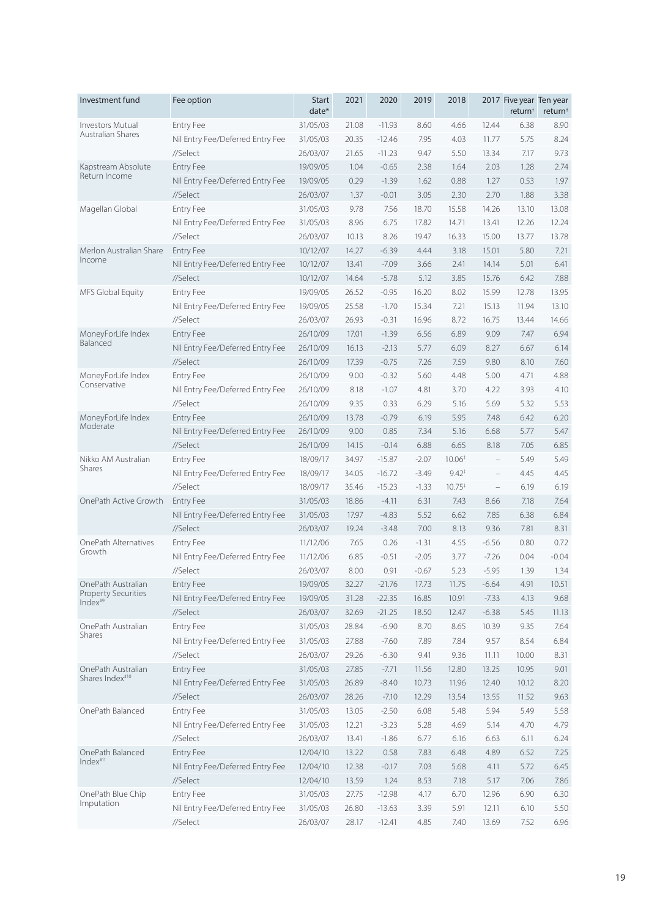| Investment fund | Fee option | Start date* | 2021 | 2020 | 2019 | 2018 | 2017 | Five year return† | Ten year return† |
|---|---|---|---|---|---|---|---|---|---|
| Investors Mutual Australian Shares | Entry Fee | 31/05/03 | 21.08 | -11.93 | 8.60 | 4.66 | 12.44 | 6.38 | 8.90 |
| | Nil Entry Fee/Deferred Entry Fee | 31/05/03 | 20.35 | -12.46 | 7.95 | 4.03 | 11.77 | 5.75 | 8.24 |
| | //Select | 26/03/07 | 21.65 | -11.23 | 9.47 | 5.50 | 13.34 | 7.17 | 9.73 |
| Kapstream Absolute Return Income | Entry Fee | 19/09/05 | 1.04 | -0.65 | 2.38 | 1.64 | 2.03 | 1.28 | 2.74 |
| | Nil Entry Fee/Deferred Entry Fee | 19/09/05 | 0.29 | -1.39 | 1.62 | 0.88 | 1.27 | 0.53 | 1.97 |
| | //Select | 26/03/07 | 1.37 | -0.01 | 3.05 | 2.30 | 2.70 | 1.88 | 3.38 |
| Magellan Global | Entry Fee | 31/05/03 | 9.78 | 7.56 | 18.70 | 15.58 | 14.26 | 13.10 | 13.08 |
| | Nil Entry Fee/Deferred Entry Fee | 31/05/03 | 8.96 | 6.75 | 17.82 | 14.71 | 13.41 | 12.26 | 12.24 |
| | //Select | 26/03/07 | 10.13 | 8.26 | 19.47 | 16.33 | 15.00 | 13.77 | 13.78 |
| Merlon Australian Share Income | Entry Fee | 10/12/07 | 14.27 | -6.39 | 4.44 | 3.18 | 15.01 | 5.80 | 7.21 |
| | Nil Entry Fee/Deferred Entry Fee | 10/12/07 | 13.41 | -7.09 | 3.66 | 2.41 | 14.14 | 5.01 | 6.41 |
| | //Select | 10/12/07 | 14.64 | -5.78 | 5.12 | 3.85 | 15.76 | 6.42 | 7.88 |
| MFS Global Equity | Entry Fee | 19/09/05 | 26.52 | -0.95 | 16.20 | 8.02 | 15.99 | 12.78 | 13.95 |
| | Nil Entry Fee/Deferred Entry Fee | 19/09/05 | 25.58 | -1.70 | 15.34 | 7.21 | 15.13 | 11.94 | 13.10 |
| | //Select | 26/03/07 | 26.93 | -0.31 | 16.96 | 8.72 | 16.75 | 13.44 | 14.66 |
| MoneyForLife Index Balanced | Entry Fee | 26/10/09 | 17.01 | -1.39 | 6.56 | 6.89 | 9.09 | 7.47 | 6.94 |
| | Nil Entry Fee/Deferred Entry Fee | 26/10/09 | 16.13 | -2.13 | 5.77 | 6.09 | 8.27 | 6.67 | 6.14 |
| | //Select | 26/10/09 | 17.39 | -0.75 | 7.26 | 7.59 | 9.80 | 8.10 | 7.60 |
| MoneyForLife Index Conservative | Entry Fee | 26/10/09 | 9.00 | -0.32 | 5.60 | 4.48 | 5.00 | 4.71 | 4.88 |
| | Nil Entry Fee/Deferred Entry Fee | 26/10/09 | 8.18 | -1.07 | 4.81 | 3.70 | 4.22 | 3.93 | 4.10 |
| | //Select | 26/10/09 | 9.35 | 0.33 | 6.29 | 5.16 | 5.69 | 5.32 | 5.53 |
| MoneyForLife Index Moderate | Entry Fee | 26/10/09 | 13.78 | -0.79 | 6.19 | 5.95 | 7.48 | 6.42 | 6.20 |
| | Nil Entry Fee/Deferred Entry Fee | 26/10/09 | 9.00 | 0.85 | 7.34 | 5.16 | 6.68 | 5.77 | 5.47 |
| | //Select | 26/10/09 | 14.15 | -0.14 | 6.88 | 6.65 | 8.18 | 7.05 | 6.85 |
| Nikko AM Australian Shares | Entry Fee | 18/09/17 | 34.97 | -15.87 | -2.07 | 10.06‡ | – | 5.49 | 5.49 |
| | Nil Entry Fee/Deferred Entry Fee | 18/09/17 | 34.05 | -16.72 | -3.49 | 9.42‡ | – | 4.45 | 4.45 |
| | //Select | 18/09/17 | 35.46 | -15.23 | -1.33 | 10.75‡ | – | 6.19 | 6.19 |
| OnePath Active Growth | Entry Fee | 31/05/03 | 18.86 | -4.11 | 6.31 | 7.43 | 8.66 | 7.18 | 7.64 |
| | Nil Entry Fee/Deferred Entry Fee | 31/05/03 | 17.97 | -4.83 | 5.52 | 6.62 | 7.85 | 6.38 | 6.84 |
| | //Select | 26/03/07 | 19.24 | -3.48 | 7.00 | 8.13 | 9.36 | 7.81 | 8.31 |
| OnePath Alternatives Growth | Entry Fee | 11/12/06 | 7.65 | 0.26 | -1.31 | 4.55 | -6.56 | 0.80 | 0.72 |
| | Nil Entry Fee/Deferred Entry Fee | 11/12/06 | 6.85 | -0.51 | -2.05 | 3.77 | -7.26 | 0.04 | -0.04 |
| | //Select | 26/03/07 | 8.00 | 0.91 | -0.67 | 5.23 | -5.95 | 1.39 | 1.34 |
| OnePath Australian Property Securities Index#9 | Entry Fee | 19/09/05 | 32.27 | -21.76 | 17.73 | 11.75 | -6.64 | 4.91 | 10.51 |
| | Nil Entry Fee/Deferred Entry Fee | 19/09/05 | 31.28 | -22.35 | 16.85 | 10.91 | -7.33 | 4.13 | 9.68 |
| | //Select | 26/03/07 | 32.69 | -21.25 | 18.50 | 12.47 | -6.38 | 5.45 | 11.13 |
| OnePath Australian Shares | Entry Fee | 31/05/03 | 28.84 | -6.90 | 8.70 | 8.65 | 10.39 | 9.35 | 7.64 |
| | Nil Entry Fee/Deferred Entry Fee | 31/05/03 | 27.88 | -7.60 | 7.89 | 7.84 | 9.57 | 8.54 | 6.84 |
| | //Select | 26/03/07 | 29.26 | -6.30 | 9.41 | 9.36 | 11.11 | 10.00 | 8.31 |
| OnePath Australian Shares Index#10 | Entry Fee | 31/05/03 | 27.85 | -7.71 | 11.56 | 12.80 | 13.25 | 10.95 | 9.01 |
| | Nil Entry Fee/Deferred Entry Fee | 31/05/03 | 26.89 | -8.40 | 10.73 | 11.96 | 12.40 | 10.12 | 8.20 |
| | //Select | 26/03/07 | 28.26 | -7.10 | 12.29 | 13.54 | 13.55 | 11.52 | 9.63 |
| OnePath Balanced | Entry Fee | 31/05/03 | 13.05 | -2.50 | 6.08 | 5.48 | 5.94 | 5.49 | 5.58 |
| | Nil Entry Fee/Deferred Entry Fee | 31/05/03 | 12.21 | -3.23 | 5.28 | 4.69 | 5.14 | 4.70 | 4.79 |
| | //Select | 26/03/07 | 13.41 | -1.86 | 6.77 | 6.16 | 6.63 | 6.11 | 6.24 |
| OnePath Balanced Index#11 | Entry Fee | 12/04/10 | 13.22 | 0.58 | 7.83 | 6.48 | 4.89 | 6.52 | 7.25 |
| | Nil Entry Fee/Deferred Entry Fee | 12/04/10 | 12.38 | -0.17 | 7.03 | 5.68 | 4.11 | 5.72 | 6.45 |
| | //Select | 12/04/10 | 13.59 | 1.24 | 8.53 | 7.18 | 5.17 | 7.06 | 7.86 |
| OnePath Blue Chip Imputation | Entry Fee | 31/05/03 | 27.75 | -12.98 | 4.17 | 6.70 | 12.96 | 6.90 | 6.30 |
| | Nil Entry Fee/Deferred Entry Fee | 31/05/03 | 26.80 | -13.63 | 3.39 | 5.91 | 12.11 | 6.10 | 5.50 |
| | //Select | 26/03/07 | 28.17 | -12.41 | 4.85 | 7.40 | 13.69 | 7.52 | 6.96 |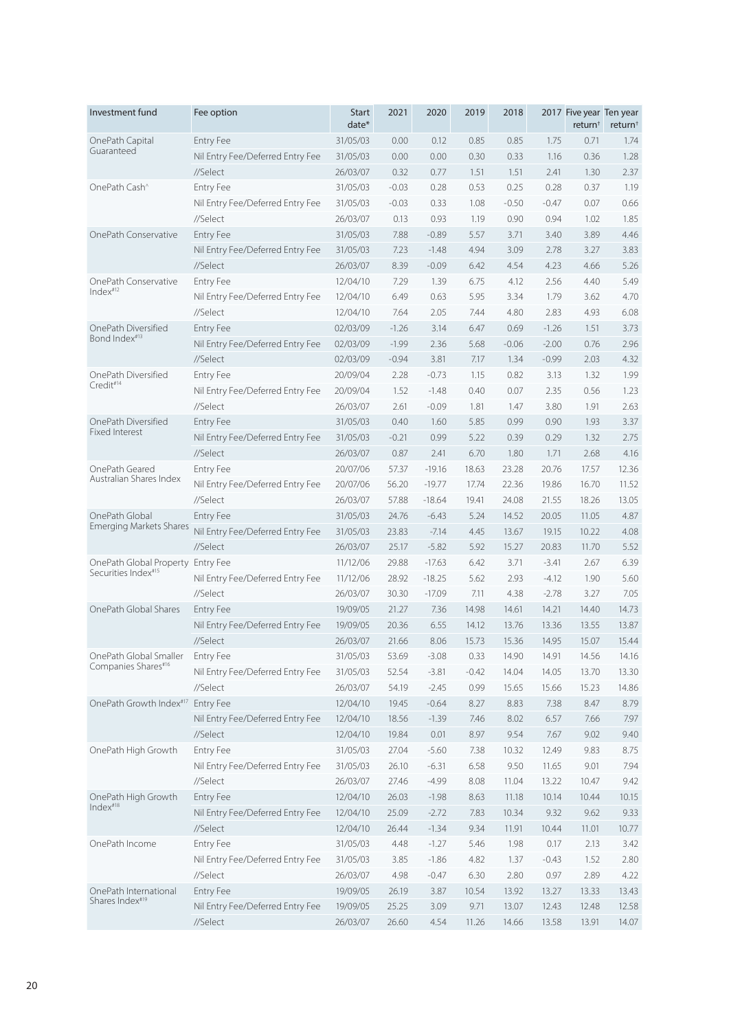| Investment fund | Fee option | Start date* | 2021 | 2020 | 2019 | 2018 | 2017 | Five year return† | Ten year return† |
|---|---|---|---|---|---|---|---|---|---|
| OnePath Capital Guaranteed | Entry Fee | 31/05/03 | 0.00 | 0.12 | 0.85 | 0.85 | 1.75 | 0.71 | 1.74 |
| | Nil Entry Fee/Deferred Entry Fee | 31/05/03 | 0.00 | 0.00 | 0.30 | 0.33 | 1.16 | 0.36 | 1.28 |
| | //Select | 26/03/07 | 0.32 | 0.77 | 1.51 | 1.51 | 2.41 | 1.30 | 2.37 |
| OnePath Cash^ | Entry Fee | 31/05/03 | -0.03 | 0.28 | 0.53 | 0.25 | 0.28 | 0.37 | 1.19 |
| | Nil Entry Fee/Deferred Entry Fee | 31/05/03 | -0.03 | 0.33 | 1.08 | -0.50 | -0.47 | 0.07 | 0.66 |
| | //Select | 26/03/07 | 0.13 | 0.93 | 1.19 | 0.90 | 0.94 | 1.02 | 1.85 |
| OnePath Conservative | Entry Fee | 31/05/03 | 7.88 | -0.89 | 5.57 | 3.71 | 3.40 | 3.89 | 4.46 |
| | Nil Entry Fee/Deferred Entry Fee | 31/05/03 | 7.23 | -1.48 | 4.94 | 3.09 | 2.78 | 3.27 | 3.83 |
| | //Select | 26/03/07 | 8.39 | -0.09 | 6.42 | 4.54 | 4.23 | 4.66 | 5.26 |
| OnePath Conservative Index#12 | Entry Fee | 12/04/10 | 7.29 | 1.39 | 6.75 | 4.12 | 2.56 | 4.40 | 5.49 |
| | Nil Entry Fee/Deferred Entry Fee | 12/04/10 | 6.49 | 0.63 | 5.95 | 3.34 | 1.79 | 3.62 | 4.70 |
| | //Select | 12/04/10 | 7.64 | 2.05 | 7.44 | 4.80 | 2.83 | 4.93 | 6.08 |
| OnePath Diversified Bond Index#13 | Entry Fee | 02/03/09 | -1.26 | 3.14 | 6.47 | 0.69 | -1.26 | 1.51 | 3.73 |
| | Nil Entry Fee/Deferred Entry Fee | 02/03/09 | -1.99 | 2.36 | 5.68 | -0.06 | -2.00 | 0.76 | 2.96 |
| | //Select | 02/03/09 | -0.94 | 3.81 | 7.17 | 1.34 | -0.99 | 2.03 | 4.32 |
| OnePath Diversified Credit#14 | Entry Fee | 20/09/04 | 2.28 | -0.73 | 1.15 | 0.82 | 3.13 | 1.32 | 1.99 |
| | Nil Entry Fee/Deferred Entry Fee | 20/09/04 | 1.52 | -1.48 | 0.40 | 0.07 | 2.35 | 0.56 | 1.23 |
| | //Select | 26/03/07 | 2.61 | -0.09 | 1.81 | 1.47 | 3.80 | 1.91 | 2.63 |
| OnePath Diversified Fixed Interest | Entry Fee | 31/05/03 | 0.40 | 1.60 | 5.85 | 0.99 | 0.90 | 1.93 | 3.37 |
| | Nil Entry Fee/Deferred Entry Fee | 31/05/03 | -0.21 | 0.99 | 5.22 | 0.39 | 0.29 | 1.32 | 2.75 |
| | //Select | 26/03/07 | 0.87 | 2.41 | 6.70 | 1.80 | 1.71 | 2.68 | 4.16 |
| OnePath Geared Australian Shares Index | Entry Fee | 20/07/06 | 57.37 | -19.16 | 18.63 | 23.28 | 20.76 | 17.57 | 12.36 |
| | Nil Entry Fee/Deferred Entry Fee | 20/07/06 | 56.20 | -19.77 | 17.74 | 22.36 | 19.86 | 16.70 | 11.52 |
| | //Select | 26/03/07 | 57.88 | -18.64 | 19.41 | 24.08 | 21.55 | 18.26 | 13.05 |
| OnePath Global Emerging Markets Shares | Entry Fee | 31/05/03 | 24.76 | -6.43 | 5.24 | 14.52 | 20.05 | 11.05 | 4.87 |
| | Nil Entry Fee/Deferred Entry Fee | 31/05/03 | 23.83 | -7.14 | 4.45 | 13.67 | 19.15 | 10.22 | 4.08 |
| | //Select | 26/03/07 | 25.17 | -5.82 | 5.92 | 15.27 | 20.83 | 11.70 | 5.52 |
| OnePath Global Property Securities Index#15 | Entry Fee | 11/12/06 | 29.88 | -17.63 | 6.42 | 3.71 | -3.41 | 2.67 | 6.39 |
| | Nil Entry Fee/Deferred Entry Fee | 11/12/06 | 28.92 | -18.25 | 5.62 | 2.93 | -4.12 | 1.90 | 5.60 |
| | //Select | 26/03/07 | 30.30 | -17.09 | 7.11 | 4.38 | -2.78 | 3.27 | 7.05 |
| OnePath Global Shares | Entry Fee | 19/09/05 | 21.27 | 7.36 | 14.98 | 14.61 | 14.21 | 14.40 | 14.73 |
| | Nil Entry Fee/Deferred Entry Fee | 19/09/05 | 20.36 | 6.55 | 14.12 | 13.76 | 13.36 | 13.55 | 13.87 |
| | //Select | 26/03/07 | 21.66 | 8.06 | 15.73 | 15.36 | 14.95 | 15.07 | 15.44 |
| OnePath Global Smaller Companies Shares#16 | Entry Fee | 31/05/03 | 53.69 | -3.08 | 0.33 | 14.90 | 14.91 | 14.56 | 14.16 |
| | Nil Entry Fee/Deferred Entry Fee | 31/05/03 | 52.54 | -3.81 | -0.42 | 14.04 | 14.05 | 13.70 | 13.30 |
| | //Select | 26/03/07 | 54.19 | -2.45 | 0.99 | 15.65 | 15.66 | 15.23 | 14.86 |
| OnePath Growth Index#17 | Entry Fee | 12/04/10 | 19.45 | -0.64 | 8.27 | 8.83 | 7.38 | 8.47 | 8.79 |
| | Nil Entry Fee/Deferred Entry Fee | 12/04/10 | 18.56 | -1.39 | 7.46 | 8.02 | 6.57 | 7.66 | 7.97 |
| | //Select | 12/04/10 | 19.84 | 0.01 | 8.97 | 9.54 | 7.67 | 9.02 | 9.40 |
| OnePath High Growth | Entry Fee | 31/05/03 | 27.04 | -5.60 | 7.38 | 10.32 | 12.49 | 9.83 | 8.75 |
| | Nil Entry Fee/Deferred Entry Fee | 31/05/03 | 26.10 | -6.31 | 6.58 | 9.50 | 11.65 | 9.01 | 7.94 |
| | //Select | 26/03/07 | 27.46 | -4.99 | 8.08 | 11.04 | 13.22 | 10.47 | 9.42 |
| OnePath High Growth Index#18 | Entry Fee | 12/04/10 | 26.03 | -1.98 | 8.63 | 11.18 | 10.14 | 10.44 | 10.15 |
| | Nil Entry Fee/Deferred Entry Fee | 12/04/10 | 25.09 | -2.72 | 7.83 | 10.34 | 9.32 | 9.62 | 9.33 |
| | //Select | 12/04/10 | 26.44 | -1.34 | 9.34 | 11.91 | 10.44 | 11.01 | 10.77 |
| OnePath Income | Entry Fee | 31/05/03 | 4.48 | -1.27 | 5.46 | 1.98 | 0.17 | 2.13 | 3.42 |
| | Nil Entry Fee/Deferred Entry Fee | 31/05/03 | 3.85 | -1.86 | 4.82 | 1.37 | -0.43 | 1.52 | 2.80 |
| | //Select | 26/03/07 | 4.98 | -0.47 | 6.30 | 2.80 | 0.97 | 2.89 | 4.22 |
| OnePath International Shares Index#19 | Entry Fee | 19/09/05 | 26.19 | 3.87 | 10.54 | 13.92 | 13.27 | 13.33 | 13.43 |
| | Nil Entry Fee/Deferred Entry Fee | 19/09/05 | 25.25 | 3.09 | 9.71 | 13.07 | 12.43 | 12.48 | 12.58 |
| | //Select | 26/03/07 | 26.60 | 4.54 | 11.26 | 14.66 | 13.58 | 13.91 | 14.07 |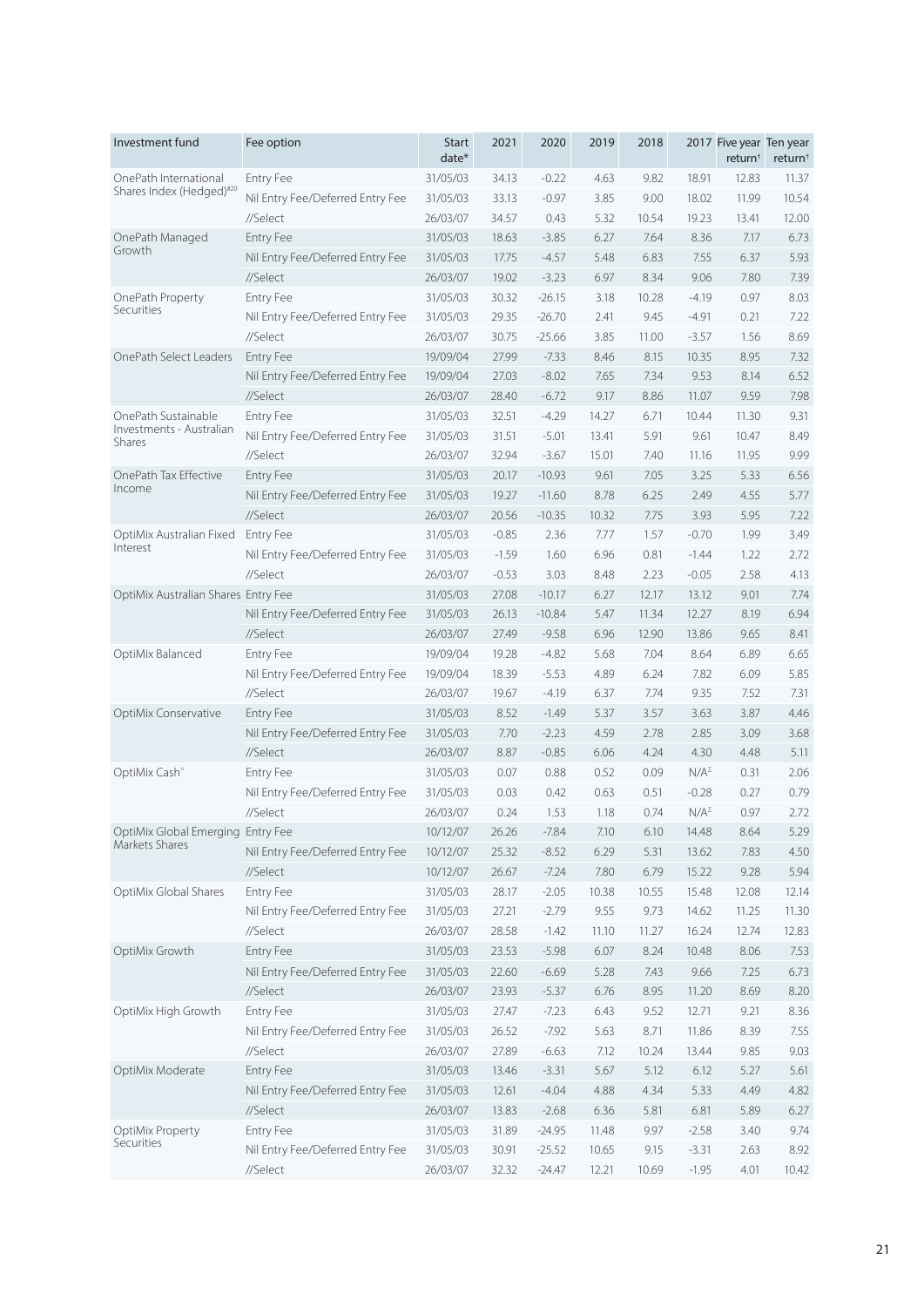| Investment fund | Fee option | Start date* | 2021 | 2020 | 2019 | 2018 | 2017 | Five year return† | Ten year return† |
|---|---|---|---|---|---|---|---|---|---|
| OnePath International Shares Index (Hedged)#20 | Entry Fee | 31/05/03 | 34.13 | -0.22 | 4.63 | 9.82 | 18.91 | 12.83 | 11.37 |
| | Nil Entry Fee/Deferred Entry Fee | 31/05/03 | 33.13 | -0.97 | 3.85 | 9.00 | 18.02 | 11.99 | 10.54 |
| | //Select | 26/03/07 | 34.57 | 0.43 | 5.32 | 10.54 | 19.23 | 13.41 | 12.00 |
| OnePath Managed Growth | Entry Fee | 31/05/03 | 18.63 | -3.85 | 6.27 | 7.64 | 8.36 | 7.17 | 6.73 |
| | Nil Entry Fee/Deferred Entry Fee | 31/05/03 | 17.75 | -4.57 | 5.48 | 6.83 | 7.55 | 6.37 | 5.93 |
| | //Select | 26/03/07 | 19.02 | -3.23 | 6.97 | 8.34 | 9.06 | 7.80 | 7.39 |
| OnePath Property Securities | Entry Fee | 31/05/03 | 30.32 | -26.15 | 3.18 | 10.28 | -4.19 | 0.97 | 8.03 |
| | Nil Entry Fee/Deferred Entry Fee | 31/05/03 | 29.35 | -26.70 | 2.41 | 9.45 | -4.91 | 0.21 | 7.22 |
| | //Select | 26/03/07 | 30.75 | -25.66 | 3.85 | 11.00 | -3.57 | 1.56 | 8.69 |
| OnePath Select Leaders | Entry Fee | 19/09/04 | 27.99 | -7.33 | 8.46 | 8.15 | 10.35 | 8.95 | 7.32 |
| | Nil Entry Fee/Deferred Entry Fee | 19/09/04 | 27.03 | -8.02 | 7.65 | 7.34 | 9.53 | 8.14 | 6.52 |
| | //Select | 26/03/07 | 28.40 | -6.72 | 9.17 | 8.86 | 11.07 | 9.59 | 7.98 |
| OnePath Sustainable Investments - Australian Shares | Entry Fee | 31/05/03 | 32.51 | -4.29 | 14.27 | 6.71 | 10.44 | 11.30 | 9.31 |
| | Nil Entry Fee/Deferred Entry Fee | 31/05/03 | 31.51 | -5.01 | 13.41 | 5.91 | 9.61 | 10.47 | 8.49 |
| | //Select | 26/03/07 | 32.94 | -3.67 | 15.01 | 7.40 | 11.16 | 11.95 | 9.99 |
| OnePath Tax Effective Income | Entry Fee | 31/05/03 | 20.17 | -10.93 | 9.61 | 7.05 | 3.25 | 5.33 | 6.56 |
| | Nil Entry Fee/Deferred Entry Fee | 31/05/03 | 19.27 | -11.60 | 8.78 | 6.25 | 2.49 | 4.55 | 5.77 |
| | //Select | 26/03/07 | 20.56 | -10.35 | 10.32 | 7.75 | 3.93 | 5.95 | 7.22 |
| OptiMix Australian Fixed Interest | Entry Fee | 31/05/03 | -0.85 | 2.36 | 7.77 | 1.57 | -0.70 | 1.99 | 3.49 |
| | Nil Entry Fee/Deferred Entry Fee | 31/05/03 | -1.59 | 1.60 | 6.96 | 0.81 | -1.44 | 1.22 | 2.72 |
| | //Select | 26/03/07 | -0.53 | 3.03 | 8.48 | 2.23 | -0.05 | 2.58 | 4.13 |
| OptiMix Australian Shares | Entry Fee | 31/05/03 | 27.08 | -10.17 | 6.27 | 12.17 | 13.12 | 9.01 | 7.74 |
| | Nil Entry Fee/Deferred Entry Fee | 31/05/03 | 26.13 | -10.84 | 5.47 | 11.34 | 12.27 | 8.19 | 6.94 |
| | //Select | 26/03/07 | 27.49 | -9.58 | 6.96 | 12.90 | 13.86 | 9.65 | 8.41 |
| OptiMix Balanced | Entry Fee | 19/09/04 | 19.28 | -4.82 | 5.68 | 7.04 | 8.64 | 6.89 | 6.65 |
| | Nil Entry Fee/Deferred Entry Fee | 19/09/04 | 18.39 | -5.53 | 4.89 | 6.24 | 7.82 | 6.09 | 5.85 |
| | //Select | 26/03/07 | 19.67 | -4.19 | 6.37 | 7.74 | 9.35 | 7.52 | 7.31 |
| OptiMix Conservative | Entry Fee | 31/05/03 | 8.52 | -1.49 | 5.37 | 3.57 | 3.63 | 3.87 | 4.46 |
| | Nil Entry Fee/Deferred Entry Fee | 31/05/03 | 7.70 | -2.23 | 4.59 | 2.78 | 2.85 | 3.09 | 3.68 |
| | //Select | 26/03/07 | 8.87 | -0.85 | 6.06 | 4.24 | 4.30 | 4.48 | 5.11 |
| OptiMix Cash^ | Entry Fee | 31/05/03 | 0.07 | 0.88 | 0.52 | 0.09 | N/AΣ | 0.31 | 2.06 |
| | Nil Entry Fee/Deferred Entry Fee | 31/05/03 | 0.03 | 0.42 | 0.63 | 0.51 | -0.28 | 0.27 | 0.79 |
| | //Select | 26/03/07 | 0.24 | 1.53 | 1.18 | 0.74 | N/AΣ | 0.97 | 2.72 |
| OptiMix Global Emerging Markets Shares | Entry Fee | 10/12/07 | 26.26 | -7.84 | 7.10 | 6.10 | 14.48 | 8.64 | 5.29 |
| | Nil Entry Fee/Deferred Entry Fee | 10/12/07 | 25.32 | -8.52 | 6.29 | 5.31 | 13.62 | 7.83 | 4.50 |
| | //Select | 10/12/07 | 26.67 | -7.24 | 7.80 | 6.79 | 15.22 | 9.28 | 5.94 |
| OptiMix Global Shares | Entry Fee | 31/05/03 | 28.17 | -2.05 | 10.38 | 10.55 | 15.48 | 12.08 | 12.14 |
| | Nil Entry Fee/Deferred Entry Fee | 31/05/03 | 27.21 | -2.79 | 9.55 | 9.73 | 14.62 | 11.25 | 11.30 |
| | //Select | 26/03/07 | 28.58 | -1.42 | 11.10 | 11.27 | 16.24 | 12.74 | 12.83 |
| OptiMix Growth | Entry Fee | 31/05/03 | 23.53 | -5.98 | 6.07 | 8.24 | 10.48 | 8.06 | 7.53 |
| | Nil Entry Fee/Deferred Entry Fee | 31/05/03 | 22.60 | -6.69 | 5.28 | 7.43 | 9.66 | 7.25 | 6.73 |
| | //Select | 26/03/07 | 23.93 | -5.37 | 6.76 | 8.95 | 11.20 | 8.69 | 8.20 |
| OptiMix High Growth | Entry Fee | 31/05/03 | 27.47 | -7.23 | 6.43 | 9.52 | 12.71 | 9.21 | 8.36 |
| | Nil Entry Fee/Deferred Entry Fee | 31/05/03 | 26.52 | -7.92 | 5.63 | 8.71 | 11.86 | 8.39 | 7.55 |
| | //Select | 26/03/07 | 27.89 | -6.63 | 7.12 | 10.24 | 13.44 | 9.85 | 9.03 |
| OptiMix Moderate | Entry Fee | 31/05/03 | 13.46 | -3.31 | 5.67 | 5.12 | 6.12 | 5.27 | 5.61 |
| | Nil Entry Fee/Deferred Entry Fee | 31/05/03 | 12.61 | -4.04 | 4.88 | 4.34 | 5.33 | 4.49 | 4.82 |
| | //Select | 26/03/07 | 13.83 | -2.68 | 6.36 | 5.81 | 6.81 | 5.89 | 6.27 |
| OptiMix Property Securities | Entry Fee | 31/05/03 | 31.89 | -24.95 | 11.48 | 9.97 | -2.58 | 3.40 | 9.74 |
| | Nil Entry Fee/Deferred Entry Fee | 31/05/03 | 30.91 | -25.52 | 10.65 | 9.15 | -3.31 | 2.63 | 8.92 |
| | //Select | 26/03/07 | 32.32 | -24.47 | 12.21 | 10.69 | -1.95 | 4.01 | 10.42 |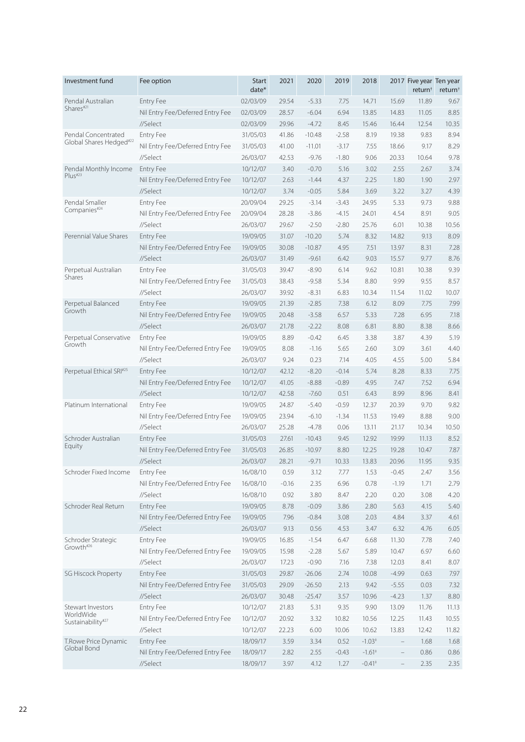| Investment fund | Fee option | Start date* | 2021 | 2020 | 2019 | 2018 | 2017 | Five year return† | Ten year return† |
|---|---|---|---|---|---|---|---|---|---|
| Pendal Australian Shares#21 | Entry Fee | 02/03/09 | 29.54 | -5.33 | 7.75 | 14.71 | 15.69 | 11.89 | 9.67 |
| | Nil Entry Fee/Deferred Entry Fee | 02/03/09 | 28.57 | -6.04 | 6.94 | 13.85 | 14.83 | 11.05 | 8.85 |
| | //Select | 02/03/09 | 29.96 | -4.72 | 8.45 | 15.46 | 16.44 | 12.54 | 10.35 |
| Pendal Concentrated Global Shares Hedged#22 | Entry Fee | 31/05/03 | 41.86 | -10.48 | -2.58 | 8.19 | 19.38 | 9.83 | 8.94 |
| | Nil Entry Fee/Deferred Entry Fee | 31/05/03 | 41.00 | -11.01 | -3.17 | 7.55 | 18.66 | 9.17 | 8.29 |
| | //Select | 26/03/07 | 42.53 | -9.76 | -1.80 | 9.06 | 20.33 | 10.64 | 9.78 |
| Pendal Monthly Income Plus#23 | Entry Fee | 10/12/07 | 3.40 | -0.70 | 5.16 | 3.02 | 2.55 | 2.67 | 3.74 |
| | Nil Entry Fee/Deferred Entry Fee | 10/12/07 | 2.63 | -1.44 | 4.37 | 2.25 | 1.80 | 1.90 | 2.97 |
| | //Select | 10/12/07 | 3.74 | -0.05 | 5.84 | 3.69 | 3.22 | 3.27 | 4.39 |
| Pendal Smaller Companies#24 | Entry Fee | 20/09/04 | 29.25 | -3.14 | -3.43 | 24.95 | 5.33 | 9.73 | 9.88 |
| | Nil Entry Fee/Deferred Entry Fee | 20/09/04 | 28.28 | -3.86 | -4.15 | 24.01 | 4.54 | 8.91 | 9.05 |
| | //Select | 26/03/07 | 29.67 | -2.50 | -2.80 | 25.76 | 6.01 | 10.38 | 10.56 |
| Perennial Value Shares | Entry Fee | 19/09/05 | 31.07 | -10.20 | 5.74 | 8.32 | 14.82 | 9.13 | 8.09 |
| | Nil Entry Fee/Deferred Entry Fee | 19/09/05 | 30.08 | -10.87 | 4.95 | 7.51 | 13.97 | 8.31 | 7.28 |
| | //Select | 26/03/07 | 31.49 | -9.61 | 6.42 | 9.03 | 15.57 | 9.77 | 8.76 |
| Perpetual Australian Shares | Entry Fee | 31/05/03 | 39.47 | -8.90 | 6.14 | 9.62 | 10.81 | 10.38 | 9.39 |
| | Nil Entry Fee/Deferred Entry Fee | 31/05/03 | 38.43 | -9.58 | 5.34 | 8.80 | 9.99 | 9.55 | 8.57 |
| | //Select | 26/03/07 | 39.92 | -8.31 | 6.83 | 10.34 | 11.54 | 11.02 | 10.07 |
| Perpetual Balanced Growth | Entry Fee | 19/09/05 | 21.39 | -2.85 | 7.38 | 6.12 | 8.09 | 7.75 | 7.99 |
| | Nil Entry Fee/Deferred Entry Fee | 19/09/05 | 20.48 | -3.58 | 6.57 | 5.33 | 7.28 | 6.95 | 7.18 |
| | //Select | 26/03/07 | 21.78 | -2.22 | 8.08 | 6.81 | 8.80 | 8.38 | 8.66 |
| Perpetual Conservative Growth | Entry Fee | 19/09/05 | 8.89 | -0.42 | 6.45 | 3.38 | 3.87 | 4.39 | 5.19 |
| | Nil Entry Fee/Deferred Entry Fee | 19/09/05 | 8.08 | -1.16 | 5.65 | 2.60 | 3.09 | 3.61 | 4.40 |
| | //Select | 26/03/07 | 9.24 | 0.23 | 7.14 | 4.05 | 4.55 | 5.00 | 5.84 |
| Perpetual Ethical SRI#25 | Entry Fee | 10/12/07 | 42.12 | -8.20 | -0.14 | 5.74 | 8.28 | 8.33 | 7.75 |
| | Nil Entry Fee/Deferred Entry Fee | 10/12/07 | 41.05 | -8.88 | -0.89 | 4.95 | 7.47 | 7.52 | 6.94 |
| | //Select | 10/12/07 | 42.58 | -7.60 | 0.51 | 6.43 | 8.99 | 8.96 | 8.41 |
| Platinum International | Entry Fee | 19/09/05 | 24.87 | -5.40 | -0.59 | 12.37 | 20.39 | 9.70 | 9.82 |
| | Nil Entry Fee/Deferred Entry Fee | 19/09/05 | 23.94 | -6.10 | -1.34 | 11.53 | 19.49 | 8.88 | 9.00 |
| | //Select | 26/03/07 | 25.28 | -4.78 | 0.06 | 13.11 | 21.17 | 10.34 | 10.50 |
| Schroder Australian Equity | Entry Fee | 31/05/03 | 27.61 | -10.43 | 9.45 | 12.92 | 19.99 | 11.13 | 8.52 |
| | Nil Entry Fee/Deferred Entry Fee | 31/05/03 | 26.85 | -10.97 | 8.80 | 12.25 | 19.28 | 10.47 | 7.87 |
| | //Select | 26/03/07 | 28.21 | -9.71 | 10.33 | 13.83 | 20.96 | 11.95 | 9.35 |
| Schroder Fixed Income | Entry Fee | 16/08/10 | 0.59 | 3.12 | 7.77 | 1.53 | -0.45 | 2.47 | 3.56 |
| | Nil Entry Fee/Deferred Entry Fee | 16/08/10 | -0.16 | 2.35 | 6.96 | 0.78 | -1.19 | 1.71 | 2.79 |
| | //Select | 16/08/10 | 0.92 | 3.80 | 8.47 | 2.20 | 0.20 | 3.08 | 4.20 |
| Schroder Real Return | Entry Fee | 19/09/05 | 8.78 | -0.09 | 3.86 | 2.80 | 5.63 | 4.15 | 5.40 |
| | Nil Entry Fee/Deferred Entry Fee | 19/09/05 | 7.96 | -0.84 | 3.08 | 2.03 | 4.84 | 3.37 | 4.61 |
| | //Select | 26/03/07 | 9.13 | 0.56 | 4.53 | 3.47 | 6.32 | 4.76 | 6.05 |
| Schroder Strategic Growth#26 | Entry Fee | 19/09/05 | 16.85 | -1.54 | 6.47 | 6.68 | 11.30 | 7.78 | 7.40 |
| | Nil Entry Fee/Deferred Entry Fee | 19/09/05 | 15.98 | -2.28 | 5.67 | 5.89 | 10.47 | 6.97 | 6.60 |
| | //Select | 26/03/07 | 17.23 | -0.90 | 7.16 | 7.38 | 12.03 | 8.41 | 8.07 |
| SG Hiscock Property | Entry Fee | 31/05/03 | 29.87 | -26.06 | 2.74 | 10.08 | -4.99 | 0.63 | 7.97 |
| | Nil Entry Fee/Deferred Entry Fee | 31/05/03 | 29.09 | -26.50 | 2.13 | 9.42 | -5.55 | 0.03 | 7.32 |
| | //Select | 26/03/07 | 30.48 | -25.47 | 3.57 | 10.96 | -4.23 | 1.37 | 8.80 |
| Stewart Investors WorldWide Sustainability#27 | Entry Fee | 10/12/07 | 21.83 | 5.31 | 9.35 | 9.90 | 13.09 | 11.76 | 11.13 |
| | Nil Entry Fee/Deferred Entry Fee | 10/12/07 | 20.92 | 3.32 | 10.82 | 10.56 | 12.25 | 11.43 | 10.55 |
| | //Select | 10/12/07 | 22.23 | 6.00 | 10.06 | 10.62 | 13.83 | 12.42 | 11.82 |
| T.Rowe Price Dynamic Global Bond | Entry Fee | 18/09/17 | 3.59 | 3.34 | 0.52 | -1.03‡ | – | 1.68 | 1.68 |
| | Nil Entry Fee/Deferred Entry Fee | 18/09/17 | 2.82 | 2.55 | -0.43 | -1.61‡ | – | 0.86 | 0.86 |
| | //Select | 18/09/17 | 3.97 | 4.12 | 1.27 | -0.41‡ | – | 2.35 | 2.35 |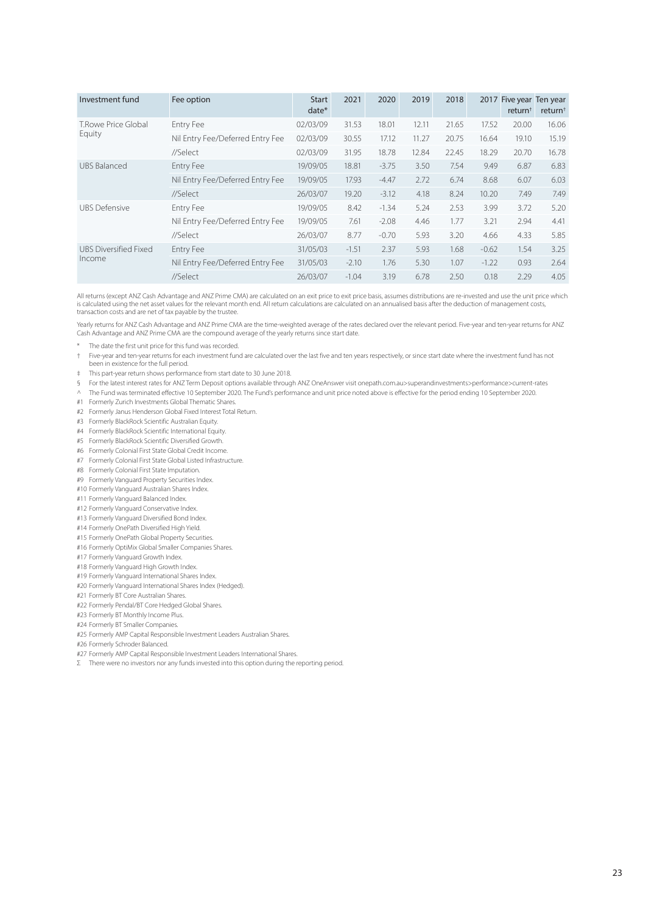| Investment fund | Fee option | Start date* | 2021 | 2020 | 2019 | 2018 | 2017 | Five year return† | Ten year return† |
|---|---|---|---|---|---|---|---|---|---|
| T.Rowe Price Global Equity | Entry Fee | 02/03/09 | 31.53 | 18.01 | 12.11 | 21.65 | 17.52 | 20.00 | 16.06 |
| | Nil Entry Fee/Deferred Entry Fee | 02/03/09 | 30.55 | 17.12 | 11.27 | 20.75 | 16.64 | 19.10 | 15.19 |
| | //Select | 02/03/09 | 31.95 | 18.78 | 12.84 | 22.45 | 18.29 | 20.70 | 16.78 |
| UBS Balanced | Entry Fee | 19/09/05 | 18.81 | -3.75 | 3.50 | 7.54 | 9.49 | 6.87 | 6.83 |
| | Nil Entry Fee/Deferred Entry Fee | 19/09/05 | 17.93 | -4.47 | 2.72 | 6.74 | 8.68 | 6.07 | 6.03 |
| | //Select | 26/03/07 | 19.20 | -3.12 | 4.18 | 8.24 | 10.20 | 7.49 | 7.49 |
| UBS Defensive | Entry Fee | 19/09/05 | 8.42 | -1.34 | 5.24 | 2.53 | 3.99 | 3.72 | 5.20 |
| | Nil Entry Fee/Deferred Entry Fee | 19/09/05 | 7.61 | -2.08 | 4.46 | 1.77 | 3.21 | 2.94 | 4.41 |
| | //Select | 26/03/07 | 8.77 | -0.70 | 5.93 | 3.20 | 4.66 | 4.33 | 5.85 |
| UBS Diversified Fixed Income | Entry Fee | 31/05/03 | -1.51 | 2.37 | 5.93 | 1.68 | -0.62 | 1.54 | 3.25 |
| | Nil Entry Fee/Deferred Entry Fee | 31/05/03 | -2.10 | 1.76 | 5.30 | 1.07 | -1.22 | 0.93 | 2.64 |
| | //Select | 26/03/07 | -1.04 | 3.19 | 6.78 | 2.50 | 0.18 | 2.29 | 4.05 |

All returns (except ANZ Cash Advantage and ANZ Prime CMA) are calculated on an exit price to exit price basis, assumes distributions are re-invested and use the unit price which is calculated using the net asset values for the relevant month end. All return calculations are calculated on an annualised basis after the deduction of management costs, transaction costs and are net of tax payable by the trustee.

Yearly returns for ANZ Cash Advantage and ANZ Prime CMA are the time-weighted average of the rates declared over the relevant period. Five-year and ten-year returns for ANZ Cash Advantage and ANZ Prime CMA are the compound average of the yearly returns since start date.

* The date the first unit price for this fund was recorded.

† Five-year and ten-year returns for each investment fund are calculated over the last five and ten years respectively, or since start date where the investment fund has not been in existence for the full period.

‡ This part-year return shows performance from start date to 30 June 2018.

§ For the latest interest rates for ANZ Term Deposit options available through ANZ OneAnswer visit onepath.com.au>superandinvestments>performance>current-rates

^ The Fund was terminated effective 10 September 2020. The Fund's performance and unit price noted above is effective for the period ending 10 September 2020.

#1 Formerly Zurich Investments Global Thematic Shares.

#2 Formerly Janus Henderson Global Fixed Interest Total Return.

#3 Formerly BlackRock Scientific Australian Equity.

#4 Formerly BlackRock Scientific International Equity.

#5 Formerly BlackRock Scientific Diversified Growth.

#6 Formerly Colonial First State Global Credit Income.

#7 Formerly Colonial First State Global Listed Infrastructure.

#8 Formerly Colonial First State Imputation.

#9 Formerly Vanguard Property Securities Index.

#10 Formerly Vanguard Australian Shares Index.

#11 Formerly Vanguard Balanced Index.

#12 Formerly Vanguard Conservative Index.

#13 Formerly Vanguard Diversified Bond Index.

#14 Formerly OnePath Diversified High Yield.

#15 Formerly OnePath Global Property Securities.

#16 Formerly OptiMix Global Smaller Companies Shares.

#17 Formerly Vanguard Growth Index.

#18 Formerly Vanguard High Growth Index.

#19 Formerly Vanguard International Shares Index.

#20 Formerly Vanguard International Shares Index (Hedged).

#21 Formerly BT Core Australian Shares.

#22 Formerly Pendal/BT Core Hedged Global Shares.

#23 Formerly BT Monthly Income Plus.

#24 Formerly BT Smaller Companies.

#25 Formerly AMP Capital Responsible Investment Leaders Australian Shares.

#26 Formerly Schroder Balanced.

#27 Formerly AMP Capital Responsible Investment Leaders International Shares.

Σ There were no investors nor any funds invested into this option during the reporting period.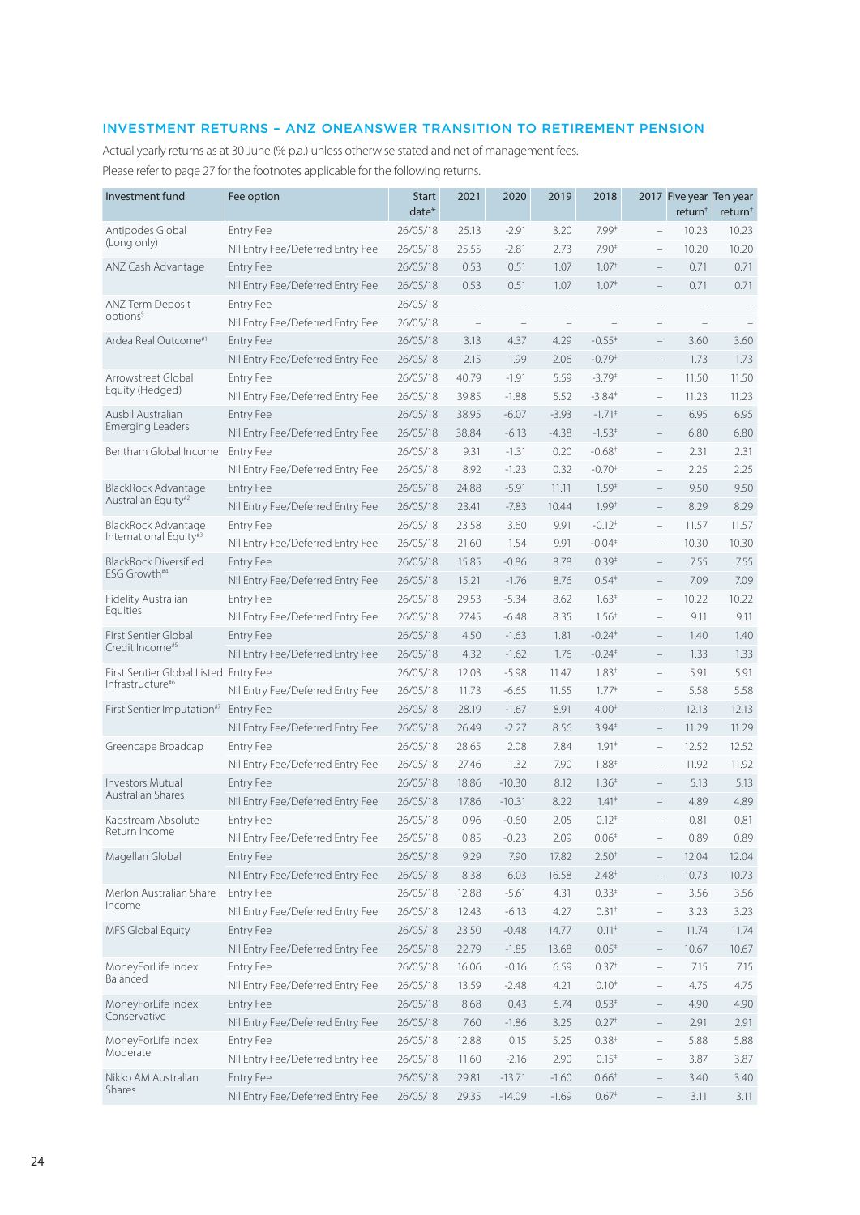## INVESTMENT RETURNS – ANZ ONEANSWER TRANSITION TO RETIREMENT PENSION

Actual yearly returns as at 30 June (% p.a.) unless otherwise stated and net of management fees.

Please refer to page 27 for the footnotes applicable for the following returns.

| Investment fund | Fee option | Start date* | 2021 | 2020 | 2019 | 2018 | 2017 | Five year return† | Ten year return† |
|---|---|---|---|---|---|---|---|---|---|
| Antipodes Global (Long only) | Entry Fee | 26/05/18 | 25.13 | -2.91 | 3.20 | 7.99‡ | – | 10.23 | 10.23 |
| | Nil Entry Fee/Deferred Entry Fee | 26/05/18 | 25.55 | -2.81 | 2.73 | 7.90‡ | – | 10.20 | 10.20 |
| ANZ Cash Advantage | Entry Fee | 26/05/18 | 0.53 | 0.51 | 1.07 | 1.07‡ | – | 0.71 | 0.71 |
| | Nil Entry Fee/Deferred Entry Fee | 26/05/18 | 0.53 | 0.51 | 1.07 | 1.07‡ | – | 0.71 | 0.71 |
| ANZ Term Deposit options§ | Entry Fee | 26/05/18 | – | – | – | – | – | – | – |
| | Nil Entry Fee/Deferred Entry Fee | 26/05/18 | – | – | – | – | – | – | – |
| Ardea Real Outcome#1 | Entry Fee | 26/05/18 | 3.13 | 4.37 | 4.29 | -0.55‡ | – | 3.60 | 3.60 |
| | Nil Entry Fee/Deferred Entry Fee | 26/05/18 | 2.15 | 1.99 | 2.06 | -0.79‡ | – | 1.73 | 1.73 |
| Arrowstreet Global Equity (Hedged) | Entry Fee | 26/05/18 | 40.79 | -1.91 | 5.59 | -3.79‡ | – | 11.50 | 11.50 |
| | Nil Entry Fee/Deferred Entry Fee | 26/05/18 | 39.85 | -1.88 | 5.52 | -3.84‡ | – | 11.23 | 11.23 |
| Ausbil Australian Emerging Leaders | Entry Fee | 26/05/18 | 38.95 | -6.07 | -3.93 | -1.71‡ | – | 6.95 | 6.95 |
| | Nil Entry Fee/Deferred Entry Fee | 26/05/18 | 38.84 | -6.13 | -4.38 | -1.53‡ | – | 6.80 | 6.80 |
| Bentham Global Income | Entry Fee | 26/05/18 | 9.31 | -1.31 | 0.20 | -0.68‡ | – | 2.31 | 2.31 |
| | Nil Entry Fee/Deferred Entry Fee | 26/05/18 | 8.92 | -1.23 | 0.32 | -0.70‡ | – | 2.25 | 2.25 |
| BlackRock Advantage Australian Equity#2 | Entry Fee | 26/05/18 | 24.88 | -5.91 | 11.11 | 1.59‡ | – | 9.50 | 9.50 |
| | Nil Entry Fee/Deferred Entry Fee | 26/05/18 | 23.41 | -7.83 | 10.44 | 1.99‡ | – | 8.29 | 8.29 |
| BlackRock Advantage International Equity#3 | Entry Fee | 26/05/18 | 23.58 | 3.60 | 9.91 | -0.12‡ | – | 11.57 | 11.57 |
| | Nil Entry Fee/Deferred Entry Fee | 26/05/18 | 21.60 | 1.54 | 9.91 | -0.04‡ | – | 10.30 | 10.30 |
| BlackRock Diversified ESG Growth#4 | Entry Fee | 26/05/18 | 15.85 | -0.86 | 8.78 | 0.39‡ | – | 7.55 | 7.55 |
| | Nil Entry Fee/Deferred Entry Fee | 26/05/18 | 15.21 | -1.76 | 8.76 | 0.54‡ | – | 7.09 | 7.09 |
| Fidelity Australian Equities | Entry Fee | 26/05/18 | 29.53 | -5.34 | 8.62 | 1.63‡ | – | 10.22 | 10.22 |
| | Nil Entry Fee/Deferred Entry Fee | 26/05/18 | 27.45 | -6.48 | 8.35 | 1.56‡ | – | 9.11 | 9.11 |
| First Sentier Global Credit Income#5 | Entry Fee | 26/05/18 | 4.50 | -1.63 | 1.81 | -0.24‡ | – | 1.40 | 1.40 |
| | Nil Entry Fee/Deferred Entry Fee | 26/05/18 | 4.32 | -1.62 | 1.76 | -0.24‡ | – | 1.33 | 1.33 |
| First Sentier Global Listed Infrastructure#6 | Entry Fee | 26/05/18 | 12.03 | -5.98 | 11.47 | 1.83‡ | – | 5.91 | 5.91 |
| | Nil Entry Fee/Deferred Entry Fee | 26/05/18 | 11.73 | -6.65 | 11.55 | 1.77‡ | – | 5.58 | 5.58 |
| First Sentier Imputation#7 | Entry Fee | 26/05/18 | 28.19 | -1.67 | 8.91 | 4.00‡ | – | 12.13 | 12.13 |
| | Nil Entry Fee/Deferred Entry Fee | 26/05/18 | 26.49 | -2.27 | 8.56 | 3.94‡ | – | 11.29 | 11.29 |
| Greencape Broadcap | Entry Fee | 26/05/18 | 28.65 | 2.08 | 7.84 | 1.91‡ | – | 12.52 | 12.52 |
| | Nil Entry Fee/Deferred Entry Fee | 26/05/18 | 27.46 | 1.32 | 7.90 | 1.88‡ | – | 11.92 | 11.92 |
| Investors Mutual Australian Shares | Entry Fee | 26/05/18 | 18.86 | -10.30 | 8.12 | 1.36‡ | – | 5.13 | 5.13 |
| | Nil Entry Fee/Deferred Entry Fee | 26/05/18 | 17.86 | -10.31 | 8.22 | 1.41‡ | – | 4.89 | 4.89 |
| Kapstream Absolute Return Income | Entry Fee | 26/05/18 | 0.96 | -0.60 | 2.05 | 0.12‡ | – | 0.81 | 0.81 |
| | Nil Entry Fee/Deferred Entry Fee | 26/05/18 | 0.85 | -0.23 | 2.09 | 0.06‡ | – | 0.89 | 0.89 |
| Magellan Global | Entry Fee | 26/05/18 | 9.29 | 7.90 | 17.82 | 2.50‡ | – | 12.04 | 12.04 |
| | Nil Entry Fee/Deferred Entry Fee | 26/05/18 | 8.38 | 6.03 | 16.58 | 2.48‡ | – | 10.73 | 10.73 |
| Merlon Australian Share Income | Entry Fee | 26/05/18 | 12.88 | -5.61 | 4.31 | 0.33‡ | – | 3.56 | 3.56 |
| | Nil Entry Fee/Deferred Entry Fee | 26/05/18 | 12.43 | -6.13 | 4.27 | 0.31‡ | – | 3.23 | 3.23 |
| MFS Global Equity | Entry Fee | 26/05/18 | 23.50 | -0.48 | 14.77 | 0.11‡ | – | 11.74 | 11.74 |
| | Nil Entry Fee/Deferred Entry Fee | 26/05/18 | 22.79 | -1.85 | 13.68 | 0.05‡ | – | 10.67 | 10.67 |
| MoneyForLife Index Balanced | Entry Fee | 26/05/18 | 16.06 | -0.16 | 6.59 | 0.37‡ | – | 7.15 | 7.15 |
| | Nil Entry Fee/Deferred Entry Fee | 26/05/18 | 13.59 | -2.48 | 4.21 | 0.10‡ | – | 4.75 | 4.75 |
| MoneyForLife Index Conservative | Entry Fee | 26/05/18 | 8.68 | 0.43 | 5.74 | 0.53‡ | – | 4.90 | 4.90 |
| | Nil Entry Fee/Deferred Entry Fee | 26/05/18 | 7.60 | -1.86 | 3.25 | 0.27‡ | – | 2.91 | 2.91 |
| MoneyForLife Index Moderate | Entry Fee | 26/05/18 | 12.88 | 0.15 | 5.25 | 0.38‡ | – | 5.88 | 5.88 |
| | Nil Entry Fee/Deferred Entry Fee | 26/05/18 | 11.60 | -2.16 | 2.90 | 0.15‡ | – | 3.87 | 3.87 |
| Nikko AM Australian Shares | Entry Fee | 26/05/18 | 29.81 | -13.71 | -1.60 | 0.66‡ | – | 3.40 | 3.40 |
| | Nil Entry Fee/Deferred Entry Fee | 26/05/18 | 29.35 | -14.09 | -1.69 | 0.67‡ | – | 3.11 | 3.11 |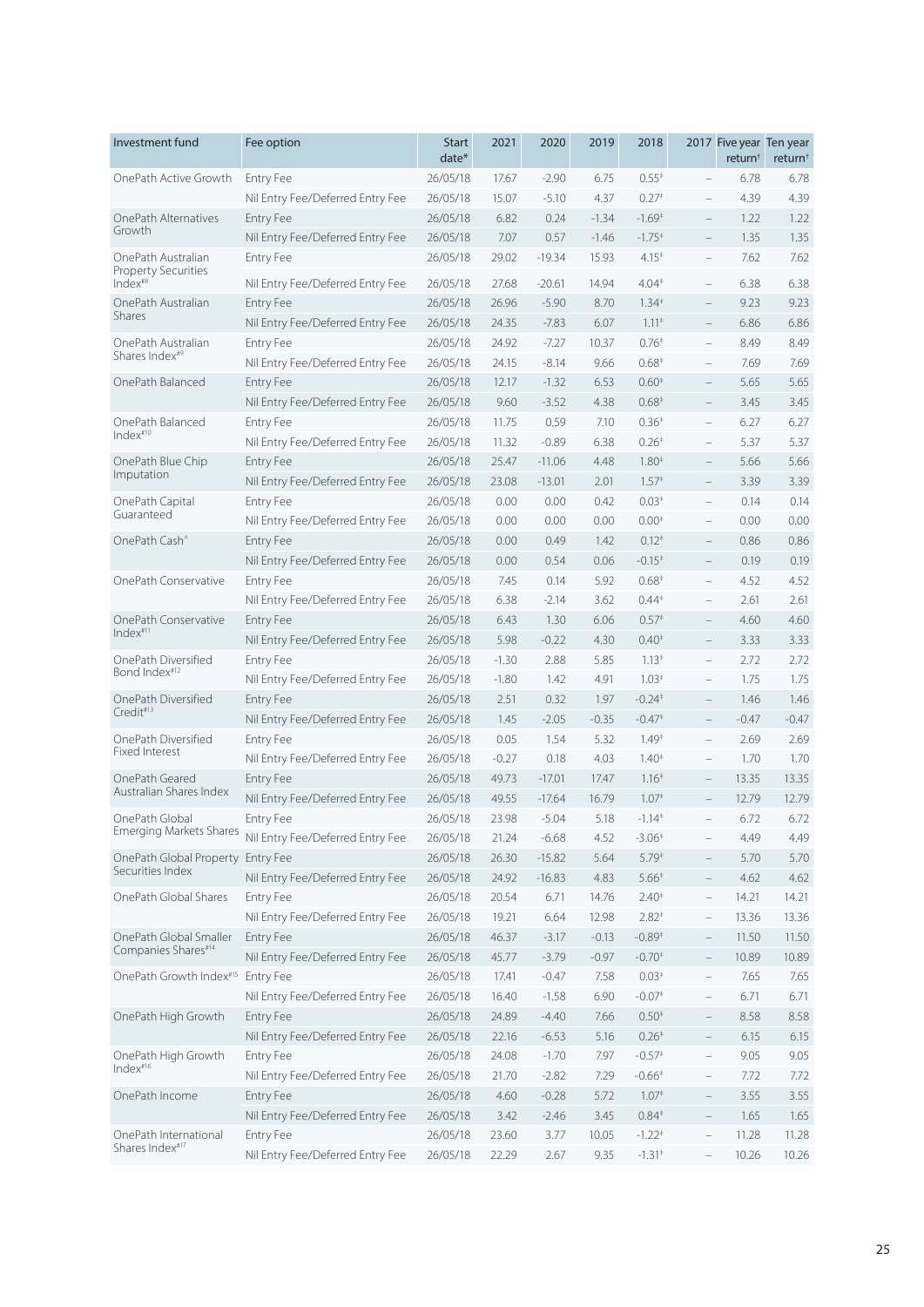| Investment fund | Fee option | Start date* | 2021 | 2020 | 2019 | 2018 | 2017 | Five year return† | Ten year return† |
|---|---|---|---|---|---|---|---|---|---|
| OnePath Active Growth | Entry Fee | 26/05/18 | 17.67 | -2.90 | 6.75 | 0.55‡ | – | 6.78 | 6.78 |
| | Nil Entry Fee/Deferred Entry Fee | 26/05/18 | 15.07 | -5.10 | 4.37 | 0.27‡ | – | 4.39 | 4.39 |
| OnePath Alternatives Growth | Entry Fee | 26/05/18 | 6.82 | 0.24 | -1.34 | -1.69‡ | – | 1.22 | 1.22 |
| | Nil Entry Fee/Deferred Entry Fee | 26/05/18 | 7.07 | 0.57 | -1.46 | -1.75‡ | – | 1.35 | 1.35 |
| OnePath Australian Property Securities Index#8 | Entry Fee | 26/05/18 | 29.02 | -19.34 | 15.93 | 4.15‡ | – | 7.62 | 7.62 |
| | Nil Entry Fee/Deferred Entry Fee | 26/05/18 | 27.68 | -20.61 | 14.94 | 4.04‡ | – | 6.38 | 6.38 |
| OnePath Australian Shares | Entry Fee | 26/05/18 | 26.96 | -5.90 | 8.70 | 1.34‡ | – | 9.23 | 9.23 |
| | Nil Entry Fee/Deferred Entry Fee | 26/05/18 | 24.35 | -7.83 | 6.07 | 1.11‡ | – | 6.86 | 6.86 |
| OnePath Australian Shares Index#9 | Entry Fee | 26/05/18 | 24.92 | -7.27 | 10.37 | 0.76‡ | – | 8.49 | 8.49 |
| | Nil Entry Fee/Deferred Entry Fee | 26/05/18 | 24.15 | -8.14 | 9.66 | 0.68‡ | – | 7.69 | 7.69 |
| OnePath Balanced | Entry Fee | 26/05/18 | 12.17 | -1.32 | 6.53 | 0.60‡ | – | 5.65 | 5.65 |
| | Nil Entry Fee/Deferred Entry Fee | 26/05/18 | 9.60 | -3.52 | 4.38 | 0.68‡ | – | 3.45 | 3.45 |
| OnePath Balanced Index#10 | Entry Fee | 26/05/18 | 11.75 | 0.59 | 7.10 | 0.36‡ | – | 6.27 | 6.27 |
| | Nil Entry Fee/Deferred Entry Fee | 26/05/18 | 11.32 | -0.89 | 6.38 | 0.26‡ | – | 5.37 | 5.37 |
| OnePath Blue Chip Imputation | Entry Fee | 26/05/18 | 25.47 | -11.06 | 4.48 | 1.80‡ | – | 5.66 | 5.66 |
| | Nil Entry Fee/Deferred Entry Fee | 26/05/18 | 23.08 | -13.01 | 2.01 | 1.57‡ | – | 3.39 | 3.39 |
| OnePath Capital Guaranteed | Entry Fee | 26/05/18 | 0.00 | 0.00 | 0.42 | 0.03‡ | – | 0.14 | 0.14 |
| | Nil Entry Fee/Deferred Entry Fee | 26/05/18 | 0.00 | 0.00 | 0.00 | 0.00‡ | – | 0.00 | 0.00 |
| OnePath Cash^ | Entry Fee | 26/05/18 | 0.00 | 0.49 | 1.42 | 0.12‡ | – | 0.86 | 0.86 |
| | Nil Entry Fee/Deferred Entry Fee | 26/05/18 | 0.00 | 0.54 | 0.06 | -0.15‡ | – | 0.19 | 0.19 |
| OnePath Conservative | Entry Fee | 26/05/18 | 7.45 | 0.14 | 5.92 | 0.68‡ | – | 4.52 | 4.52 |
| | Nil Entry Fee/Deferred Entry Fee | 26/05/18 | 6.38 | -2.14 | 3.62 | 0.44‡ | – | 2.61 | 2.61 |
| OnePath Conservative Index#11 | Entry Fee | 26/05/18 | 6.43 | 1.30 | 6.06 | 0.57‡ | – | 4.60 | 4.60 |
| | Nil Entry Fee/Deferred Entry Fee | 26/05/18 | 5.98 | -0.22 | 4.30 | 0.40‡ | – | 3.33 | 3.33 |
| OnePath Diversified Bond Index#12 | Entry Fee | 26/05/18 | -1.30 | 2.88 | 5.85 | 1.13‡ | – | 2.72 | 2.72 |
| | Nil Entry Fee/Deferred Entry Fee | 26/05/18 | -1.80 | 1.42 | 4.91 | 1.03‡ | – | 1.75 | 1.75 |
| OnePath Diversified Credit#13 | Entry Fee | 26/05/18 | 2.51 | 0.32 | 1.97 | -0.24‡ | – | 1.46 | 1.46 |
| | Nil Entry Fee/Deferred Entry Fee | 26/05/18 | 1.45 | -2.05 | -0.35 | -0.47‡ | – | -0.47 | -0.47 |
| OnePath Diversified Fixed Interest | Entry Fee | 26/05/18 | 0.05 | 1.54 | 5.32 | 1.49‡ | – | 2.69 | 2.69 |
| | Nil Entry Fee/Deferred Entry Fee | 26/05/18 | -0.27 | 0.18 | 4.03 | 1.40‡ | – | 1.70 | 1.70 |
| OnePath Geared Australian Shares Index | Entry Fee | 26/05/18 | 49.73 | -17.01 | 17.47 | 1.16‡ | – | 13.35 | 13.35 |
| | Nil Entry Fee/Deferred Entry Fee | 26/05/18 | 49.55 | -17.64 | 16.79 | 1.07‡ | – | 12.79 | 12.79 |
| OnePath Global Emerging Markets Shares | Entry Fee | 26/05/18 | 23.98 | -5.04 | 5.18 | -1.14‡ | – | 6.72 | 6.72 |
| | Nil Entry Fee/Deferred Entry Fee | 26/05/18 | 21.24 | -6.68 | 4.52 | -3.06‡ | – | 4.49 | 4.49 |
| OnePath Global Property Securities Index | Entry Fee | 26/05/18 | 26.30 | -15.82 | 5.64 | 5.79‡ | – | 5.70 | 5.70 |
| | Nil Entry Fee/Deferred Entry Fee | 26/05/18 | 24.92 | -16.83 | 4.83 | 5.66‡ | – | 4.62 | 4.62 |
| OnePath Global Shares | Entry Fee | 26/05/18 | 20.54 | 6.71 | 14.76 | 2.40‡ | – | 14.21 | 14.21 |
| | Nil Entry Fee/Deferred Entry Fee | 26/05/18 | 19.21 | 6.64 | 12.98 | 2.82‡ | – | 13.36 | 13.36 |
| OnePath Global Smaller Companies Shares#14 | Entry Fee | 26/05/18 | 46.37 | -3.17 | -0.13 | -0.89‡ | – | 11.50 | 11.50 |
| | Nil Entry Fee/Deferred Entry Fee | 26/05/18 | 45.77 | -3.79 | -0.97 | -0.70‡ | – | 10.89 | 10.89 |
| OnePath Growth Index#15 | Entry Fee | 26/05/18 | 17.41 | -0.47 | 7.58 | 0.03‡ | – | 7.65 | 7.65 |
| | Nil Entry Fee/Deferred Entry Fee | 26/05/18 | 16.40 | -1.58 | 6.90 | -0.07‡ | – | 6.71 | 6.71 |
| OnePath High Growth | Entry Fee | 26/05/18 | 24.89 | -4.40 | 7.66 | 0.50‡ | – | 8.58 | 8.58 |
| | Nil Entry Fee/Deferred Entry Fee | 26/05/18 | 22.16 | -6.53 | 5.16 | 0.26‡ | – | 6.15 | 6.15 |
| OnePath High Growth Index#16 | Entry Fee | 26/05/18 | 24.08 | -1.70 | 7.97 | -0.57‡ | – | 9.05 | 9.05 |
| | Nil Entry Fee/Deferred Entry Fee | 26/05/18 | 21.70 | -2.82 | 7.29 | -0.66‡ | – | 7.72 | 7.72 |
| OnePath Income | Entry Fee | 26/05/18 | 4.60 | -0.28 | 5.72 | 1.07‡ | – | 3.55 | 3.55 |
| | Nil Entry Fee/Deferred Entry Fee | 26/05/18 | 3.42 | -2.46 | 3.45 | 0.84‡ | – | 1.65 | 1.65 |
| OnePath International Shares Index#17 | Entry Fee | 26/05/18 | 23.60 | 3.77 | 10.05 | -1.22‡ | – | 11.28 | 11.28 |
| | Nil Entry Fee/Deferred Entry Fee | 26/05/18 | 22.29 | 2.67 | 9.35 | -1.31‡ | – | 10.26 | 10.26 |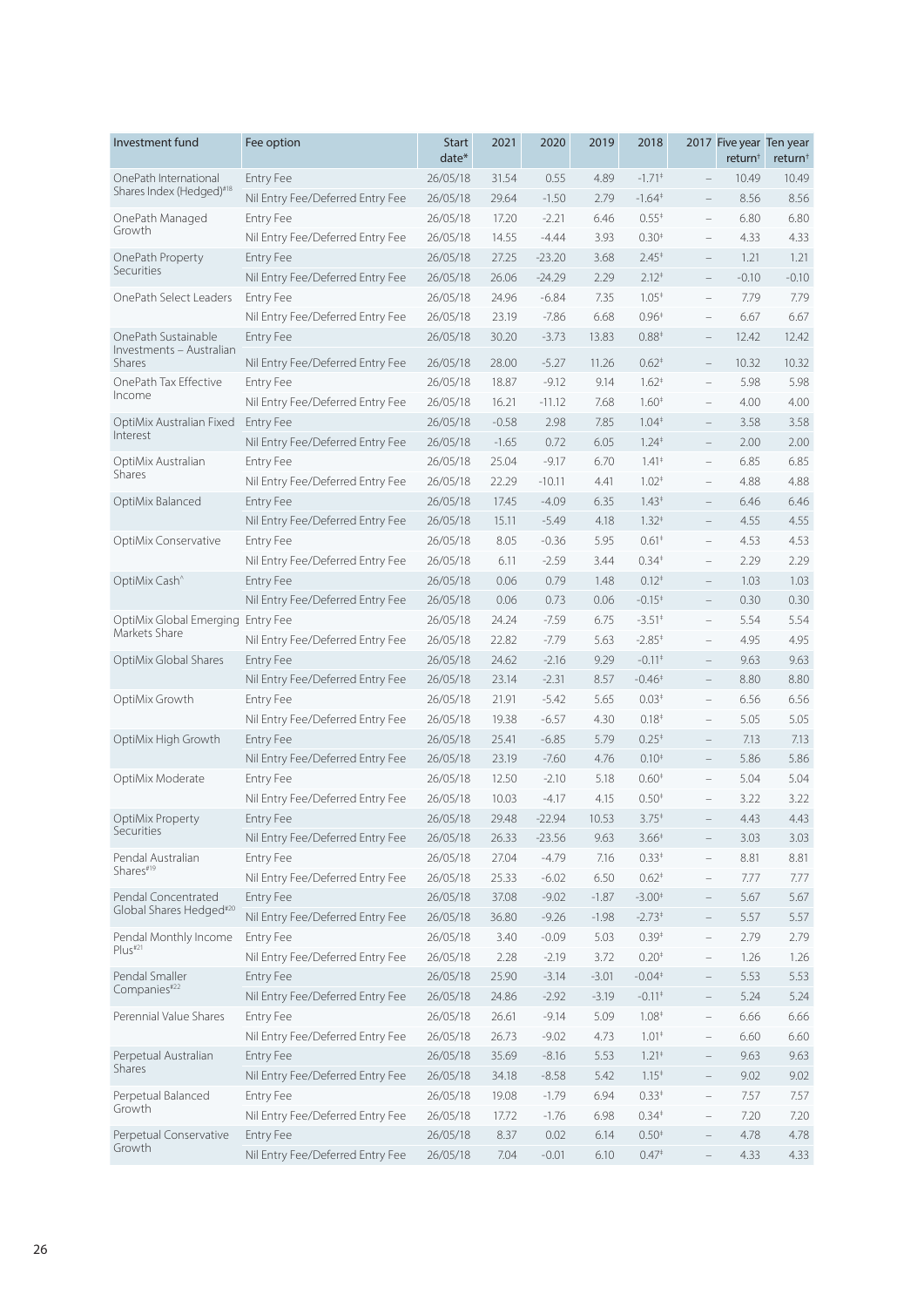| Investment fund | Fee option | Start date* | 2021 | 2020 | 2019 | 2018 | 2017 | Five year return† | Ten year return† |
|---|---|---|---|---|---|---|---|---|---|
| OnePath International Shares Index (Hedged)#18 | Entry Fee | 26/05/18 | 31.54 | 0.55 | 4.89 | -1.71‡ | – | 10.49 | 10.49 |
| | Nil Entry Fee/Deferred Entry Fee | 26/05/18 | 29.64 | -1.50 | 2.79 | -1.64‡ | – | 8.56 | 8.56 |
| OnePath Managed Growth | Entry Fee | 26/05/18 | 17.20 | -2.21 | 6.46 | 0.55‡ | – | 6.80 | 6.80 |
| | Nil Entry Fee/Deferred Entry Fee | 26/05/18 | 14.55 | -4.44 | 3.93 | 0.30‡ | – | 4.33 | 4.33 |
| OnePath Property Securities | Entry Fee | 26/05/18 | 27.25 | -23.20 | 3.68 | 2.45‡ | – | 1.21 | 1.21 |
| | Nil Entry Fee/Deferred Entry Fee | 26/05/18 | 26.06 | -24.29 | 2.29 | 2.12‡ | – | -0.10 | -0.10 |
| OnePath Select Leaders | Entry Fee | 26/05/18 | 24.96 | -6.84 | 7.35 | 1.05‡ | – | 7.79 | 7.79 |
| | Nil Entry Fee/Deferred Entry Fee | 26/05/18 | 23.19 | -7.86 | 6.68 | 0.96‡ | – | 6.67 | 6.67 |
| OnePath Sustainable Investments – Australian Shares | Entry Fee | 26/05/18 | 30.20 | -3.73 | 13.83 | 0.88‡ | – | 12.42 | 12.42 |
| | Nil Entry Fee/Deferred Entry Fee | 26/05/18 | 28.00 | -5.27 | 11.26 | 0.62‡ | – | 10.32 | 10.32 |
| OnePath Tax Effective Income | Entry Fee | 26/05/18 | 18.87 | -9.12 | 9.14 | 1.62‡ | – | 5.98 | 5.98 |
| | Nil Entry Fee/Deferred Entry Fee | 26/05/18 | 16.21 | -11.12 | 7.68 | 1.60‡ | – | 4.00 | 4.00 |
| OptiMix Australian Fixed Interest | Entry Fee | 26/05/18 | -0.58 | 2.98 | 7.85 | 1.04‡ | – | 3.58 | 3.58 |
| | Nil Entry Fee/Deferred Entry Fee | 26/05/18 | -1.65 | 0.72 | 6.05 | 1.24‡ | – | 2.00 | 2.00 |
| OptiMix Australian Shares | Entry Fee | 26/05/18 | 25.04 | -9.17 | 6.70 | 1.41‡ | – | 6.85 | 6.85 |
| | Nil Entry Fee/Deferred Entry Fee | 26/05/18 | 22.29 | -10.11 | 4.41 | 1.02‡ | – | 4.88 | 4.88 |
| OptiMix Balanced | Entry Fee | 26/05/18 | 17.45 | -4.09 | 6.35 | 1.43‡ | – | 6.46 | 6.46 |
| | Nil Entry Fee/Deferred Entry Fee | 26/05/18 | 15.11 | -5.49 | 4.18 | 1.32‡ | – | 4.55 | 4.55 |
| OptiMix Conservative | Entry Fee | 26/05/18 | 8.05 | -0.36 | 5.95 | 0.61‡ | – | 4.53 | 4.53 |
| | Nil Entry Fee/Deferred Entry Fee | 26/05/18 | 6.11 | -2.59 | 3.44 | 0.34‡ | – | 2.29 | 2.29 |
| OptiMix Cash^ | Entry Fee | 26/05/18 | 0.06 | 0.79 | 1.48 | 0.12‡ | – | 1.03 | 1.03 |
| | Nil Entry Fee/Deferred Entry Fee | 26/05/18 | 0.06 | 0.73 | 0.06 | -0.15‡ | – | 0.30 | 0.30 |
| OptiMix Global Emerging Markets Share | Entry Fee | 26/05/18 | 24.24 | -7.59 | 6.75 | -3.51‡ | – | 5.54 | 5.54 |
| | Nil Entry Fee/Deferred Entry Fee | 26/05/18 | 22.82 | -7.79 | 5.63 | -2.85‡ | – | 4.95 | 4.95 |
| OptiMix Global Shares | Entry Fee | 26/05/18 | 24.62 | -2.16 | 9.29 | -0.11‡ | – | 9.63 | 9.63 |
| | Nil Entry Fee/Deferred Entry Fee | 26/05/18 | 23.14 | -2.31 | 8.57 | -0.46‡ | – | 8.80 | 8.80 |
| OptiMix Growth | Entry Fee | 26/05/18 | 21.91 | -5.42 | 5.65 | 0.03‡ | – | 6.56 | 6.56 |
| | Nil Entry Fee/Deferred Entry Fee | 26/05/18 | 19.38 | -6.57 | 4.30 | 0.18‡ | – | 5.05 | 5.05 |
| OptiMix High Growth | Entry Fee | 26/05/18 | 25.41 | -6.85 | 5.79 | 0.25‡ | – | 7.13 | 7.13 |
| | Nil Entry Fee/Deferred Entry Fee | 26/05/18 | 23.19 | -7.60 | 4.76 | 0.10‡ | – | 5.86 | 5.86 |
| OptiMix Moderate | Entry Fee | 26/05/18 | 12.50 | -2.10 | 5.18 | 0.60‡ | – | 5.04 | 5.04 |
| | Nil Entry Fee/Deferred Entry Fee | 26/05/18 | 10.03 | -4.17 | 4.15 | 0.50‡ | – | 3.22 | 3.22 |
| OptiMix Property Securities | Entry Fee | 26/05/18 | 29.48 | -22.94 | 10.53 | 3.75‡ | – | 4.43 | 4.43 |
| | Nil Entry Fee/Deferred Entry Fee | 26/05/18 | 26.33 | -23.56 | 9.63 | 3.66‡ | – | 3.03 | 3.03 |
| Pendal Australian Shares#19 | Entry Fee | 26/05/18 | 27.04 | -4.79 | 7.16 | 0.33‡ | – | 8.81 | 8.81 |
| | Nil Entry Fee/Deferred Entry Fee | 26/05/18 | 25.33 | -6.02 | 6.50 | 0.62‡ | – | 7.77 | 7.77 |
| Pendal Concentrated Global Shares Hedged#20 | Entry Fee | 26/05/18 | 37.08 | -9.02 | -1.87 | -3.00‡ | – | 5.67 | 5.67 |
| | Nil Entry Fee/Deferred Entry Fee | 26/05/18 | 36.80 | -9.26 | -1.98 | -2.73‡ | – | 5.57 | 5.57 |
| Pendal Monthly Income Plus#21 | Entry Fee | 26/05/18 | 3.40 | -0.09 | 5.03 | 0.39‡ | – | 2.79 | 2.79 |
| | Nil Entry Fee/Deferred Entry Fee | 26/05/18 | 2.28 | -2.19 | 3.72 | 0.20‡ | – | 1.26 | 1.26 |
| Pendal Smaller Companies#22 | Entry Fee | 26/05/18 | 25.90 | -3.14 | -3.01 | -0.04‡ | – | 5.53 | 5.53 |
| | Nil Entry Fee/Deferred Entry Fee | 26/05/18 | 24.86 | -2.92 | -3.19 | -0.11‡ | – | 5.24 | 5.24 |
| Perennial Value Shares | Entry Fee | 26/05/18 | 26.61 | -9.14 | 5.09 | 1.08‡ | – | 6.66 | 6.66 |
| | Nil Entry Fee/Deferred Entry Fee | 26/05/18 | 26.73 | -9.02 | 4.73 | 1.01‡ | – | 6.60 | 6.60 |
| Perpetual Australian Shares | Entry Fee | 26/05/18 | 35.69 | -8.16 | 5.53 | 1.21‡ | – | 9.63 | 9.63 |
| | Nil Entry Fee/Deferred Entry Fee | 26/05/18 | 34.18 | -8.58 | 5.42 | 1.15‡ | – | 9.02 | 9.02 |
| Perpetual Balanced Growth | Entry Fee | 26/05/18 | 19.08 | -1.79 | 6.94 | 0.33‡ | – | 7.57 | 7.57 |
| | Nil Entry Fee/Deferred Entry Fee | 26/05/18 | 17.72 | -1.76 | 6.98 | 0.34‡ | – | 7.20 | 7.20 |
| Perpetual Conservative Growth | Entry Fee | 26/05/18 | 8.37 | 0.02 | 6.14 | 0.50‡ | – | 4.78 | 4.78 |
| | Nil Entry Fee/Deferred Entry Fee | 26/05/18 | 7.04 | -0.01 | 6.10 | 0.47‡ | – | 4.33 | 4.33 |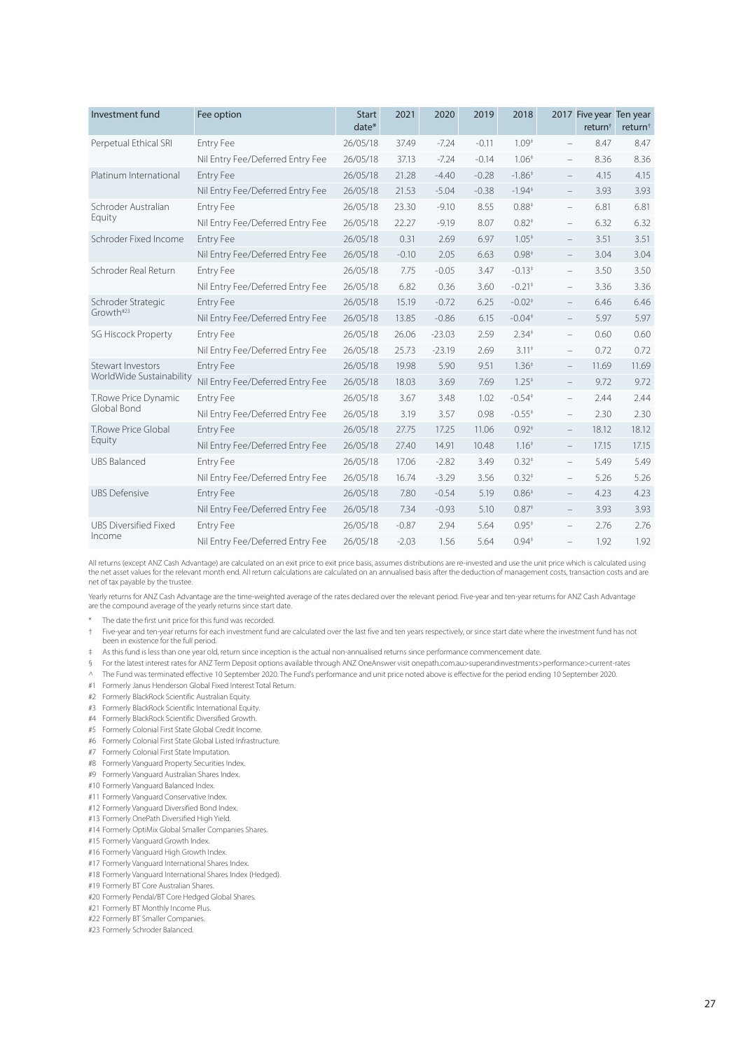| Investment fund | Fee option | Start date* | 2021 | 2020 | 2019 | 2018 | 2017 | Five year return† | Ten year return† |
|---|---|---|---|---|---|---|---|---|---|
| Perpetual Ethical SRI | Entry Fee | 26/05/18 | 37.49 | -7.24 | -0.11 | 1.09‡ | – | 8.47 | 8.47 |
| | Nil Entry Fee/Deferred Entry Fee | 26/05/18 | 37.13 | -7.24 | -0.14 | 1.06‡ | – | 8.36 | 8.36 |
| Platinum International | Entry Fee | 26/05/18 | 21.28 | -4.40 | -0.28 | -1.86‡ | – | 4.15 | 4.15 |
| | Nil Entry Fee/Deferred Entry Fee | 26/05/18 | 21.53 | -5.04 | -0.38 | -1.94‡ | – | 3.93 | 3.93 |
| Schroder Australian Equity | Entry Fee | 26/05/18 | 23.30 | -9.10 | 8.55 | 0.88‡ | – | 6.81 | 6.81 |
| | Nil Entry Fee/Deferred Entry Fee | 26/05/18 | 22.27 | -9.19 | 8.07 | 0.82‡ | – | 6.32 | 6.32 |
| Schroder Fixed Income | Entry Fee | 26/05/18 | 0.31 | 2.69 | 6.97 | 1.05‡ | – | 3.51 | 3.51 |
| | Nil Entry Fee/Deferred Entry Fee | 26/05/18 | -0.10 | 2.05 | 6.63 | 0.98‡ | – | 3.04 | 3.04 |
| Schroder Real Return | Entry Fee | 26/05/18 | 7.75 | -0.05 | 3.47 | -0.13‡ | – | 3.50 | 3.50 |
| | Nil Entry Fee/Deferred Entry Fee | 26/05/18 | 6.82 | 0.36 | 3.60 | -0.21‡ | – | 3.36 | 3.36 |
| Schroder Strategic Growth#23 | Entry Fee | 26/05/18 | 15.19 | -0.72 | 6.25 | -0.02‡ | – | 6.46 | 6.46 |
| | Nil Entry Fee/Deferred Entry Fee | 26/05/18 | 13.85 | -0.86 | 6.15 | -0.04‡ | – | 5.97 | 5.97 |
| SG Hiscock Property | Entry Fee | 26/05/18 | 26.06 | -23.03 | 2.59 | 2.34‡ | – | 0.60 | 0.60 |
| | Nil Entry Fee/Deferred Entry Fee | 26/05/18 | 25.73 | -23.19 | 2.69 | 3.11‡ | – | 0.72 | 0.72 |
| Stewart Investors WorldWide Sustainability | Entry Fee | 26/05/18 | 19.98 | 5.90 | 9.51 | 1.36‡ | – | 11.69 | 11.69 |
| | Nil Entry Fee/Deferred Entry Fee | 26/05/18 | 18.03 | 3.69 | 7.69 | 1.25‡ | – | 9.72 | 9.72 |
| T.Rowe Price Dynamic Global Bond | Entry Fee | 26/05/18 | 3.67 | 3.48 | 1.02 | -0.54‡ | – | 2.44 | 2.44 |
| | Nil Entry Fee/Deferred Entry Fee | 26/05/18 | 3.19 | 3.57 | 0.98 | -0.55‡ | – | 2.30 | 2.30 |
| T.Rowe Price Global Equity | Entry Fee | 26/05/18 | 27.75 | 17.25 | 11.06 | 0.92‡ | – | 18.12 | 18.12 |
| | Nil Entry Fee/Deferred Entry Fee | 26/05/18 | 27.40 | 14.91 | 10.48 | 1.16‡ | – | 17.15 | 17.15 |
| UBS Balanced | Entry Fee | 26/05/18 | 17.06 | -2.82 | 3.49 | 0.32‡ | – | 5.49 | 5.49 |
| | Nil Entry Fee/Deferred Entry Fee | 26/05/18 | 16.74 | -3.29 | 3.56 | 0.32‡ | – | 5.26 | 5.26 |
| UBS Defensive | Entry Fee | 26/05/18 | 7.80 | -0.54 | 5.19 | 0.86‡ | – | 4.23 | 4.23 |
| | Nil Entry Fee/Deferred Entry Fee | 26/05/18 | 7.34 | -0.93 | 5.10 | 0.87‡ | – | 3.93 | 3.93 |
| UBS Diversified Fixed Income | Entry Fee | 26/05/18 | -0.87 | 2.94 | 5.64 | 0.95‡ | – | 2.76 | 2.76 |
| | Nil Entry Fee/Deferred Entry Fee | 26/05/18 | -2.03 | 1.56 | 5.64 | 0.94‡ | – | 1.92 | 1.92 |

All returns (except ANZ Cash Advantage) are calculated on an exit price to exit price basis, assumes distributions are re-invested and use the unit price which is calculated using the net asset values for the relevant month end. All return calculations are calculated on an annualised basis after the deduction of management costs, transaction costs and are net of tax payable by the trustee.

Yearly returns for ANZ Cash Advantage are the time-weighted average of the rates declared over the relevant period. Five-year and ten-year returns for ANZ Cash Advantage are the compound average of the yearly returns since start date.

\* The date the first unit price for this fund was recorded.

† Five-year and ten-year returns for each investment fund are calculated over the last five and ten years respectively, or since start date where the investment fund has not been in existence for the full period.

‡ As this fund is less than one year old, return since inception is the actual non-annualised returns since performance commencement date.

§ For the latest interest rates for ANZ Term Deposit options available through ANZ OneAnswer visit onepath.com.au>superandinvestments>performance>current-rates

^ The Fund was terminated effective 10 September 2020. The Fund's performance and unit price noted above is effective for the period ending 10 September 2020.

#1 Formerly Janus Henderson Global Fixed Interest Total Return.
#2 Formerly BlackRock Scientific Australian Equity.
#3 Formerly BlackRock Scientific International Equity.
#4 Formerly BlackRock Scientific Diversified Growth.
#5 Formerly Colonial First State Global Credit Income.
#6 Formerly Colonial First State Global Listed Infrastructure.
#7 Formerly Colonial First State Imputation.
#8 Formerly Vanguard Property Securities Index.
#9 Formerly Vanguard Australian Shares Index.
#10 Formerly Vanguard Balanced Index.
#11 Formerly Vanguard Conservative Index.
#12 Formerly Vanguard Diversified Bond Index.
#13 Formerly OnePath Diversified High Yield.
#14 Formerly OptiMix Global Smaller Companies Shares.
#15 Formerly Vanguard Growth Index.
#16 Formerly Vanguard High Growth Index.
#17 Formerly Vanguard International Shares Index.
#18 Formerly Vanguard International Shares Index (Hedged).
#19 Formerly BT Core Australian Shares.
#20 Formerly Pendal/BT Core Hedged Global Shares.
#21 Formerly BT Monthly Income Plus.
#22 Formerly BT Smaller Companies.
#23 Formerly Schroder Balanced.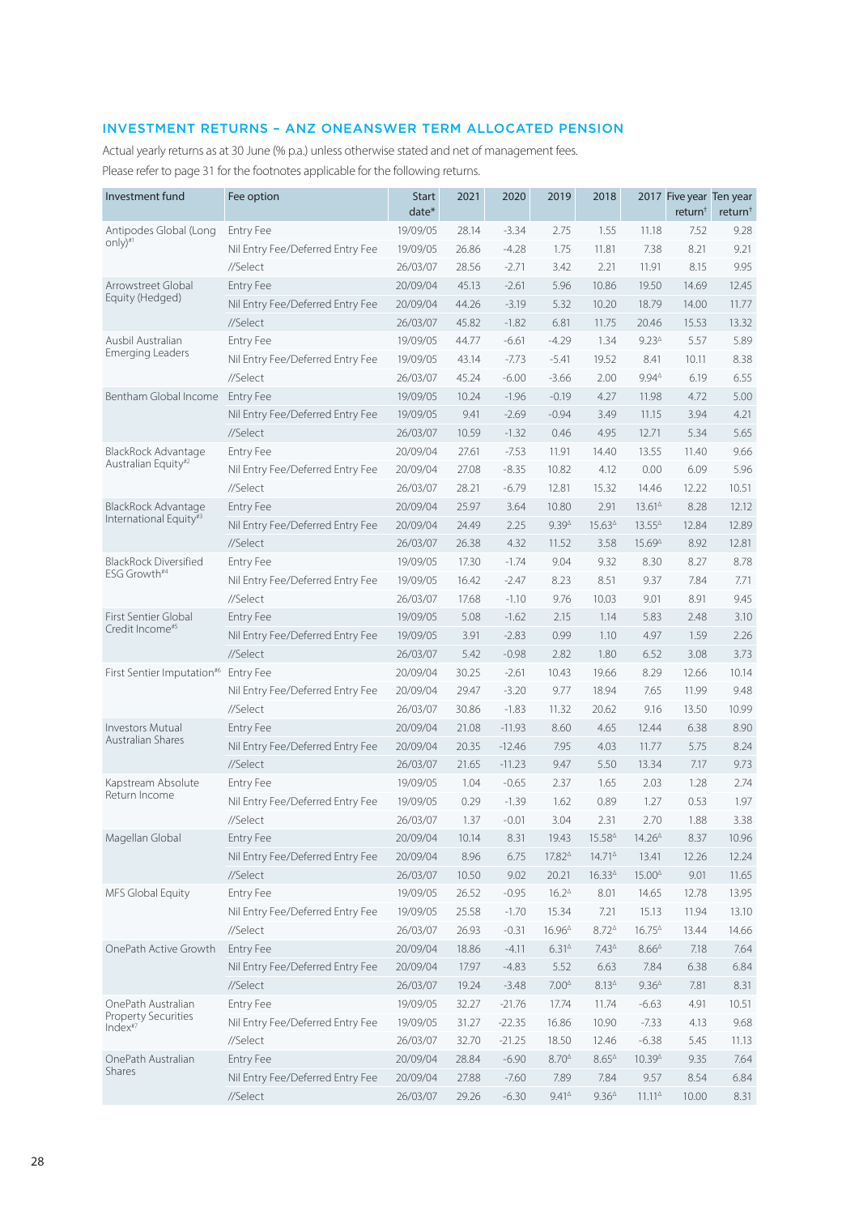## INVESTMENT RETURNS – ANZ ONEANSWER TERM ALLOCATED PENSION

Actual yearly returns as at 30 June (% p.a.) unless otherwise stated and net of management fees.

Please refer to page 31 for the footnotes applicable for the following returns.

| Investment fund | Fee option | Start date* | 2021 | 2020 | 2019 | 2018 | 2017 | Five year return† | Ten year return† |
|---|---|---|---|---|---|---|---|---|---|
| Antipodes Global (Long only)#1 | Entry Fee | 19/09/05 | 28.14 | -3.34 | 2.75 | 1.55 | 11.18 | 7.52 | 9.28 |
| | Nil Entry Fee/Deferred Entry Fee | 19/09/05 | 26.86 | -4.28 | 1.75 | 11.81 | 7.38 | 8.21 | 9.21 |
| | //Select | 26/03/07 | 28.56 | -2.71 | 3.42 | 2.21 | 11.91 | 8.15 | 9.95 |
| Arrowstreet Global Equity (Hedged) | Entry Fee | 20/09/04 | 45.13 | -2.61 | 5.96 | 10.86 | 19.50 | 14.69 | 12.45 |
| | Nil Entry Fee/Deferred Entry Fee | 20/09/04 | 44.26 | -3.19 | 5.32 | 10.20 | 18.79 | 14.00 | 11.77 |
| | //Select | 26/03/07 | 45.82 | -1.82 | 6.81 | 11.75 | 20.46 | 15.53 | 13.32 |
| Ausbil Australian Emerging Leaders | Entry Fee | 19/09/05 | 44.77 | -6.61 | -4.29 | 1.34 | 9.23Δ | 5.57 | 5.89 |
| | Nil Entry Fee/Deferred Entry Fee | 19/09/05 | 43.14 | -7.73 | -5.41 | 19.52 | 8.41 | 10.11 | 8.38 |
| | //Select | 26/03/07 | 45.24 | -6.00 | -3.66 | 2.00 | 9.94Δ | 6.19 | 6.55 |
| Bentham Global Income | Entry Fee | 19/09/05 | 10.24 | -1.96 | -0.19 | 4.27 | 11.98 | 4.72 | 5.00 |
| | Nil Entry Fee/Deferred Entry Fee | 19/09/05 | 9.41 | -2.69 | -0.94 | 3.49 | 11.15 | 3.94 | 4.21 |
| | //Select | 26/03/07 | 10.59 | -1.32 | 0.46 | 4.95 | 12.71 | 5.34 | 5.65 |
| BlackRock Advantage Australian Equity#2 | Entry Fee | 20/09/04 | 27.61 | -7.53 | 11.91 | 14.40 | 13.55 | 11.40 | 9.66 |
| | Nil Entry Fee/Deferred Entry Fee | 20/09/04 | 27.08 | -8.35 | 10.82 | 4.12 | 0.00 | 6.09 | 5.96 |
| | //Select | 26/03/07 | 28.21 | -6.79 | 12.81 | 15.32 | 14.46 | 12.22 | 10.51 |
| BlackRock Advantage International Equity#3 | Entry Fee | 20/09/04 | 25.97 | 3.64 | 10.80 | 2.91 | 13.61Δ | 8.28 | 12.12 |
| | Nil Entry Fee/Deferred Entry Fee | 20/09/04 | 24.49 | 2.25 | 9.39Δ | 15.63Δ | 13.55Δ | 12.84 | 12.89 |
| | //Select | 26/03/07 | 26.38 | 4.32 | 11.52 | 3.58 | 15.69Δ | 8.92 | 12.81 |
| BlackRock Diversified ESG Growth#4 | Entry Fee | 19/09/05 | 17.30 | -1.74 | 9.04 | 9.32 | 8.30 | 8.27 | 8.78 |
| | Nil Entry Fee/Deferred Entry Fee | 19/09/05 | 16.42 | -2.47 | 8.23 | 8.51 | 9.37 | 7.84 | 7.71 |
| | //Select | 26/03/07 | 17.68 | -1.10 | 9.76 | 10.03 | 9.01 | 8.91 | 9.45 |
| First Sentier Global Credit Income#5 | Entry Fee | 19/09/05 | 5.08 | -1.62 | 2.15 | 1.14 | 5.83 | 2.48 | 3.10 |
| | Nil Entry Fee/Deferred Entry Fee | 19/09/05 | 3.91 | -2.83 | 0.99 | 1.10 | 4.97 | 1.59 | 2.26 |
| | //Select | 26/03/07 | 5.42 | -0.98 | 2.82 | 1.80 | 6.52 | 3.08 | 3.73 |
| First Sentier Imputation#6 | Entry Fee | 20/09/04 | 30.25 | -2.61 | 10.43 | 19.66 | 8.29 | 12.66 | 10.14 |
| | Nil Entry Fee/Deferred Entry Fee | 20/09/04 | 29.47 | -3.20 | 9.77 | 18.94 | 7.65 | 11.99 | 9.48 |
| | //Select | 26/03/07 | 30.86 | -1.83 | 11.32 | 20.62 | 9.16 | 13.50 | 10.99 |
| Investors Mutual Australian Shares | Entry Fee | 20/09/04 | 21.08 | -11.93 | 8.60 | 4.65 | 12.44 | 6.38 | 8.90 |
| | Nil Entry Fee/Deferred Entry Fee | 20/09/04 | 20.35 | -12.46 | 7.95 | 4.03 | 11.77 | 5.75 | 8.24 |
| | //Select | 26/03/07 | 21.65 | -11.23 | 9.47 | 5.50 | 13.34 | 7.17 | 9.73 |
| Kapstream Absolute Return Income | Entry Fee | 19/09/05 | 1.04 | -0.65 | 2.37 | 1.65 | 2.03 | 1.28 | 2.74 |
| | Nil Entry Fee/Deferred Entry Fee | 19/09/05 | 0.29 | -1.39 | 1.62 | 0.89 | 1.27 | 0.53 | 1.97 |
| | //Select | 26/03/07 | 1.37 | -0.01 | 3.04 | 2.31 | 2.70 | 1.88 | 3.38 |
| Magellan Global | Entry Fee | 20/09/04 | 10.14 | 8.31 | 19.43 | 15.58Δ | 14.26Δ | 8.37 | 10.96 |
| | Nil Entry Fee/Deferred Entry Fee | 20/09/04 | 8.96 | 6.75 | 17.82Δ | 14.71Δ | 13.41 | 12.26 | 12.24 |
| | //Select | 26/03/07 | 10.50 | 9.02 | 20.21 | 16.33Δ | 15.00Δ | 9.01 | 11.65 |
| MFS Global Equity | Entry Fee | 19/09/05 | 26.52 | -0.95 | 16.2Δ | 8.01 | 14.65 | 12.78 | 13.95 |
| | Nil Entry Fee/Deferred Entry Fee | 19/09/05 | 25.58 | -1.70 | 15.34 | 7.21 | 15.13 | 11.94 | 13.10 |
| | //Select | 26/03/07 | 26.93 | -0.31 | 16.96Δ | 8.72Δ | 16.75Δ | 13.44 | 14.66 |
| OnePath Active Growth | Entry Fee | 20/09/04 | 18.86 | -4.11 | 6.31Δ | 7.43Δ | 8.66Δ | 7.18 | 7.64 |
| | Nil Entry Fee/Deferred Entry Fee | 20/09/04 | 17.97 | -4.83 | 5.52 | 6.63 | 7.84 | 6.38 | 6.84 |
| | //Select | 26/03/07 | 19.24 | -3.48 | 7.00Δ | 8.13Δ | 9.36Δ | 7.81 | 8.31 |
| OnePath Australian Property Securities Index#7 | Entry Fee | 19/09/05 | 32.27 | -21.76 | 17.74 | 11.74 | -6.63 | 4.91 | 10.51 |
| | Nil Entry Fee/Deferred Entry Fee | 19/09/05 | 31.27 | -22.35 | 16.86 | 10.90 | -7.33 | 4.13 | 9.68 |
| | //Select | 26/03/07 | 32.70 | -21.25 | 18.50 | 12.46 | -6.38 | 5.45 | 11.13 |
| OnePath Australian Shares | Entry Fee | 20/09/04 | 28.84 | -6.90 | 8.70Δ | 8.65Δ | 10.39Δ | 9.35 | 7.64 |
| | Nil Entry Fee/Deferred Entry Fee | 20/09/04 | 27.88 | -7.60 | 7.89 | 7.84 | 9.57 | 8.54 | 6.84 |
| | //Select | 26/03/07 | 29.26 | -6.30 | 9.41Δ | 9.36Δ | 11.11Δ | 10.00 | 8.31 |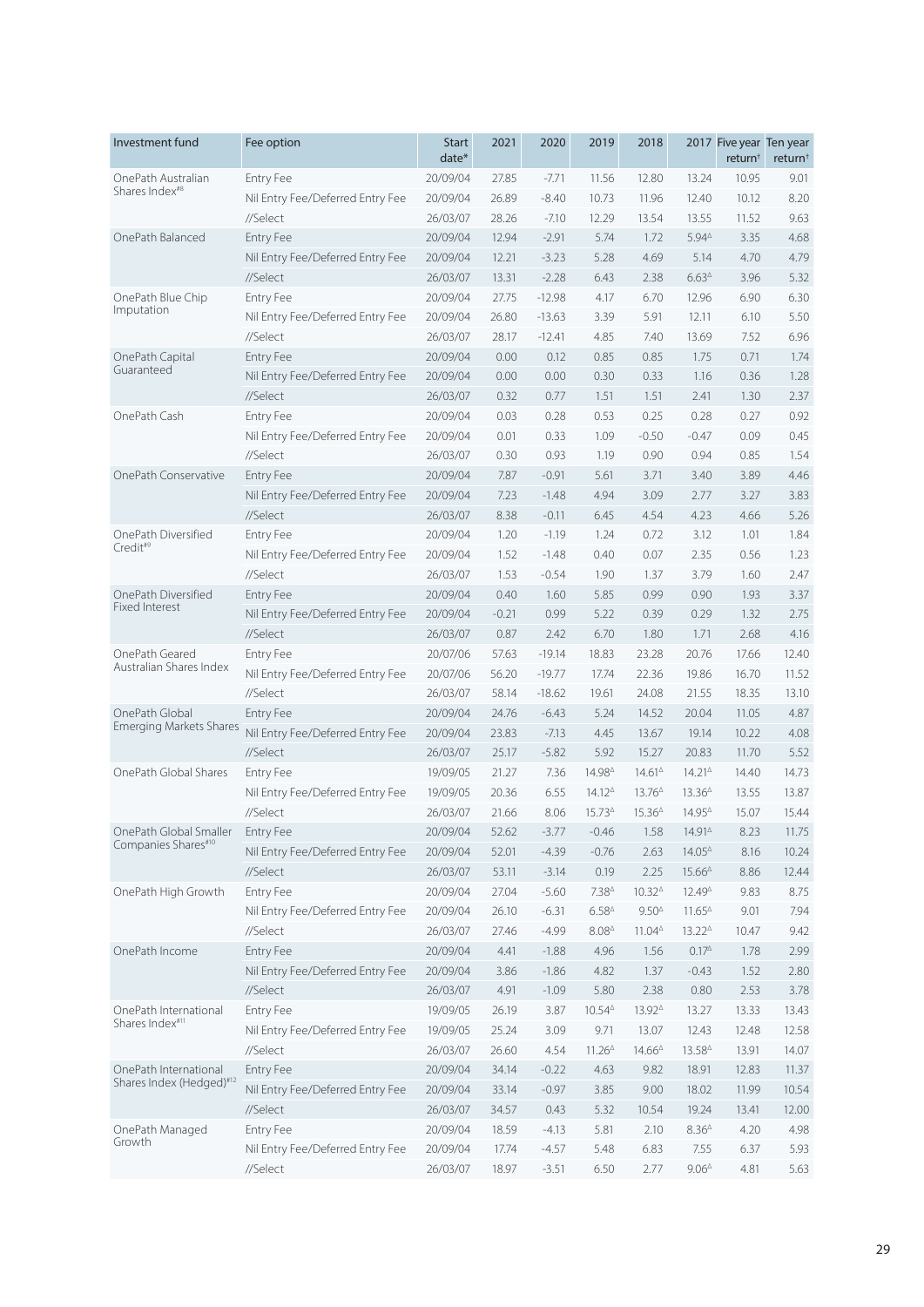| Investment fund | Fee option | Start date* | 2021 | 2020 | 2019 | 2018 | 2017 | Five year return† | Ten year return† |
|---|---|---|---|---|---|---|---|---|---|
| OnePath Australian Shares Index#8 | Entry Fee | 20/09/04 | 27.85 | -7.71 | 11.56 | 12.80 | 13.24 | 10.95 | 9.01 |
| | Nil Entry Fee/Deferred Entry Fee | 20/09/04 | 26.89 | -8.40 | 10.73 | 11.96 | 12.40 | 10.12 | 8.20 |
| | //Select | 26/03/07 | 28.26 | -7.10 | 12.29 | 13.54 | 13.55 | 11.52 | 9.63 |
| OnePath Balanced | Entry Fee | 20/09/04 | 12.94 | -2.91 | 5.74 | 1.72 | 5.94Δ | 3.35 | 4.68 |
| | Nil Entry Fee/Deferred Entry Fee | 20/09/04 | 12.21 | -3.23 | 5.28 | 4.69 | 5.14 | 4.70 | 4.79 |
| | //Select | 26/03/07 | 13.31 | -2.28 | 6.43 | 2.38 | 6.63Δ | 3.96 | 5.32 |
| OnePath Blue Chip Imputation | Entry Fee | 20/09/04 | 27.75 | -12.98 | 4.17 | 6.70 | 12.96 | 6.90 | 6.30 |
| | Nil Entry Fee/Deferred Entry Fee | 20/09/04 | 26.80 | -13.63 | 3.39 | 5.91 | 12.11 | 6.10 | 5.50 |
| | //Select | 26/03/07 | 28.17 | -12.41 | 4.85 | 7.40 | 13.69 | 7.52 | 6.96 |
| OnePath Capital Guaranteed | Entry Fee | 20/09/04 | 0.00 | 0.12 | 0.85 | 0.85 | 1.75 | 0.71 | 1.74 |
| | Nil Entry Fee/Deferred Entry Fee | 20/09/04 | 0.00 | 0.00 | 0.30 | 0.33 | 1.16 | 0.36 | 1.28 |
| | //Select | 26/03/07 | 0.32 | 0.77 | 1.51 | 1.51 | 2.41 | 1.30 | 2.37 |
| OnePath Cash | Entry Fee | 20/09/04 | 0.03 | 0.28 | 0.53 | 0.25 | 0.28 | 0.27 | 0.92 |
| | Nil Entry Fee/Deferred Entry Fee | 20/09/04 | 0.01 | 0.33 | 1.09 | -0.50 | -0.47 | 0.09 | 0.45 |
| | //Select | 26/03/07 | 0.30 | 0.93 | 1.19 | 0.90 | 0.94 | 0.85 | 1.54 |
| OnePath Conservative | Entry Fee | 20/09/04 | 7.87 | -0.91 | 5.61 | 3.71 | 3.40 | 3.89 | 4.46 |
| | Nil Entry Fee/Deferred Entry Fee | 20/09/04 | 7.23 | -1.48 | 4.94 | 3.09 | 2.77 | 3.27 | 3.83 |
| | //Select | 26/03/07 | 8.38 | -0.11 | 6.45 | 4.54 | 4.23 | 4.66 | 5.26 |
| OnePath Diversified Credit#9 | Entry Fee | 20/09/04 | 1.20 | -1.19 | 1.24 | 0.72 | 3.12 | 1.01 | 1.84 |
| | Nil Entry Fee/Deferred Entry Fee | 20/09/04 | 1.52 | -1.48 | 0.40 | 0.07 | 2.35 | 0.56 | 1.23 |
| | //Select | 26/03/07 | 1.53 | -0.54 | 1.90 | 1.37 | 3.79 | 1.60 | 2.47 |
| OnePath Diversified Fixed Interest | Entry Fee | 20/09/04 | 0.40 | 1.60 | 5.85 | 0.99 | 0.90 | 1.93 | 3.37 |
| | Nil Entry Fee/Deferred Entry Fee | 20/09/04 | -0.21 | 0.99 | 5.22 | 0.39 | 0.29 | 1.32 | 2.75 |
| | //Select | 26/03/07 | 0.87 | 2.42 | 6.70 | 1.80 | 1.71 | 2.68 | 4.16 |
| OnePath Geared Australian Shares Index | Entry Fee | 20/07/06 | 57.63 | -19.14 | 18.83 | 23.28 | 20.76 | 17.66 | 12.40 |
| | Nil Entry Fee/Deferred Entry Fee | 20/07/06 | 56.20 | -19.77 | 17.74 | 22.36 | 19.86 | 16.70 | 11.52 |
| | //Select | 26/03/07 | 58.14 | -18.62 | 19.61 | 24.08 | 21.55 | 18.35 | 13.10 |
| OnePath Global Emerging Markets Shares | Entry Fee | 20/09/04 | 24.76 | -6.43 | 5.24 | 14.52 | 20.04 | 11.05 | 4.87 |
| | Nil Entry Fee/Deferred Entry Fee | 20/09/04 | 23.83 | -7.13 | 4.45 | 13.67 | 19.14 | 10.22 | 4.08 |
| | //Select | 26/03/07 | 25.17 | -5.82 | 5.92 | 15.27 | 20.83 | 11.70 | 5.52 |
| OnePath Global Shares | Entry Fee | 19/09/05 | 21.27 | 7.36 | 14.98Δ | 14.61Δ | 14.21Δ | 14.40 | 14.73 |
| | Nil Entry Fee/Deferred Entry Fee | 19/09/05 | 20.36 | 6.55 | 14.12Δ | 13.76Δ | 13.36Δ | 13.55 | 13.87 |
| | //Select | 26/03/07 | 21.66 | 8.06 | 15.73Δ | 15.36Δ | 14.95Δ | 15.07 | 15.44 |
| OnePath Global Smaller Companies Shares#10 | Entry Fee | 20/09/04 | 52.62 | -3.77 | -0.46 | 1.58 | 14.91Δ | 8.23 | 11.75 |
| | Nil Entry Fee/Deferred Entry Fee | 20/09/04 | 52.01 | -4.39 | -0.76 | 2.63 | 14.05Δ | 8.16 | 10.24 |
| | //Select | 26/03/07 | 53.11 | -3.14 | 0.19 | 2.25 | 15.66Δ | 8.86 | 12.44 |
| OnePath High Growth | Entry Fee | 20/09/04 | 27.04 | -5.60 | 7.38Δ | 10.32Δ | 12.49Δ | 9.83 | 8.75 |
| | Nil Entry Fee/Deferred Entry Fee | 20/09/04 | 26.10 | -6.31 | 6.58Δ | 9.50Δ | 11.65Δ | 9.01 | 7.94 |
| | //Select | 26/03/07 | 27.46 | -4.99 | 8.08Δ | 11.04Δ | 13.22Δ | 10.47 | 9.42 |
| OnePath Income | Entry Fee | 20/09/04 | 4.41 | -1.88 | 4.96 | 1.56 | 0.17Δ | 1.78 | 2.99 |
| | Nil Entry Fee/Deferred Entry Fee | 20/09/04 | 3.86 | -1.86 | 4.82 | 1.37 | -0.43 | 1.52 | 2.80 |
| | //Select | 26/03/07 | 4.91 | -1.09 | 5.80 | 2.38 | 0.80 | 2.53 | 3.78 |
| OnePath International Shares Index#11 | Entry Fee | 19/09/05 | 26.19 | 3.87 | 10.54Δ | 13.92Δ | 13.27 | 13.33 | 13.43 |
| | Nil Entry Fee/Deferred Entry Fee | 19/09/05 | 25.24 | 3.09 | 9.71 | 13.07 | 12.43 | 12.48 | 12.58 |
| | //Select | 26/03/07 | 26.60 | 4.54 | 11.26Δ | 14.66Δ | 13.58Δ | 13.91 | 14.07 |
| OnePath International Shares Index (Hedged)#12 | Entry Fee | 20/09/04 | 34.14 | -0.22 | 4.63 | 9.82 | 18.91 | 12.83 | 11.37 |
| | Nil Entry Fee/Deferred Entry Fee | 20/09/04 | 33.14 | -0.97 | 3.85 | 9.00 | 18.02 | 11.99 | 10.54 |
| | //Select | 26/03/07 | 34.57 | 0.43 | 5.32 | 10.54 | 19.24 | 13.41 | 12.00 |
| OnePath Managed Growth | Entry Fee | 20/09/04 | 18.59 | -4.13 | 5.81 | 2.10 | 8.36Δ | 4.20 | 4.98 |
| | Nil Entry Fee/Deferred Entry Fee | 20/09/04 | 17.74 | -4.57 | 5.48 | 6.83 | 7.55 | 6.37 | 5.93 |
| | //Select | 26/03/07 | 18.97 | -3.51 | 6.50 | 2.77 | 9.06Δ | 4.81 | 5.63 |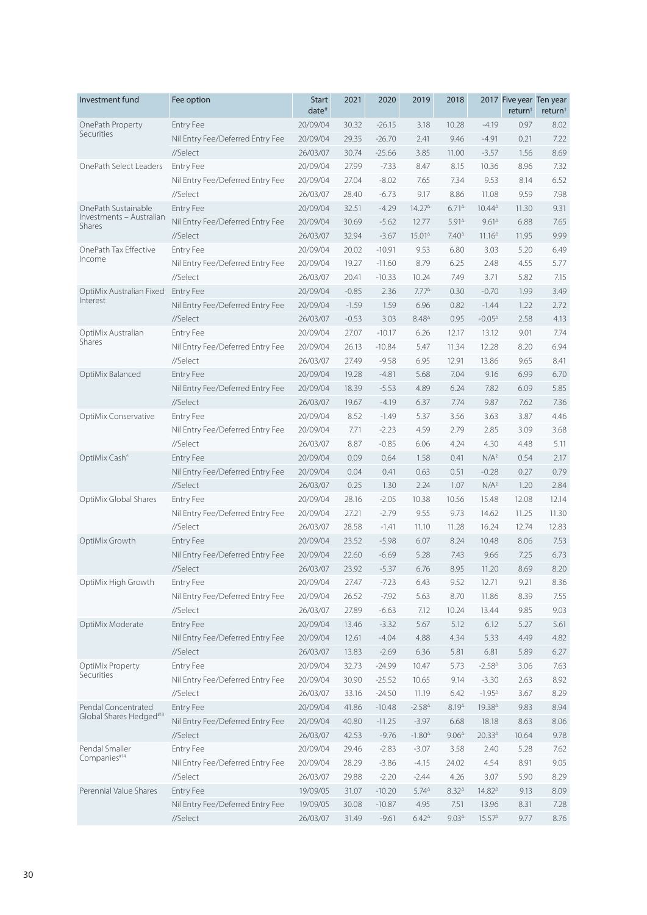| Investment fund | Fee option | Start date* | 2021 | 2020 | 2019 | 2018 | 2017 | Five year return† | Ten year return† |
|---|---|---|---|---|---|---|---|---|---|
| OnePath Property Securities | Entry Fee | 20/09/04 | 30.32 | -26.15 | 3.18 | 10.28 | -4.19 | 0.97 | 8.02 |
| | Nil Entry Fee/Deferred Entry Fee | 20/09/04 | 29.35 | -26.70 | 2.41 | 9.46 | -4.91 | 0.21 | 7.22 |
| | //Select | 26/03/07 | 30.74 | -25.66 | 3.85 | 11.00 | -3.57 | 1.56 | 8.69 |
| OnePath Select Leaders | Entry Fee | 20/09/04 | 27.99 | -7.33 | 8.47 | 8.15 | 10.36 | 8.96 | 7.32 |
| | Nil Entry Fee/Deferred Entry Fee | 20/09/04 | 27.04 | -8.02 | 7.65 | 7.34 | 9.53 | 8.14 | 6.52 |
| | //Select | 26/03/07 | 28.40 | -6.73 | 9.17 | 8.86 | 11.08 | 9.59 | 7.98 |
| OnePath Sustainable Investments – Australian Shares | Entry Fee | 20/09/04 | 32.51 | -4.29 | 14.27^Δ | 6.71^Δ | 10.44^Δ | 11.30 | 9.31 |
| | Nil Entry Fee/Deferred Entry Fee | 20/09/04 | 30.69 | -5.62 | 12.77 | 5.91^Δ | 9.61^Δ | 6.88 | 7.65 |
| | //Select | 26/03/07 | 32.94 | -3.67 | 15.01^Δ | 7.40^Δ | 11.16^Δ | 11.95 | 9.99 |
| OnePath Tax Effective Income | Entry Fee | 20/09/04 | 20.02 | -10.91 | 9.53 | 6.80 | 3.03 | 5.20 | 6.49 |
| | Nil Entry Fee/Deferred Entry Fee | 20/09/04 | 19.27 | -11.60 | 8.79 | 6.25 | 2.48 | 4.55 | 5.77 |
| | //Select | 26/03/07 | 20.41 | -10.33 | 10.24 | 7.49 | 3.71 | 5.82 | 7.15 |
| OptiMix Australian Fixed Interest | Entry Fee | 20/09/04 | -0.85 | 2.36 | 7.77^Δ | 0.30 | -0.70 | 1.99 | 3.49 |
| | Nil Entry Fee/Deferred Entry Fee | 20/09/04 | -1.59 | 1.59 | 6.96 | 0.82 | -1.44 | 1.22 | 2.72 |
| | //Select | 26/03/07 | -0.53 | 3.03 | 8.48^Δ | 0.95 | -0.05^Δ | 2.58 | 4.13 |
| OptiMix Australian Shares | Entry Fee | 20/09/04 | 27.07 | -10.17 | 6.26 | 12.17 | 13.12 | 9.01 | 7.74 |
| | Nil Entry Fee/Deferred Entry Fee | 20/09/04 | 26.13 | -10.84 | 5.47 | 11.34 | 12.28 | 8.20 | 6.94 |
| | //Select | 26/03/07 | 27.49 | -9.58 | 6.95 | 12.91 | 13.86 | 9.65 | 8.41 |
| OptiMix Balanced | Entry Fee | 20/09/04 | 19.28 | -4.81 | 5.68 | 7.04 | 9.16 | 6.99 | 6.70 |
| | Nil Entry Fee/Deferred Entry Fee | 20/09/04 | 18.39 | -5.53 | 4.89 | 6.24 | 7.82 | 6.09 | 5.85 |
| | //Select | 26/03/07 | 19.67 | -4.19 | 6.37 | 7.74 | 9.87 | 7.62 | 7.36 |
| OptiMix Conservative | Entry Fee | 20/09/04 | 8.52 | -1.49 | 5.37 | 3.56 | 3.63 | 3.87 | 4.46 |
| | Nil Entry Fee/Deferred Entry Fee | 20/09/04 | 7.71 | -2.23 | 4.59 | 2.79 | 2.85 | 3.09 | 3.68 |
| | //Select | 26/03/07 | 8.87 | -0.85 | 6.06 | 4.24 | 4.30 | 4.48 | 5.11 |
| OptiMix Cash^ | Entry Fee | 20/09/04 | 0.09 | 0.64 | 1.58 | 0.41 | N/A^Σ | 0.54 | 2.17 |
| | Nil Entry Fee/Deferred Entry Fee | 20/09/04 | 0.04 | 0.41 | 0.63 | 0.51 | -0.28 | 0.27 | 0.79 |
| | //Select | 26/03/07 | 0.25 | 1.30 | 2.24 | 1.07 | N/A^Σ | 1.20 | 2.84 |
| OptiMix Global Shares | Entry Fee | 20/09/04 | 28.16 | -2.05 | 10.38 | 10.56 | 15.48 | 12.08 | 12.14 |
| | Nil Entry Fee/Deferred Entry Fee | 20/09/04 | 27.21 | -2.79 | 9.55 | 9.73 | 14.62 | 11.25 | 11.30 |
| | //Select | 26/03/07 | 28.58 | -1.41 | 11.10 | 11.28 | 16.24 | 12.74 | 12.83 |
| OptiMix Growth | Entry Fee | 20/09/04 | 23.52 | -5.98 | 6.07 | 8.24 | 10.48 | 8.06 | 7.53 |
| | Nil Entry Fee/Deferred Entry Fee | 20/09/04 | 22.60 | -6.69 | 5.28 | 7.43 | 9.66 | 7.25 | 6.73 |
| | //Select | 26/03/07 | 23.92 | -5.37 | 6.76 | 8.95 | 11.20 | 8.69 | 8.20 |
| OptiMix High Growth | Entry Fee | 20/09/04 | 27.47 | -7.23 | 6.43 | 9.52 | 12.71 | 9.21 | 8.36 |
| | Nil Entry Fee/Deferred Entry Fee | 20/09/04 | 26.52 | -7.92 | 5.63 | 8.70 | 11.86 | 8.39 | 7.55 |
| | //Select | 26/03/07 | 27.89 | -6.63 | 7.12 | 10.24 | 13.44 | 9.85 | 9.03 |
| OptiMix Moderate | Entry Fee | 20/09/04 | 13.46 | -3.32 | 5.67 | 5.12 | 6.12 | 5.27 | 5.61 |
| | Nil Entry Fee/Deferred Entry Fee | 20/09/04 | 12.61 | -4.04 | 4.88 | 4.34 | 5.33 | 4.49 | 4.82 |
| | //Select | 26/03/07 | 13.83 | -2.69 | 6.36 | 5.81 | 6.81 | 5.89 | 6.27 |
| OptiMix Property Securities | Entry Fee | 20/09/04 | 32.73 | -24.99 | 10.47 | 5.73 | -2.58^Δ | 3.06 | 7.63 |
| | Nil Entry Fee/Deferred Entry Fee | 20/09/04 | 30.90 | -25.52 | 10.65 | 9.14 | -3.30 | 2.63 | 8.92 |
| | //Select | 26/03/07 | 33.16 | -24.50 | 11.19 | 6.42 | -1.95^Δ | 3.67 | 8.29 |
| Pendal Concentrated Global Shares Hedged#13 | Entry Fee | 20/09/04 | 41.86 | -10.48 | -2.58^Δ | 8.19^Δ | 19.38^Δ | 9.83 | 8.94 |
| | Nil Entry Fee/Deferred Entry Fee | 20/09/04 | 40.80 | -11.25 | -3.97 | 6.68 | 18.18 | 8.63 | 8.06 |
| | //Select | 26/03/07 | 42.53 | -9.76 | -1.80^Δ | 9.06^Δ | 20.33^Δ | 10.64 | 9.78 |
| Pendal Smaller Companies#14 | Entry Fee | 20/09/04 | 29.46 | -2.83 | -3.07 | 3.58 | 2.40 | 5.28 | 7.62 |
| | Nil Entry Fee/Deferred Entry Fee | 20/09/04 | 28.29 | -3.86 | -4.15 | 24.02 | 4.54 | 8.91 | 9.05 |
| | //Select | 26/03/07 | 29.88 | -2.20 | -2.44 | 4.26 | 3.07 | 5.90 | 8.29 |
| Perennial Value Shares | Entry Fee | 19/09/05 | 31.07 | -10.20 | 5.74^Δ | 8.32^Δ | 14.82^Δ | 9.13 | 8.09 |
| | Nil Entry Fee/Deferred Entry Fee | 19/09/05 | 30.08 | -10.87 | 4.95 | 7.51 | 13.96 | 8.31 | 7.28 |
| | //Select | 26/03/07 | 31.49 | -9.61 | 6.42^Δ | 9.03^Δ | 15.57^Δ | 9.77 | 8.76 |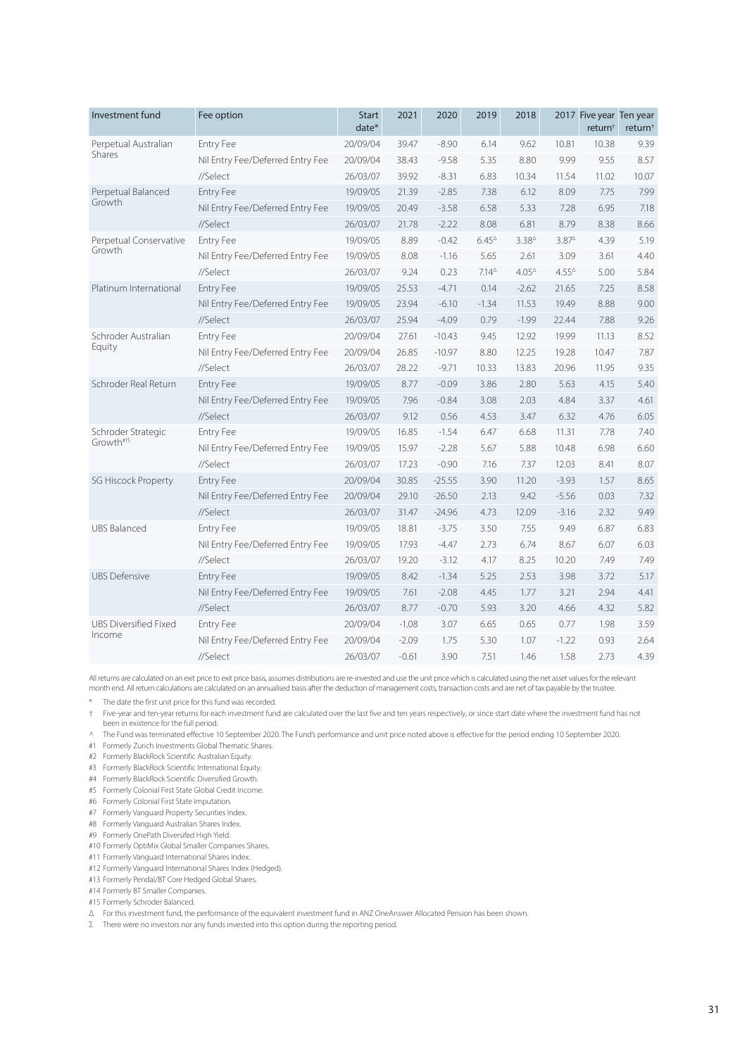| Investment fund | Fee option | Start date* | 2021 | 2020 | 2019 | 2018 | 2017 | Five year return† | Ten year return† |
|---|---|---|---|---|---|---|---|---|---|
| Perpetual Australian Shares | Entry Fee | 20/09/04 | 39.47 | -8.90 | 6.14 | 9.62 | 10.81 | 10.38 | 9.39 |
| | Nil Entry Fee/Deferred Entry Fee | 20/09/04 | 38.43 | -9.58 | 5.35 | 8.80 | 9.99 | 9.55 | 8.57 |
| | //Select | 26/03/07 | 39.92 | -8.31 | 6.83 | 10.34 | 11.54 | 11.02 | 10.07 |
| Perpetual Balanced Growth | Entry Fee | 19/09/05 | 21.39 | -2.85 | 7.38 | 6.12 | 8.09 | 7.75 | 7.99 |
| | Nil Entry Fee/Deferred Entry Fee | 19/09/05 | 20.49 | -3.58 | 6.58 | 5.33 | 7.28 | 6.95 | 7.18 |
| | //Select | 26/03/07 | 21.78 | -2.22 | 8.08 | 6.81 | 8.79 | 8.38 | 8.66 |
| Perpetual Conservative Growth | Entry Fee | 19/09/05 | 8.89 | -0.42 | 6.45Δ | 3.38Δ | 3.87Δ | 4.39 | 5.19 |
| | Nil Entry Fee/Deferred Entry Fee | 19/09/05 | 8.08 | -1.16 | 5.65 | 2.61 | 3.09 | 3.61 | 4.40 |
| | //Select | 26/03/07 | 9.24 | 0.23 | 7.14Δ | 4.05Δ | 4.55Δ | 5.00 | 5.84 |
| Platinum International | Entry Fee | 19/09/05 | 25.53 | -4.71 | 0.14 | -2.62 | 21.65 | 7.25 | 8.58 |
| | Nil Entry Fee/Deferred Entry Fee | 19/09/05 | 23.94 | -6.10 | -1.34 | 11.53 | 19.49 | 8.88 | 9.00 |
| | //Select | 26/03/07 | 25.94 | -4.09 | 0.79 | -1.99 | 22.44 | 7.88 | 9.26 |
| Schroder Australian Equity | Entry Fee | 20/09/04 | 27.61 | -10.43 | 9.45 | 12.92 | 19.99 | 11.13 | 8.52 |
| | Nil Entry Fee/Deferred Entry Fee | 20/09/04 | 26.85 | -10.97 | 8.80 | 12.25 | 19.28 | 10.47 | 7.87 |
| | //Select | 26/03/07 | 28.22 | -9.71 | 10.33 | 13.83 | 20.96 | 11.95 | 9.35 |
| Schroder Real Return | Entry Fee | 19/09/05 | 8.77 | -0.09 | 3.86 | 2.80 | 5.63 | 4.15 | 5.40 |
| | Nil Entry Fee/Deferred Entry Fee | 19/09/05 | 7.96 | -0.84 | 3.08 | 2.03 | 4.84 | 3.37 | 4.61 |
| | //Select | 26/03/07 | 9.12 | 0.56 | 4.53 | 3.47 | 6.32 | 4.76 | 6.05 |
| Schroder Strategic Growth#15 | Entry Fee | 19/09/05 | 16.85 | -1.54 | 6.47 | 6.68 | 11.31 | 7.78 | 7.40 |
| | Nil Entry Fee/Deferred Entry Fee | 19/09/05 | 15.97 | -2.28 | 5.67 | 5.88 | 10.48 | 6.98 | 6.60 |
| | //Select | 26/03/07 | 17.23 | -0.90 | 7.16 | 7.37 | 12.03 | 8.41 | 8.07 |
| SG Hiscock Property | Entry Fee | 20/09/04 | 30.85 | -25.55 | 3.90 | 11.20 | -3.93 | 1.57 | 8.65 |
| | Nil Entry Fee/Deferred Entry Fee | 20/09/04 | 29.10 | -26.50 | 2.13 | 9.42 | -5.56 | 0.03 | 7.32 |
| | //Select | 26/03/07 | 31.47 | -24.96 | 4.73 | 12.09 | -3.16 | 2.32 | 9.49 |
| UBS Balanced | Entry Fee | 19/09/05 | 18.81 | -3.75 | 3.50 | 7.55 | 9.49 | 6.87 | 6.83 |
| | Nil Entry Fee/Deferred Entry Fee | 19/09/05 | 17.93 | -4.47 | 2.73 | 6.74 | 8.67 | 6.07 | 6.03 |
| | //Select | 26/03/07 | 19.20 | -3.12 | 4.17 | 8.25 | 10.20 | 7.49 | 7.49 |
| UBS Defensive | Entry Fee | 19/09/05 | 8.42 | -1.34 | 5.25 | 2.53 | 3.98 | 3.72 | 5.17 |
| | Nil Entry Fee/Deferred Entry Fee | 19/09/05 | 7.61 | -2.08 | 4.45 | 1.77 | 3.21 | 2.94 | 4.41 |
| | //Select | 26/03/07 | 8.77 | -0.70 | 5.93 | 3.20 | 4.66 | 4.32 | 5.82 |
| UBS Diversified Fixed Income | Entry Fee | 20/09/04 | -1.08 | 3.07 | 6.65 | 0.65 | 0.77 | 1.98 | 3.59 |
| | Nil Entry Fee/Deferred Entry Fee | 20/09/04 | -2.09 | 1.75 | 5.30 | 1.07 | -1.22 | 0.93 | 2.64 |
| | //Select | 26/03/07 | -0.61 | 3.90 | 7.51 | 1.46 | 1.58 | 2.73 | 4.39 |

All returns are calculated on an exit price to exit price basis, assumes distributions are re-invested and use the unit price which is calculated using the net asset values for the relevant month end. All return calculations are calculated on an annualised basis after the deduction of management costs, transaction costs and are net of tax payable by the trustee.

\* The date the first unit price for this fund was recorded.

† Five-year and ten-year returns for each investment fund are calculated over the last five and ten years respectively, or since start date where the investment fund has not been in existence for the full period.

^ The Fund was terminated effective 10 September 2020. The Fund's performance and unit price noted above is effective for the period ending 10 September 2020.

#1 Formerly Zurich Investments Global Thematic Shares.

#2 Formerly BlackRock Scientific Australian Equity.

#3 Formerly BlackRock Scientific International Equity.

#4 Formerly BlackRock Scientific Diversified Growth.

#5 Formerly Colonial First State Global Credit Income.

#6 Formerly Colonial First State Imputation.

#7 Formerly Vanguard Property Securities Index.

#8 Formerly Vanguard Australian Shares Index.

#9 Formerly OnePath Diversifed High Yield.

#10 Formerly OptiMix Global Smaller Companies Shares.

#11 Formerly Vanguard International Shares Index.

#12 Formerly Vanguard International Shares Index (Hedged).

#13 Formerly Pendal/BT Core Hedged Global Shares.

#14 Formerly BT Smaller Companies.

#15 Formerly Schroder Balanced.

Δ For this investment fund, the performance of the equivalent investment fund in ANZ OneAnswer Allocated Pension has been shown.

Σ There were no investors nor any funds invested into this option during the reporting period.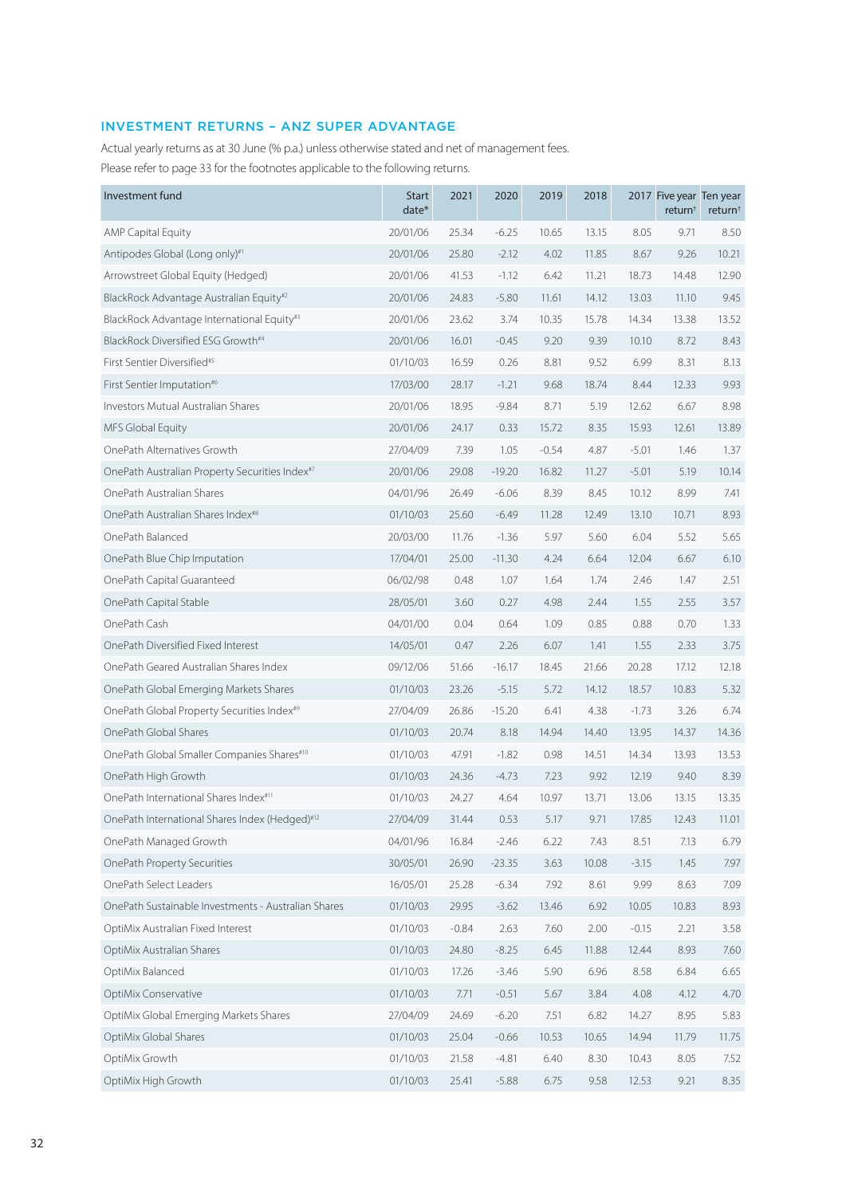## INVESTMENT RETURNS – ANZ SUPER ADVANTAGE

Actual yearly returns as at 30 June (% p.a.) unless otherwise stated and net of management fees.

Please refer to page 33 for the footnotes applicable to the following returns.

| Investment fund | Start date* | 2021 | 2020 | 2019 | 2018 | 2017 | Five year return† | Ten year return† |
|---|---|---|---|---|---|---|---|---|
| AMP Capital Equity | 20/01/06 | 25.34 | -6.25 | 10.65 | 13.15 | 8.05 | 9.71 | 8.50 |
| Antipodes Global (Long only)#1 | 20/01/06 | 25.80 | -2.12 | 4.02 | 11.85 | 8.67 | 9.26 | 10.21 |
| Arrowstreet Global Equity (Hedged) | 20/01/06 | 41.53 | -1.12 | 6.42 | 11.21 | 18.73 | 14.48 | 12.90 |
| BlackRock Advantage Australian Equity#2 | 20/01/06 | 24.83 | -5.80 | 11.61 | 14.12 | 13.03 | 11.10 | 9.45 |
| BlackRock Advantage International Equity#3 | 20/01/06 | 23.62 | 3.74 | 10.35 | 15.78 | 14.34 | 13.38 | 13.52 |
| BlackRock Diversified ESG Growth#4 | 20/01/06 | 16.01 | -0.45 | 9.20 | 9.39 | 10.10 | 8.72 | 8.43 |
| First Sentier Diversified#5 | 01/10/03 | 16.59 | 0.26 | 8.81 | 9.52 | 6.99 | 8.31 | 8.13 |
| First Sentier Imputation#6 | 17/03/00 | 28.17 | -1.21 | 9.68 | 18.74 | 8.44 | 12.33 | 9.93 |
| Investors Mutual Australian Shares | 20/01/06 | 18.95 | -9.84 | 8.71 | 5.19 | 12.62 | 6.67 | 8.98 |
| MFS Global Equity | 20/01/06 | 24.17 | 0.33 | 15.72 | 8.35 | 15.93 | 12.61 | 13.89 |
| OnePath Alternatives Growth | 27/04/09 | 7.39 | 1.05 | -0.54 | 4.87 | -5.01 | 1.46 | 1.37 |
| OnePath Australian Property Securities Index#7 | 20/01/06 | 29.08 | -19.20 | 16.82 | 11.27 | -5.01 | 5.19 | 10.14 |
| OnePath Australian Shares | 04/01/96 | 26.49 | -6.06 | 8.39 | 8.45 | 10.12 | 8.99 | 7.41 |
| OnePath Australian Shares Index#8 | 01/10/03 | 25.60 | -6.49 | 11.28 | 12.49 | 13.10 | 10.71 | 8.93 |
| OnePath Balanced | 20/03/00 | 11.76 | -1.36 | 5.97 | 5.60 | 6.04 | 5.52 | 5.65 |
| OnePath Blue Chip Imputation | 17/04/01 | 25.00 | -11.30 | 4.24 | 6.64 | 12.04 | 6.67 | 6.10 |
| OnePath Capital Guaranteed | 06/02/98 | 0.48 | 1.07 | 1.64 | 1.74 | 2.46 | 1.47 | 2.51 |
| OnePath Capital Stable | 28/05/01 | 3.60 | 0.27 | 4.98 | 2.44 | 1.55 | 2.55 | 3.57 |
| OnePath Cash | 04/01/00 | 0.04 | 0.64 | 1.09 | 0.85 | 0.88 | 0.70 | 1.33 |
| OnePath Diversified Fixed Interest | 14/05/01 | 0.47 | 2.26 | 6.07 | 1.41 | 1.55 | 2.33 | 3.75 |
| OnePath Geared Australian Shares Index | 09/12/06 | 51.66 | -16.17 | 18.45 | 21.66 | 20.28 | 17.12 | 12.18 |
| OnePath Global Emerging Markets Shares | 01/10/03 | 23.26 | -5.15 | 5.72 | 14.12 | 18.57 | 10.83 | 5.32 |
| OnePath Global Property Securities Index#9 | 27/04/09 | 26.86 | -15.20 | 6.41 | 4.38 | -1.73 | 3.26 | 6.74 |
| OnePath Global Shares | 01/10/03 | 20.74 | 8.18 | 14.94 | 14.40 | 13.95 | 14.37 | 14.36 |
| OnePath Global Smaller Companies Shares#10 | 01/10/03 | 47.91 | -1.82 | 0.98 | 14.51 | 14.34 | 13.93 | 13.53 |
| OnePath High Growth | 01/10/03 | 24.36 | -4.73 | 7.23 | 9.92 | 12.19 | 9.40 | 8.39 |
| OnePath International Shares Index#11 | 01/10/03 | 24.27 | 4.64 | 10.97 | 13.71 | 13.06 | 13.15 | 13.35 |
| OnePath International Shares Index (Hedged)#12 | 27/04/09 | 31.44 | 0.53 | 5.17 | 9.71 | 17.85 | 12.43 | 11.01 |
| OnePath Managed Growth | 04/01/96 | 16.84 | -2.46 | 6.22 | 7.43 | 8.51 | 7.13 | 6.79 |
| OnePath Property Securities | 30/05/01 | 26.90 | -23.35 | 3.63 | 10.08 | -3.15 | 1.45 | 7.97 |
| OnePath Select Leaders | 16/05/01 | 25.28 | -6.34 | 7.92 | 8.61 | 9.99 | 8.63 | 7.09 |
| OnePath Sustainable Investments - Australian Shares | 01/10/03 | 29.95 | -3.62 | 13.46 | 6.92 | 10.05 | 10.83 | 8.93 |
| OptiMix Australian Fixed Interest | 01/10/03 | -0.84 | 2.63 | 7.60 | 2.00 | -0.15 | 2.21 | 3.58 |
| OptiMix Australian Shares | 01/10/03 | 24.80 | -8.25 | 6.45 | 11.88 | 12.44 | 8.93 | 7.60 |
| OptiMix Balanced | 01/10/03 | 17.26 | -3.46 | 5.90 | 6.96 | 8.58 | 6.84 | 6.65 |
| OptiMix Conservative | 01/10/03 | 7.71 | -0.51 | 5.67 | 3.84 | 4.08 | 4.12 | 4.70 |
| OptiMix Global Emerging Markets Shares | 27/04/09 | 24.69 | -6.20 | 7.51 | 6.82 | 14.27 | 8.95 | 5.83 |
| OptiMix Global Shares | 01/10/03 | 25.04 | -0.66 | 10.53 | 10.65 | 14.94 | 11.79 | 11.75 |
| OptiMix Growth | 01/10/03 | 21.58 | -4.81 | 6.40 | 8.30 | 10.43 | 8.05 | 7.52 |
| OptiMix High Growth | 01/10/03 | 25.41 | -5.88 | 6.75 | 9.58 | 12.53 | 9.21 | 8.35 |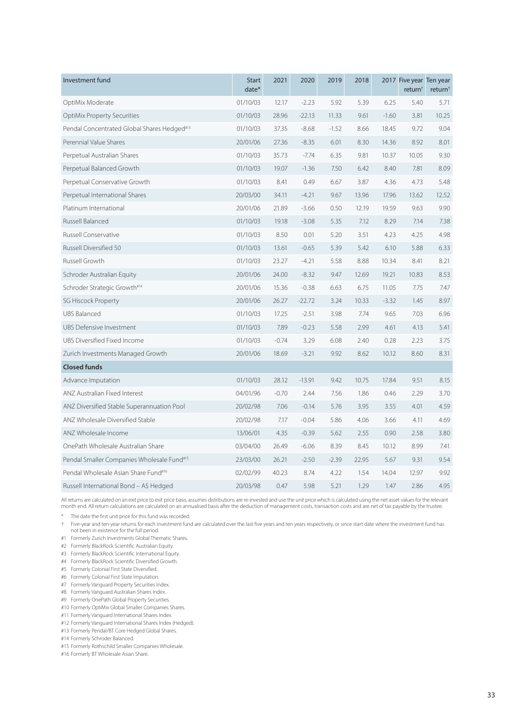| Investment fund | Start date* | 2021 | 2020 | 2019 | 2018 | 2017 | Five year return† | Ten year return† |
|---|---|---|---|---|---|---|---|---|
| OptiMix Moderate | 01/10/03 | 12.17 | -2.23 | 5.92 | 5.39 | 6.25 | 5.40 | 5.71 |
| OptiMix Property Securities | 01/10/03 | 28.96 | -22.13 | 11.33 | 9.61 | -1.60 | 3.81 | 10.25 |
| Pendal Concentrated Global Shares Hedged#13 | 01/10/03 | 37.35 | -8.68 | -1.52 | 8.66 | 18.45 | 9.72 | 9.04 |
| Perennial Value Shares | 20/01/06 | 27.36 | -8.35 | 6.01 | 8.30 | 14.36 | 8.92 | 8.01 |
| Perpetual Australian Shares | 01/10/03 | 35.73 | -7.74 | 6.35 | 9.81 | 10.37 | 10.05 | 9.30 |
| Perpetual Balanced Growth | 01/10/03 | 19.07 | -1.36 | 7.50 | 6.42 | 8.40 | 7.81 | 8.09 |
| Perpetual Conservative Growth | 01/10/03 | 8.41 | 0.49 | 6.67 | 3.87 | 4.36 | 4.73 | 5.48 |
| Perpetual International Shares | 20/03/00 | 34.11 | -4.21 | 9.67 | 13.96 | 17.96 | 13.62 | 12.52 |
| Platinum International | 20/01/06 | 21.89 | -3.66 | 0.50 | 12.19 | 19.59 | 9.63 | 9.90 |
| Russell Balanced | 01/10/03 | 19.18 | -3.08 | 5.35 | 7.12 | 8.29 | 7.14 | 7.38 |
| Russell Conservative | 01/10/03 | 8.50 | 0.01 | 5.20 | 3.51 | 4.23 | 4.25 | 4.98 |
| Russell Diversified 50 | 01/10/03 | 13.61 | -0.65 | 5.39 | 5.42 | 6.10 | 5.88 | 6.33 |
| Russell Growth | 01/10/03 | 23.27 | -4.21 | 5.58 | 8.88 | 10.34 | 8.41 | 8.21 |
| Schroder Australian Equity | 20/01/06 | 24.00 | -8.32 | 9.47 | 12.69 | 19.21 | 10.83 | 8.53 |
| Schroder Strategic Growth#14 | 20/01/06 | 15.36 | -0.38 | 6.63 | 6.75 | 11.05 | 7.75 | 7.47 |
| SG Hiscock Property | 20/01/06 | 26.27 | -22.72 | 3.24 | 10.33 | -3.32 | 1.45 | 8.97 |
| UBS Balanced | 01/10/03 | 17.25 | -2.51 | 3.98 | 7.74 | 9.65 | 7.03 | 6.96 |
| UBS Defensive Investment | 01/10/03 | 7.89 | -0.23 | 5.58 | 2.99 | 4.61 | 4.13 | 5.41 |
| UBS Diversified Fixed Income | 01/10/03 | -0.74 | 3.29 | 6.08 | 2.40 | 0.28 | 2.23 | 3.75 |
| Zurich Investments Managed Growth | 20/01/06 | 18.69 | -3.21 | 9.92 | 8.62 | 10.12 | 8.60 | 8.31 |
| **Closed funds** | | | | | | | | |
| Advance Imputation | 01/10/03 | 28.12 | -13.91 | 9.42 | 10.75 | 17.84 | 9.51 | 8.15 |
| ANZ Australian Fixed Interest | 04/01/96 | -0.70 | 2.44 | 7.56 | 1.86 | 0.46 | 2.29 | 3.70 |
| ANZ Diversified Stable Superannuation Pool | 20/02/98 | 7.06 | -0.14 | 5.76 | 3.95 | 3.55 | 4.01 | 4.59 |
| ANZ Wholesale Diversified Stable | 20/02/98 | 7.17 | -0.04 | 5.86 | 4.06 | 3.66 | 4.11 | 4.69 |
| ANZ Wholesale Income | 13/06/01 | 4.35 | -0.39 | 5.62 | 2.55 | 0.90 | 2.58 | 3.80 |
| OnePath Wholesale Australian Share | 03/04/00 | 26.49 | -6.06 | 8.39 | 8.45 | 10.12 | 8.99 | 7.41 |
| Pendal Smaller Companies Wholesale Fund#15 | 23/03/00 | 26.21 | -2.50 | -2.39 | 22.95 | 5.67 | 9.31 | 9.54 |
| Pendal Wholesale Asian Share Fund#16 | 02/02/99 | 40.23 | 8.74 | 4.22 | 1.54 | 14.04 | 12.97 | 9.92 |
| Russell International Bond – A$ Hedged | 20/03/98 | 0.47 | 5.98 | 5.21 | 1.29 | 1.47 | 2.86 | 4.95 |

All returns are calculated on an exit price to exit price basis, assumes distributions are re-invested and use the unit price which is calculated using the net asset values for the relevant month end. All return calculations are calculated on an annualised basis after the deduction of management costs, transaction costs and are net of tax payable by the trustee.

\* The date the first unit price for this fund was recorded.

† Five-year and ten-year returns for each investment fund are calculated over the last five years and ten years respectively, or since start date where the investment fund has not been in existence for the full period.

#1 Formerly Zurich Investments Global Thematic Shares.
#2 Formerly BlackRock Scientific Australian Equity.
#3 Formerly BlackRock Scientific International Equity.
#4 Formerly BlackRock Scientific Diversified Growth.
#5 Formerly Colonial First State Diversified.
#6 Formerly Colonial First State Imputation.
#7 Formerly Vanguard Property Securities Index.
#8 Formerly Vanguard Australian Shares Index.
#9 Formerly OnePath Global Property Securities.
#10 Formerly OptiMix Global Smaller Companies Shares.
#11 Formerly Vanguard International Shares Index.
#12 Formerly Vanguard International Shares Index (Hedged).
#13 Formerly Pendal/BT Core Hedged Global Shares.
#14 Formerly Schroder Balanced.
#15 Formerly Rothschild Smaller Companies Wholesale.
#16 Formerly BT Wholesale Asian Share.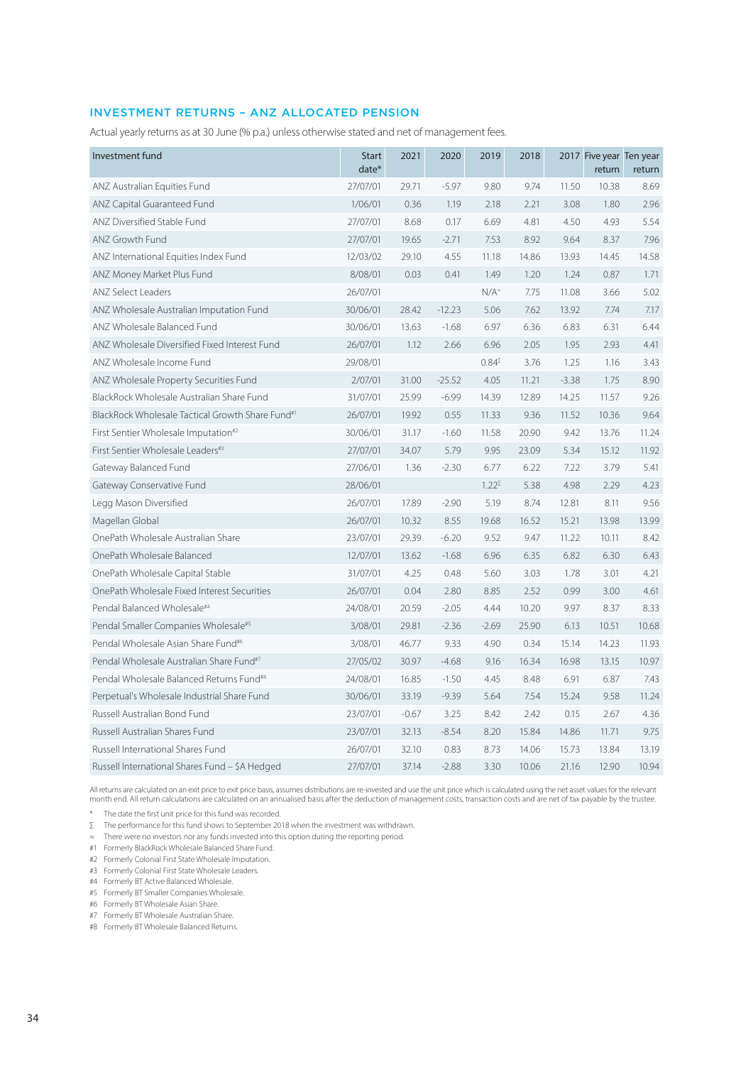## INVESTMENT RETURNS – ANZ ALLOCATED PENSION

Actual yearly returns as at 30 June (% p.a.) unless otherwise stated and net of management fees.

| Investment fund | Start date* | 2021 | 2020 | 2019 | 2018 | 2017 | Five year return | Ten year return |
|---|---|---|---|---|---|---|---|---|
| ANZ Australian Equities Fund | 27/07/01 | 29.71 | -5.97 | 9.80 | 9.74 | 11.50 | 10.38 | 8.69 |
| ANZ Capital Guaranteed Fund | 1/06/01 | 0.36 | 1.19 | 2.18 | 2.21 | 3.08 | 1.80 | 2.96 |
| ANZ Diversified Stable Fund | 27/07/01 | 8.68 | 0.17 | 6.69 | 4.81 | 4.50 | 4.93 | 5.54 |
| ANZ Growth Fund | 27/07/01 | 19.65 | -2.71 | 7.53 | 8.92 | 9.64 | 8.37 | 7.96 |
| ANZ International Equities Index Fund | 12/03/02 | 29.10 | 4.55 | 11.18 | 14.86 | 13.93 | 14.45 | 14.58 |
| ANZ Money Market Plus Fund | 8/08/01 | 0.03 | 0.41 | 1.49 | 1.20 | 1.24 | 0.87 | 1.71 |
| ANZ Select Leaders | 26/07/01 | | | N/A≈ | 7.75 | 11.08 | 3.66 | 5.02 |
| ANZ Wholesale Australian Imputation Fund | 30/06/01 | 28.42 | -12.23 | 5.06 | 7.62 | 13.92 | 7.74 | 7.17 |
| ANZ Wholesale Balanced Fund | 30/06/01 | 13.63 | -1.68 | 6.97 | 6.36 | 6.83 | 6.31 | 6.44 |
| ANZ Wholesale Diversified Fixed Interest Fund | 26/07/01 | 1.12 | 2.66 | 6.96 | 2.05 | 1.95 | 2.93 | 4.41 |
| ANZ Wholesale Income Fund | 29/08/01 | | | 0.84∑ | 3.76 | 1.25 | 1.16 | 3.43 |
| ANZ Wholesale Property Securities Fund | 2/07/01 | 31.00 | -25.52 | 4.05 | 11.21 | -3.38 | 1.75 | 8.90 |
| BlackRock Wholesale Australian Share Fund | 31/07/01 | 25.99 | -6.99 | 14.39 | 12.89 | 14.25 | 11.57 | 9.26 |
| BlackRock Wholesale Tactical Growth Share Fund#1 | 26/07/01 | 19.92 | 0.55 | 11.33 | 9.36 | 11.52 | 10.36 | 9.64 |
| First Sentier Wholesale Imputation#2 | 30/06/01 | 31.17 | -1.60 | 11.58 | 20.90 | 9.42 | 13.76 | 11.24 |
| First Sentier Wholesale Leaders#3 | 27/07/01 | 34.07 | 5.79 | 9.95 | 23.09 | 5.34 | 15.12 | 11.92 |
| Gateway Balanced Fund | 27/06/01 | 1.36 | -2.30 | 6.77 | 6.22 | 7.22 | 3.79 | 5.41 |
| Gateway Conservative Fund | 28/06/01 | | | 1.22∑ | 5.38 | 4.98 | 2.29 | 4.23 |
| Legg Mason Diversified | 26/07/01 | 17.89 | -2.90 | 5.19 | 8.74 | 12.81 | 8.11 | 9.56 |
| Magellan Global | 26/07/01 | 10.32 | 8.55 | 19.68 | 16.52 | 15.21 | 13.98 | 13.99 |
| OnePath Wholesale Australian Share | 23/07/01 | 29.39 | -6.20 | 9.52 | 9.47 | 11.22 | 10.11 | 8.42 |
| OnePath Wholesale Balanced | 12/07/01 | 13.62 | -1.68 | 6.96 | 6.35 | 6.82 | 6.30 | 6.43 |
| OnePath Wholesale Capital Stable | 31/07/01 | 4.25 | 0.48 | 5.60 | 3.03 | 1.78 | 3.01 | 4.21 |
| OnePath Wholesale Fixed Interest Securities | 26/07/01 | 0.04 | 2.80 | 8.85 | 2.52 | 0.99 | 3.00 | 4.61 |
| Pendal Balanced Wholesale#4 | 24/08/01 | 20.59 | -2.05 | 4.44 | 10.20 | 9.97 | 8.37 | 8.33 |
| Pendal Smaller Companies Wholesale#5 | 3/08/01 | 29.81 | -2.36 | -2.69 | 25.90 | 6.13 | 10.51 | 10.68 |
| Pendal Wholesale Asian Share Fund#6 | 3/08/01 | 46.77 | 9.33 | 4.90 | 0.34 | 15.14 | 14.23 | 11.93 |
| Pendal Wholesale Australian Share Fund#7 | 27/05/02 | 30.97 | -4.68 | 9.16 | 16.34 | 16.98 | 13.15 | 10.97 |
| Pendal Wholesale Balanced Returns Fund#8 | 24/08/01 | 16.85 | -1.50 | 4.45 | 8.48 | 6.91 | 6.87 | 7.43 |
| Perpetual's Wholesale Industrial Share Fund | 30/06/01 | 33.19 | -9.39 | 5.64 | 7.54 | 15.24 | 9.58 | 11.24 |
| Russell Australian Bond Fund | 23/07/01 | -0.67 | 3.25 | 8.42 | 2.42 | 0.15 | 2.67 | 4.36 |
| Russell Australian Shares Fund | 23/07/01 | 32.13 | -8.54 | 8.20 | 15.84 | 14.86 | 11.71 | 9.75 |
| Russell International Shares Fund | 26/07/01 | 32.10 | 0.83 | 8.73 | 14.06 | 15.73 | 13.84 | 13.19 |
| Russell International Shares Fund – $A Hedged | 27/07/01 | 37.14 | -2.88 | 3.30 | 10.06 | 21.16 | 12.90 | 10.94 |

All returns are calculated on an exit price to exit price basis, assumes distributions are re-invested and use the unit price which is calculated using the net asset values for the relevant month end. All return calculations are calculated on an annualised basis after the deduction of management costs, transaction costs and are net of tax payable by the trustee.

\* The date the first unit price for this fund was recorded.

∑ The performance for this fund shows to September 2018 when the investment was withdrawn.

≈ There were no investors nor any funds invested into this option during the reporting period.

#1 Formerly BlackRock Wholesale Balanced Share Fund.

#2 Formerly Colonial First State Wholesale Imputation.

#3 Formerly Colonial First State Wholesale Leaders.

#4 Formerly BT Active Balanced Wholesale.

#5 Formerly BT Smaller Companies Wholesale.

#6 Formerly BT Wholesale Asian Share.

#7 Formerly BT Wholesale Australian Share.

#8 Formerly BT Wholesale Balanced Returns.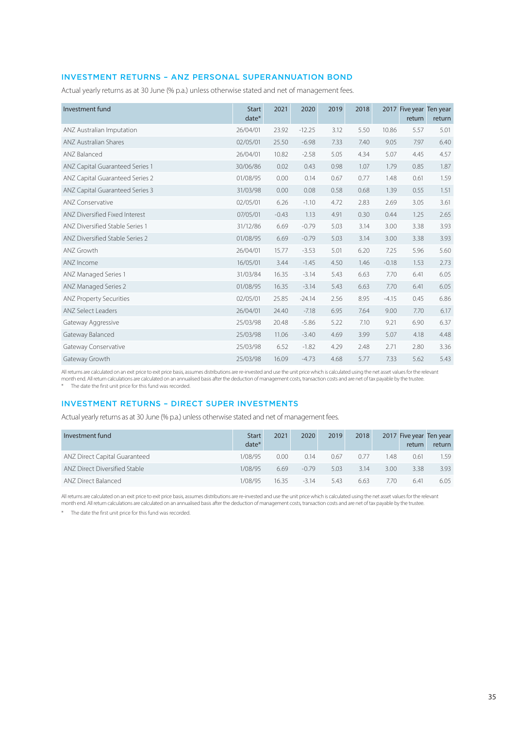## INVESTMENT RETURNS – ANZ PERSONAL SUPERANNUATION BOND

Actual yearly returns as at 30 June (% p.a.) unless otherwise stated and net of management fees.

| Investment fund | Start date* | 2021 | 2020 | 2019 | 2018 | 2017 | Five year return | Ten year return |
|---|---|---|---|---|---|---|---|---|
| ANZ Australian Imputation | 26/04/01 | 23.92 | -12.25 | 3.12 | 5.50 | 10.86 | 5.57 | 5.01 |
| ANZ Australian Shares | 02/05/01 | 25.50 | -6.98 | 7.33 | 7.40 | 9.05 | 7.97 | 6.40 |
| ANZ Balanced | 26/04/01 | 10.82 | -2.58 | 5.05 | 4.34 | 5.07 | 4.45 | 4.57 |
| ANZ Capital Guaranteed Series 1 | 30/06/86 | 0.02 | 0.43 | 0.98 | 1.07 | 1.79 | 0.85 | 1.87 |
| ANZ Capital Guaranteed Series 2 | 01/08/95 | 0.00 | 0.14 | 0.67 | 0.77 | 1.48 | 0.61 | 1.59 |
| ANZ Capital Guaranteed Series 3 | 31/03/98 | 0.00 | 0.08 | 0.58 | 0.68 | 1.39 | 0.55 | 1.51 |
| ANZ Conservative | 02/05/01 | 6.26 | -1.10 | 4.72 | 2.83 | 2.69 | 3.05 | 3.61 |
| ANZ Diversified Fixed Interest | 07/05/01 | -0.43 | 1.13 | 4.91 | 0.30 | 0.44 | 1.25 | 2.65 |
| ANZ Diversified Stable Series 1 | 31/12/86 | 6.69 | -0.79 | 5.03 | 3.14 | 3.00 | 3.38 | 3.93 |
| ANZ Diversified Stable Series 2 | 01/08/95 | 6.69 | -0.79 | 5.03 | 3.14 | 3.00 | 3.38 | 3.93 |
| ANZ Growth | 26/04/01 | 15.77 | -3.53 | 5.01 | 6.20 | 7.25 | 5.96 | 5.60 |
| ANZ Income | 16/05/01 | 3.44 | -1.45 | 4.50 | 1.46 | -0.18 | 1.53 | 2.73 |
| ANZ Managed Series 1 | 31/03/84 | 16.35 | -3.14 | 5.43 | 6.63 | 7.70 | 6.41 | 6.05 |
| ANZ Managed Series 2 | 01/08/95 | 16.35 | -3.14 | 5.43 | 6.63 | 7.70 | 6.41 | 6.05 |
| ANZ Property Securities | 02/05/01 | 25.85 | -24.14 | 2.56 | 8.95 | -4.15 | 0.45 | 6.86 |
| ANZ Select Leaders | 26/04/01 | 24.40 | -7.18 | 6.95 | 7.64 | 9.00 | 7.70 | 6.17 |
| Gateway Aggressive | 25/03/98 | 20.48 | -5.86 | 5.22 | 7.10 | 9.21 | 6.90 | 6.37 |
| Gateway Balanced | 25/03/98 | 11.06 | -3.40 | 4.69 | 3.99 | 5.07 | 4.18 | 4.48 |
| Gateway Conservative | 25/03/98 | 6.52 | -1.82 | 4.29 | 2.48 | 2.71 | 2.80 | 3.36 |
| Gateway Growth | 25/03/98 | 16.09 | -4.73 | 4.68 | 5.77 | 7.33 | 5.62 | 5.43 |

All returns are calculated on an exit price to exit price basis, assumes distributions are re-invested and use the unit price which is calculated using the net asset values for the relevant month end. All return calculations are calculated on an annualised basis after the deduction of management costs, transaction costs and are net of tax payable by the trustee.

\* The date the first unit price for this fund was recorded.

## INVESTMENT RETURNS – DIRECT SUPER INVESTMENTS

Actual yearly returns as at 30 June (% p.a.) unless otherwise stated and net of management fees.

| Investment fund | Start date* | 2021 | 2020 | 2019 | 2018 | 2017 | Five year return | Ten year return |
|---|---|---|---|---|---|---|---|---|
| ANZ Direct Capital Guaranteed | 1/08/95 | 0.00 | 0.14 | 0.67 | 0.77 | 1.48 | 0.61 | 1.59 |
| ANZ Direct Diversified Stable | 1/08/95 | 6.69 | -0.79 | 5.03 | 3.14 | 3.00 | 3.38 | 3.93 |
| ANZ Direct Balanced | 1/08/95 | 16.35 | -3.14 | 5.43 | 6.63 | 7.70 | 6.41 | 6.05 |

All returns are calculated on an exit price to exit price basis, assumes distributions are re-invested and use the unit price which is calculated using the net asset values for the relevant month end. All return calculations are calculated on an annualised basis after the deduction of management costs, transaction costs and are net of tax payable by the trustee.

\* The date the first unit price for this fund was recorded.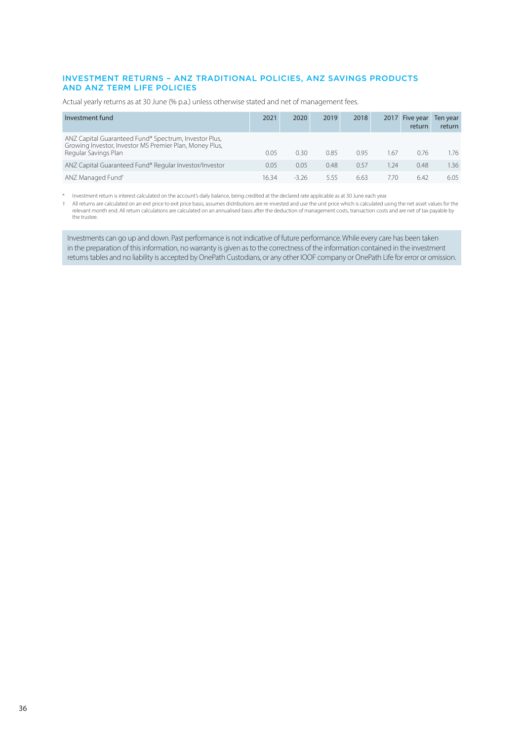## INVESTMENT RETURNS – ANZ TRADITIONAL POLICIES, ANZ SAVINGS PRODUCTS AND ANZ TERM LIFE POLICIES

Actual yearly returns as at 30 June (% p.a.) unless otherwise stated and net of management fees.

| Investment fund | 2021 | 2020 | 2019 | 2018 | 2017 | Five year return | Ten year return |
|---|---|---|---|---|---|---|---|
| ANZ Capital Guaranteed Fund* Spectrum, Investor Plus, Growing Investor, Investor MS Premier Plan, Money Plus, Regular Savings Plan | 0.05 | 0.30 | 0.85 | 0.95 | 1.67 | 0.76 | 1.76 |
| ANZ Capital Guaranteed Fund* Regular Investor/Investor | 0.05 | 0.05 | 0.48 | 0.57 | 1.24 | 0.48 | 1.36 |
| ANZ Managed Fund† | 16.34 | -3.26 | 5.55 | 6.63 | 7.70 | 6.42 | 6.05 |

\* Investment return is interest calculated on the account's daily balance, being credited at the declared rate applicable as at 30 June each year.

† All returns are calculated on an exit price to exit price basis, assumes distributions are re-invested and use the unit price which is calculated using the net asset values for the relevant month end. All return calculations are calculated on an annualised basis after the deduction of management costs, transaction costs and are net of tax payable by the trustee.

Investments can go up and down. Past performance is not indicative of future performance. While every care has been taken in the preparation of this information, no warranty is given as to the correctness of the information contained in the investment returns tables and no liability is accepted by OnePath Custodians, or any other IOOF company or OnePath Life for error or omission.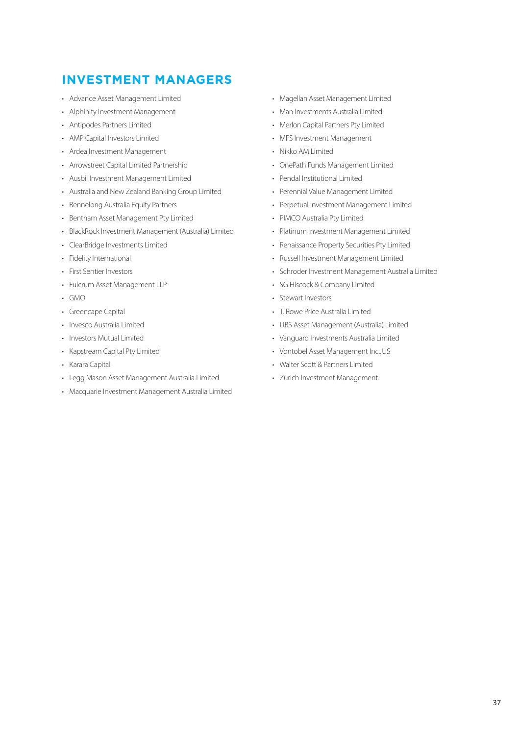## INVESTMENT MANAGERS

- Advance Asset Management Limited
- Alphinity Investment Management
- Antipodes Partners Limited
- AMP Capital Investors Limited
- Ardea Investment Management
- Arrowstreet Capital Limited Partnership
- Ausbil Investment Management Limited
- Australia and New Zealand Banking Group Limited
- Bennelong Australia Equity Partners
- Bentham Asset Management Pty Limited
- BlackRock Investment Management (Australia) Limited
- ClearBridge Investments Limited
- Fidelity International
- First Sentier Investors
- Fulcrum Asset Management LLP
- GMO
- Greencape Capital
- Invesco Australia Limited
- Investors Mutual Limited
- Kapstream Capital Pty Limited
- Karara Capital
- Legg Mason Asset Management Australia Limited
- Macquarie Investment Management Australia Limited
- Magellan Asset Management Limited
- Man Investments Australia Limited
- Merlon Capital Partners Pty Limited
- MFS Investment Management
- Nikko AM Limited
- OnePath Funds Management Limited
- Pendal Institutional Limited
- Perennial Value Management Limited
- Perpetual Investment Management Limited
- PIMCO Australia Pty Limited
- Platinum Investment Management Limited
- Renaissance Property Securities Pty Limited
- Russell Investment Management Limited
- Schroder Investment Management Australia Limited
- SG Hiscock & Company Limited
- Stewart Investors
- T. Rowe Price Australia Limited
- UBS Asset Management (Australia) Limited
- Vanguard Investments Australia Limited
- Vontobel Asset Management Inc., US
- Walter Scott & Partners Limited
- Zurich Investment Management.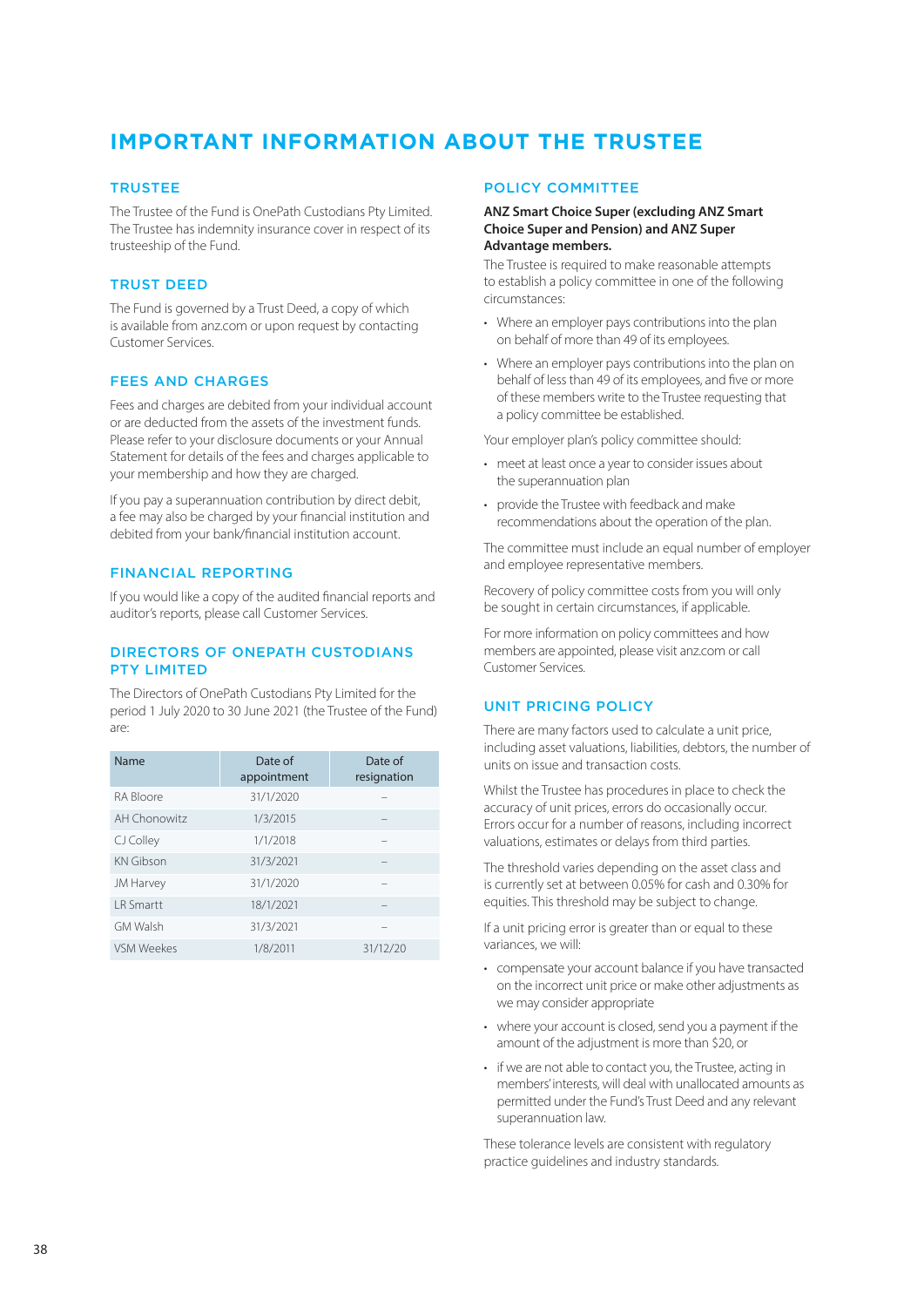# IMPORTANT INFORMATION ABOUT THE TRUSTEE

## TRUSTEE

The Trustee of the Fund is OnePath Custodians Pty Limited. The Trustee has indemnity insurance cover in respect of its trusteeship of the Fund.

## TRUST DEED

The Fund is governed by a Trust Deed, a copy of which is available from anz.com or upon request by contacting Customer Services.

## FEES AND CHARGES

Fees and charges are debited from your individual account or are deducted from the assets of the investment funds. Please refer to your disclosure documents or your Annual Statement for details of the fees and charges applicable to your membership and how they are charged.

If you pay a superannuation contribution by direct debit, a fee may also be charged by your financial institution and debited from your bank/financial institution account.

## FINANCIAL REPORTING

If you would like a copy of the audited financial reports and auditor's reports, please call Customer Services.

## DIRECTORS OF ONEPATH CUSTODIANS PTY LIMITED

The Directors of OnePath Custodians Pty Limited for the period 1 July 2020 to 30 June 2021 (the Trustee of the Fund) are:

| Name | Date of appointment | Date of resignation |
|---|---|---|
| RA Bloore | 31/1/2020 | – |
| AH Chonowitz | 1/3/2015 | – |
| CJ Colley | 1/1/2018 | – |
| KN Gibson | 31/3/2021 | – |
| JM Harvey | 31/1/2020 | – |
| LR Smartt | 18/1/2021 | – |
| GM Walsh | 31/3/2021 | – |
| VSM Weekes | 1/8/2011 | 31/12/20 |

## POLICY COMMITTEE

**ANZ Smart Choice Super (excluding ANZ Smart Choice Super and Pension) and ANZ Super Advantage members.**

The Trustee is required to make reasonable attempts to establish a policy committee in one of the following circumstances:

- Where an employer pays contributions into the plan on behalf of more than 49 of its employees.
- Where an employer pays contributions into the plan on behalf of less than 49 of its employees, and five or more of these members write to the Trustee requesting that a policy committee be established.

Your employer plan's policy committee should:

- meet at least once a year to consider issues about the superannuation plan
- provide the Trustee with feedback and make recommendations about the operation of the plan.

The committee must include an equal number of employer and employee representative members.

Recovery of policy committee costs from you will only be sought in certain circumstances, if applicable.

For more information on policy committees and how members are appointed, please visit anz.com or call Customer Services.

## UNIT PRICING POLICY

There are many factors used to calculate a unit price, including asset valuations, liabilities, debtors, the number of units on issue and transaction costs.

Whilst the Trustee has procedures in place to check the accuracy of unit prices, errors do occasionally occur. Errors occur for a number of reasons, including incorrect valuations, estimates or delays from third parties.

The threshold varies depending on the asset class and is currently set at between 0.05% for cash and 0.30% for equities. This threshold may be subject to change.

If a unit pricing error is greater than or equal to these variances, we will:

- compensate your account balance if you have transacted on the incorrect unit price or make other adjustments as we may consider appropriate
- where your account is closed, send you a payment if the amount of the adjustment is more than $20, or
- if we are not able to contact you, the Trustee, acting in members' interests, will deal with unallocated amounts as permitted under the Fund's Trust Deed and any relevant superannuation law.

These tolerance levels are consistent with regulatory practice guidelines and industry standards.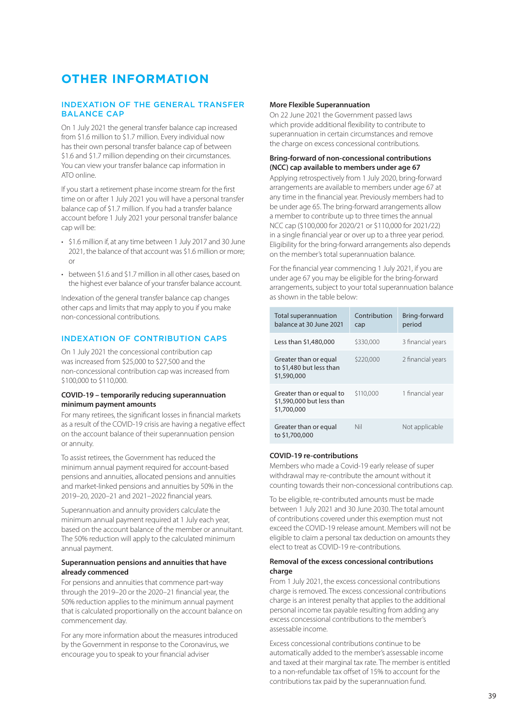# OTHER INFORMATION

## INDEXATION OF THE GENERAL TRANSFER BALANCE CAP

On 1 July 2021 the general transfer balance cap increased from $1.6 million to $1.7 million. Every individual now has their own personal transfer balance cap of between $1.6 and $1.7 million depending on their circumstances. You can view your transfer balance cap information in ATO online.

If you start a retirement phase income stream for the first time on or after 1 July 2021 you will have a personal transfer balance cap of $1.7 million. If you had a transfer balance account before 1 July 2021 your personal transfer balance cap will be:

- $1.6 million if, at any time between 1 July 2017 and 30 June 2021, the balance of that account was $1.6 million or more; or
- between $1.6 and $1.7 million in all other cases, based on the highest ever balance of your transfer balance account.

Indexation of the general transfer balance cap changes other caps and limits that may apply to you if you make non-concessional contributions.

## INDEXATION OF CONTRIBUTION CAPS

On 1 July 2021 the concessional contribution cap was increased from $25,000 to $27,500 and the non-concessional contribution cap was increased from $100,000 to $110,000.

### COVID-19 – temporarily reducing superannuation minimum payment amounts

For many retirees, the significant losses in financial markets as a result of the COVID-19 crisis are having a negative effect on the account balance of their superannuation pension or annuity.

To assist retirees, the Government has reduced the minimum annual payment required for account-based pensions and annuities, allocated pensions and annuities and market-linked pensions and annuities by 50% in the 2019–20, 2020–21 and 2021–2022 financial years.

Superannuation and annuity providers calculate the minimum annual payment required at 1 July each year, based on the account balance of the member or annuitant. The 50% reduction will apply to the calculated minimum annual payment.

### Superannuation pensions and annuities that have already commenced

For pensions and annuities that commence part-way through the 2019–20 or the 2020–21 financial year, the 50% reduction applies to the minimum annual payment that is calculated proportionally on the account balance on commencement day.

For any more information about the measures introduced by the Government in response to the Coronavirus, we encourage you to speak to your financial adviser

### More Flexible Superannuation

On 22 June 2021 the Government passed laws which provide additional flexibility to contribute to superannuation in certain circumstances and remove the charge on excess concessional contributions.

### Bring-forward of non-concessional contributions (NCC) cap available to members under age 67

Applying retrospectively from 1 July 2020, bring-forward arrangements are available to members under age 67 at any time in the financial year. Previously members had to be under age 65. The bring-forward arrangements allow a member to contribute up to three times the annual NCC cap ($100,000 for 2020/21 or $110,000 for 2021/22) in a single financial year or over up to a three year period. Eligibility for the bring-forward arrangements also depends on the member's total superannuation balance.

For the financial year commencing 1 July 2021, if you are under age 67 you may be eligible for the bring-forward arrangements, subject to your total superannuation balance as shown in the table below:

| Total superannuation balance at 30 June 2021 | Contribution cap | Bring-forward period |
|---|---|---|
| Less than $1,480,000 | $330,000 | 3 financial years |
| Greater than or equal to $1,480 but less than $1,590,000 | $220,000 | 2 financial years |
| Greater than or equal to $1,590,000 but less than $1,700,000 | $110,000 | 1 financial year |
| Greater than or equal to $1,700,000 | Nil | Not applicable |

### COVID-19 re-contributions

Members who made a Covid-19 early release of super withdrawal may re-contribute the amount without it counting towards their non-concessional contributions cap.

To be eligible, re-contributed amounts must be made between 1 July 2021 and 30 June 2030. The total amount of contributions covered under this exemption must not exceed the COVID-19 release amount. Members will not be eligible to claim a personal tax deduction on amounts they elect to treat as COVID-19 re-contributions.

### Removal of the excess concessional contributions charge

From 1 July 2021, the excess concessional contributions charge is removed. The excess concessional contributions charge is an interest penalty that applies to the additional personal income tax payable resulting from adding any excess concessional contributions to the member's assessable income.

Excess concessional contributions continue to be automatically added to the member's assessable income and taxed at their marginal tax rate. The member is entitled to a non-refundable tax offset of 15% to account for the contributions tax paid by the superannuation fund.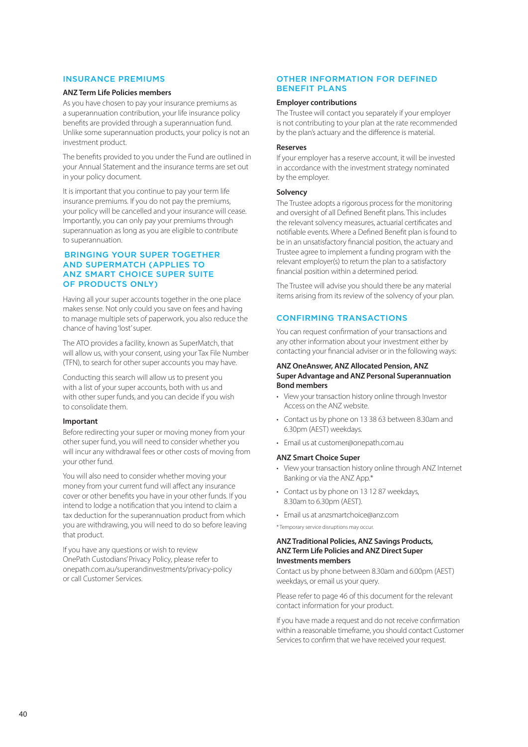## INSURANCE PREMIUMS

### ANZ Term Life Policies members

As you have chosen to pay your insurance premiums as a superannuation contribution, your life insurance policy benefits are provided through a superannuation fund. Unlike some superannuation products, your policy is not an investment product.

The benefits provided to you under the Fund are outlined in your Annual Statement and the insurance terms are set out in your policy document.

It is important that you continue to pay your term life insurance premiums. If you do not pay the premiums, your policy will be cancelled and your insurance will cease. Importantly, you can only pay your premiums through superannuation as long as you are eligible to contribute to superannuation.

## BRINGING YOUR SUPER TOGETHER AND SUPERMATCH (APPLIES TO ANZ SMART CHOICE SUPER SUITE OF PRODUCTS ONLY)

Having all your super accounts together in the one place makes sense. Not only could you save on fees and having to manage multiple sets of paperwork, you also reduce the chance of having 'lost' super.

The ATO provides a facility, known as SuperMatch, that will allow us, with your consent, using your Tax File Number (TFN), to search for other super accounts you may have.

Conducting this search will allow us to present you with a list of your super accounts, both with us and with other super funds, and you can decide if you wish to consolidate them.

### Important

Before redirecting your super or moving money from your other super fund, you will need to consider whether you will incur any withdrawal fees or other costs of moving from your other fund.

You will also need to consider whether moving your money from your current fund will affect any insurance cover or other benefits you have in your other funds. If you intend to lodge a notification that you intend to claim a tax deduction for the superannuation product from which you are withdrawing, you will need to do so before leaving that product.

If you have any questions or wish to review OnePath Custodians' Privacy Policy, please refer to onepath.com.au/superandinvestments/privacy-policy or call Customer Services.

## OTHER INFORMATION FOR DEFINED BENEFIT PLANS

### Employer contributions

The Trustee will contact you separately if your employer is not contributing to your plan at the rate recommended by the plan's actuary and the difference is material.

### Reserves

If your employer has a reserve account, it will be invested in accordance with the investment strategy nominated by the employer.

### Solvency

The Trustee adopts a rigorous process for the monitoring and oversight of all Defined Benefit plans. This includes the relevant solvency measures, actuarial certificates and notifiable events. Where a Defined Benefit plan is found to be in an unsatisfactory financial position, the actuary and Trustee agree to implement a funding program with the relevant employer(s) to return the plan to a satisfactory financial position within a determined period.

The Trustee will advise you should there be any material items arising from its review of the solvency of your plan.

## CONFIRMING TRANSACTIONS

You can request confirmation of your transactions and any other information about your investment either by contacting your financial adviser or in the following ways:

### ANZ OneAnswer, ANZ Allocated Pension, ANZ Super Advantage and ANZ Personal Superannuation Bond members

- View your transaction history online through Investor Access on the ANZ website.
- Contact us by phone on 13 38 63 between 8.30am and 6.30pm (AEST) weekdays.
- Email us at customer@onepath.com.au

### ANZ Smart Choice Super

- View your transaction history online through ANZ Internet Banking or via the ANZ App.*
- Contact us by phone on 13 12 87 weekdays, 8.30am to 6.30pm (AEST).
- Email us at anzsmartchoice@anz.com

\* Temporary service disruptions may occur.

### ANZ Traditional Policies, ANZ Savings Products, ANZ Term Life Policies and ANZ Direct Super Investments members

Contact us by phone between 8.30am and 6.00pm (AEST) weekdays, or email us your query.

Please refer to page 46 of this document for the relevant contact information for your product.

If you have made a request and do not receive confirmation within a reasonable timeframe, you should contact Customer Services to confirm that we have received your request.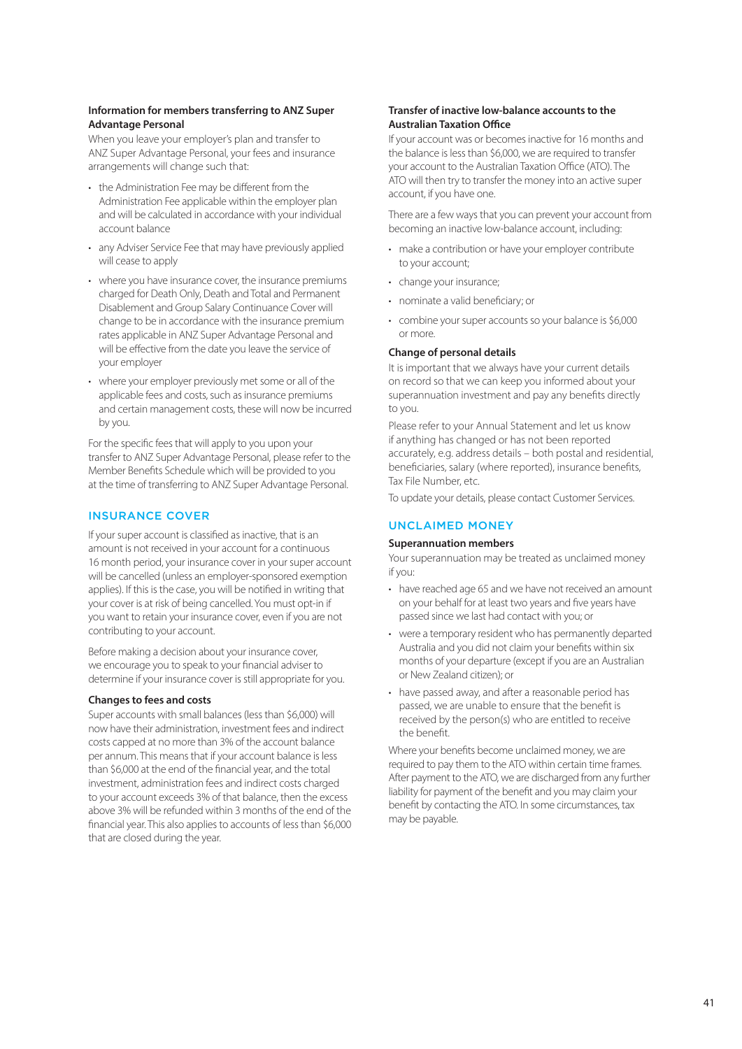### Information for members transferring to ANZ Super Advantage Personal

When you leave your employer's plan and transfer to ANZ Super Advantage Personal, your fees and insurance arrangements will change such that:

- the Administration Fee may be different from the Administration Fee applicable within the employer plan and will be calculated in accordance with your individual account balance
- any Adviser Service Fee that may have previously applied will cease to apply
- where you have insurance cover, the insurance premiums charged for Death Only, Death and Total and Permanent Disablement and Group Salary Continuance Cover will change to be in accordance with the insurance premium rates applicable in ANZ Super Advantage Personal and will be effective from the date you leave the service of your employer
- where your employer previously met some or all of the applicable fees and costs, such as insurance premiums and certain management costs, these will now be incurred by you.

For the specific fees that will apply to you upon your transfer to ANZ Super Advantage Personal, please refer to the Member Benefits Schedule which will be provided to you at the time of transferring to ANZ Super Advantage Personal.

## INSURANCE COVER

If your super account is classified as inactive, that is an amount is not received in your account for a continuous 16 month period, your insurance cover in your super account will be cancelled (unless an employer-sponsored exemption applies). If this is the case, you will be notified in writing that your cover is at risk of being cancelled. You must opt-in if you want to retain your insurance cover, even if you are not contributing to your account.

Before making a decision about your insurance cover, we encourage you to speak to your financial adviser to determine if your insurance cover is still appropriate for you.

### Changes to fees and costs

Super accounts with small balances (less than $6,000) will now have their administration, investment fees and indirect costs capped at no more than 3% of the account balance per annum. This means that if your account balance is less than $6,000 at the end of the financial year, and the total investment, administration fees and indirect costs charged to your account exceeds 3% of that balance, then the excess above 3% will be refunded within 3 months of the end of the financial year. This also applies to accounts of less than $6,000 that are closed during the year.

### Transfer of inactive low-balance accounts to the Australian Taxation Office

If your account was or becomes inactive for 16 months and the balance is less than $6,000, we are required to transfer your account to the Australian Taxation Office (ATO). The ATO will then try to transfer the money into an active super account, if you have one.

There are a few ways that you can prevent your account from becoming an inactive low-balance account, including:

- make a contribution or have your employer contribute to your account;
- change your insurance;
- nominate a valid beneficiary; or
- combine your super accounts so your balance is $6,000 or more.

### Change of personal details

It is important that we always have your current details on record so that we can keep you informed about your superannuation investment and pay any benefits directly to you.

Please refer to your Annual Statement and let us know if anything has changed or has not been reported accurately, e.g. address details – both postal and residential, beneficiaries, salary (where reported), insurance benefits, Tax File Number, etc.

To update your details, please contact Customer Services.

## UNCLAIMED MONEY

### Superannuation members

Your superannuation may be treated as unclaimed money if you:

- have reached age 65 and we have not received an amount on your behalf for at least two years and five years have passed since we last had contact with you; or
- were a temporary resident who has permanently departed Australia and you did not claim your benefits within six months of your departure (except if you are an Australian or New Zealand citizen); or
- have passed away, and after a reasonable period has passed, we are unable to ensure that the benefit is received by the person(s) who are entitled to receive the benefit.

Where your benefits become unclaimed money, we are required to pay them to the ATO within certain time frames. After payment to the ATO, we are discharged from any further liability for payment of the benefit and you may claim your benefit by contacting the ATO. In some circumstances, tax may be payable.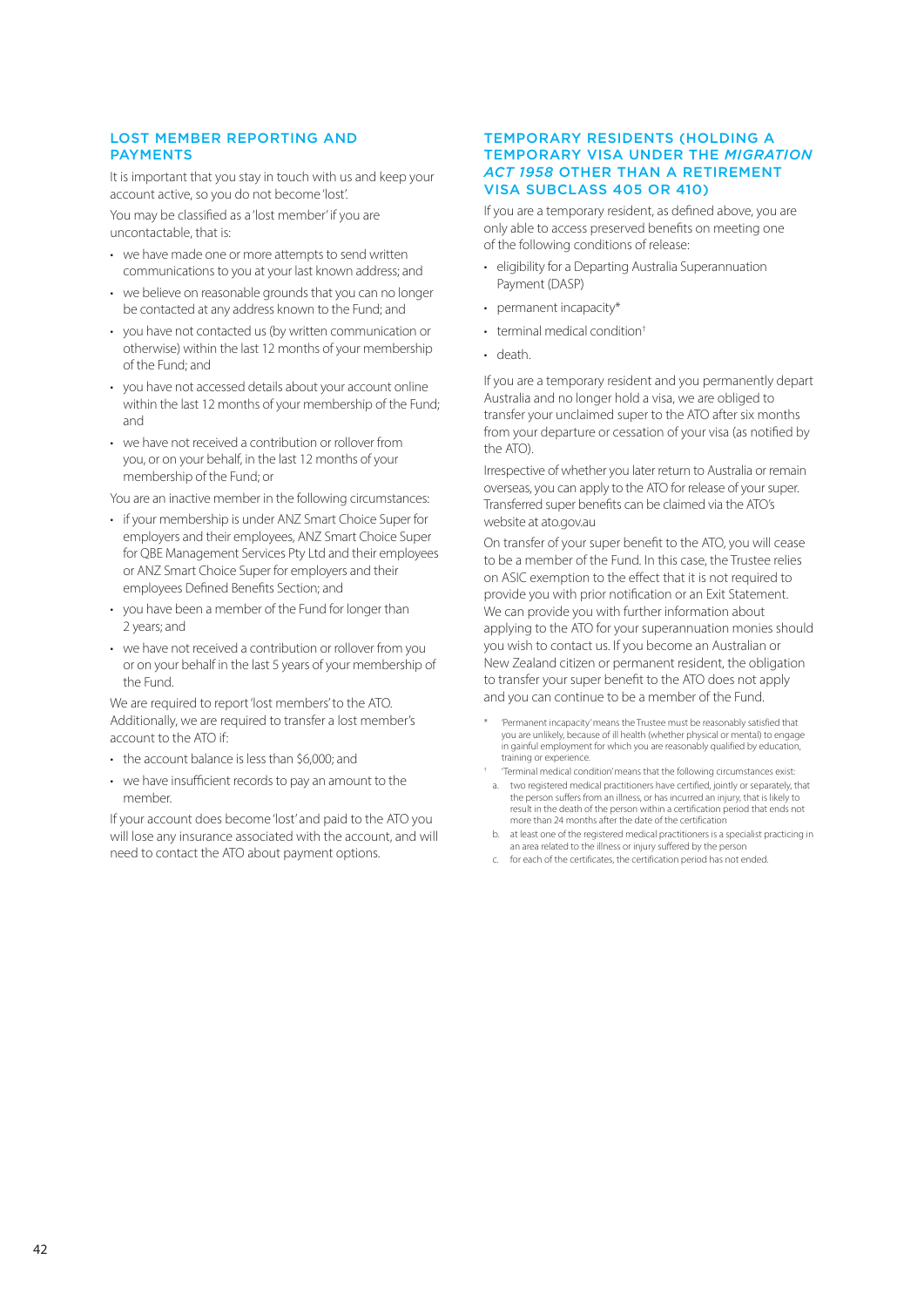## LOST MEMBER REPORTING AND PAYMENTS

It is important that you stay in touch with us and keep your account active, so you do not become 'lost'.

You may be classified as a 'lost member' if you are uncontactable, that is:

- we have made one or more attempts to send written communications to you at your last known address; and
- we believe on reasonable grounds that you can no longer be contacted at any address known to the Fund; and
- you have not contacted us (by written communication or otherwise) within the last 12 months of your membership of the Fund; and
- you have not accessed details about your account online within the last 12 months of your membership of the Fund; and
- we have not received a contribution or rollover from you, or on your behalf, in the last 12 months of your membership of the Fund; or

You are an inactive member in the following circumstances:

- if your membership is under ANZ Smart Choice Super for employers and their employees, ANZ Smart Choice Super for QBE Management Services Pty Ltd and their employees or ANZ Smart Choice Super for employers and their employees Defined Benefits Section; and
- you have been a member of the Fund for longer than 2 years; and
- we have not received a contribution or rollover from you or on your behalf in the last 5 years of your membership of the Fund.

We are required to report 'lost members' to the ATO. Additionally, we are required to transfer a lost member's account to the ATO if:

- the account balance is less than $6,000; and
- we have insufficient records to pay an amount to the member.

If your account does become 'lost' and paid to the ATO you will lose any insurance associated with the account, and will need to contact the ATO about payment options.

## TEMPORARY RESIDENTS (HOLDING A TEMPORARY VISA UNDER THE *MIGRATION ACT 1958* OTHER THAN A RETIREMENT VISA SUBCLASS 405 OR 410)

If you are a temporary resident, as defined above, you are only able to access preserved benefits on meeting one of the following conditions of release:

- eligibility for a Departing Australia Superannuation Payment (DASP)
- permanent incapacity*
- terminal medical condition†
- death.

If you are a temporary resident and you permanently depart Australia and no longer hold a visa, we are obliged to transfer your unclaimed super to the ATO after six months from your departure or cessation of your visa (as notified by the ATO).

Irrespective of whether you later return to Australia or remain overseas, you can apply to the ATO for release of your super. Transferred super benefits can be claimed via the ATO's website at ato.gov.au

On transfer of your super benefit to the ATO, you will cease to be a member of the Fund. In this case, the Trustee relies on ASIC exemption to the effect that it is not required to provide you with prior notification or an Exit Statement. We can provide you with further information about applying to the ATO for your superannuation monies should you wish to contact us. If you become an Australian or New Zealand citizen or permanent resident, the obligation to transfer your super benefit to the ATO does not apply and you can continue to be a member of the Fund.

\* 'Permanent incapacity' means the Trustee must be reasonably satisfied that you are unlikely, because of ill health (whether physical or mental) to engage in gainful employment for which you are reasonably qualified by education, training or experience.

† 'Terminal medical condition' means that the following circumstances exist:

a. two registered medical practitioners have certified, jointly or separately, that the person suffers from an illness, or has incurred an injury, that is likely to result in the death of the person within a certification period that ends not more than 24 months after the date of the certification
b. at least one of the registered medical practitioners is a specialist practicing in an area related to the illness or injury suffered by the person
c. for each of the certificates, the certification period has not ended.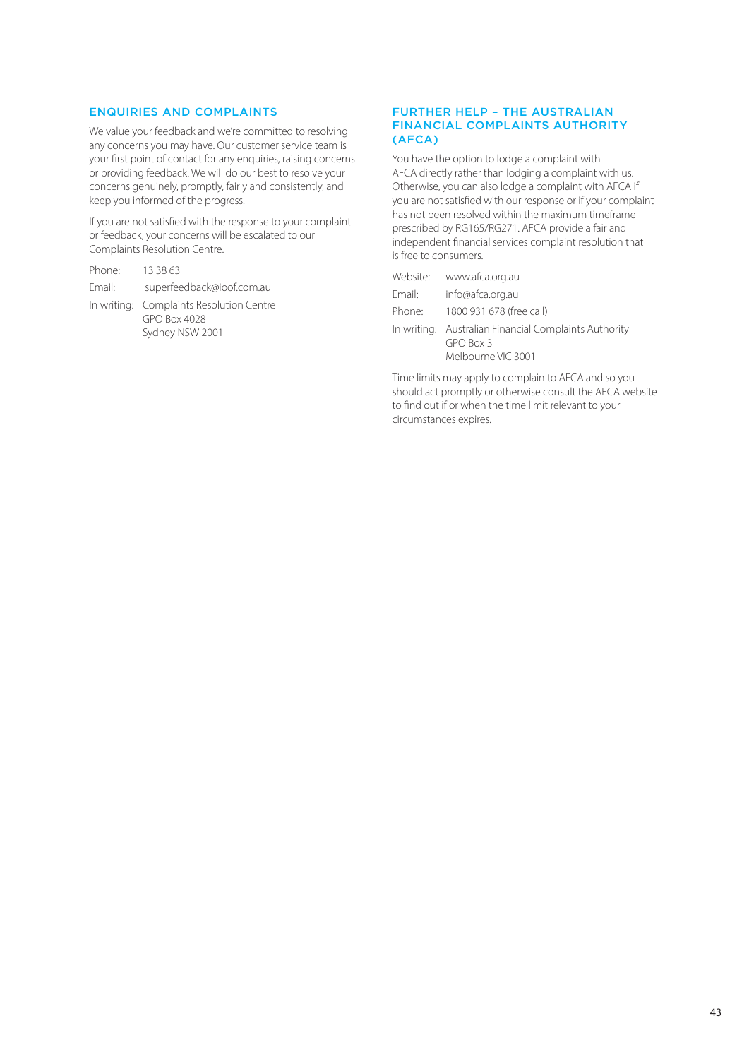## ENQUIRIES AND COMPLAINTS

We value your feedback and we're committed to resolving any concerns you may have. Our customer service team is your first point of contact for any enquiries, raising concerns or providing feedback. We will do our best to resolve your concerns genuinely, promptly, fairly and consistently, and keep you informed of the progress.

If you are not satisfied with the response to your complaint or feedback, your concerns will be escalated to our Complaints Resolution Centre.

Phone: 13 38 63

Email: superfeedback@ioof.com.au

In writing: Complaints Resolution Centre
GPO Box 4028
Sydney NSW 2001

## FURTHER HELP – THE AUSTRALIAN FINANCIAL COMPLAINTS AUTHORITY (AFCA)

You have the option to lodge a complaint with AFCA directly rather than lodging a complaint with us. Otherwise, you can also lodge a complaint with AFCA if you are not satisfied with our response or if your complaint has not been resolved within the maximum timeframe prescribed by RG165/RG271. AFCA provide a fair and independent financial services complaint resolution that is free to consumers.

Website: www.afca.org.au

Email: info@afca.org.au

Phone: 1800 931 678 (free call)

In writing: Australian Financial Complaints Authority
GPO Box 3
Melbourne VIC 3001

Time limits may apply to complain to AFCA and so you should act promptly or otherwise consult the AFCA website to find out if or when the time limit relevant to your circumstances expires.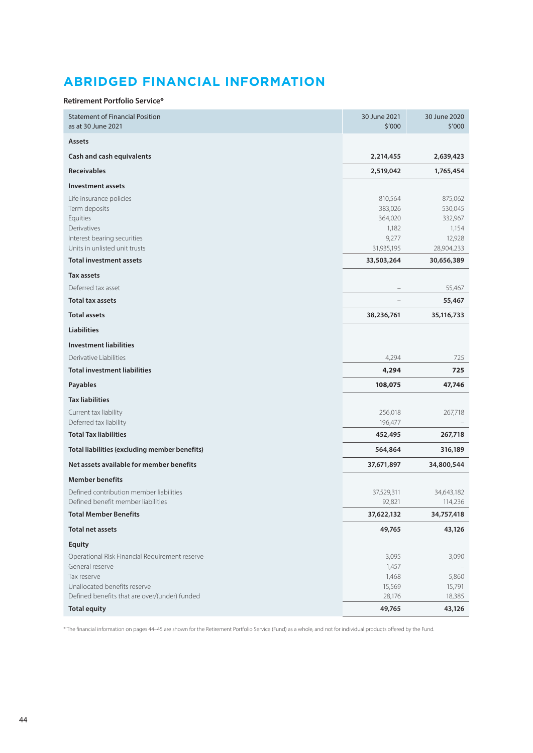# ABRIDGED FINANCIAL INFORMATION

**Retirement Portfolio Service***

| Statement of Financial Position as at 30 June 2021 | 30 June 2021 $'000 | 30 June 2020 $'000 |
|---|---|---|
| **Assets** | | |
| **Cash and cash equivalents** | **2,214,455** | **2,639,423** |
| **Receivables** | **2,519,042** | **1,765,454** |
| **Investment assets** | | |
| Life insurance policies | 810,564 | 875,062 |
| Term deposits | 383,026 | 530,045 |
| Equities | 364,020 | 332,967 |
| Derivatives | 1,182 | 1,154 |
| Interest bearing securities | 9,277 | 12,928 |
| Units in unlisted unit trusts | 31,935,195 | 28,904,233 |
| **Total investment assets** | **33,503,264** | **30,656,389** |
| **Tax assets** | | |
| Deferred tax asset | – | 55,467 |
| **Total tax assets** | **–** | **55,467** |
| **Total assets** | **38,236,761** | **35,116,733** |
| **Liabilities** | | |
| **Investment liabilities** | | |
| Derivative Liabilities | 4,294 | 725 |
| **Total investment liabilities** | **4,294** | **725** |
| **Payables** | **108,075** | **47,746** |
| **Tax liabilities** | | |
| Current tax liability | 256,018 | 267,718 |
| Deferred tax liability | 196,477 | – |
| **Total Tax liabilities** | **452,495** | **267,718** |
| **Total liabilities (excluding member benefits)** | **564,864** | **316,189** |
| **Net assets available for member benefits** | **37,671,897** | **34,800,544** |
| **Member benefits** | | |
| Defined contribution member liabilities | 37,529,311 | 34,643,182 |
| Defined benefit member liabilities | 92,821 | 114,236 |
| **Total Member Benefits** | **37,622,132** | **34,757,418** |
| **Total net assets** | **49,765** | **43,126** |
| **Equity** | | |
| Operational Risk Financial Requirement reserve | 3,095 | 3,090 |
| General reserve | 1,457 | – |
| Tax reserve | 1,468 | 5,860 |
| Unallocated benefits reserve | 15,569 | 15,791 |
| Defined benefits that are over/(under) funded | 28,176 | 18,385 |
| **Total equity** | **49,765** | **43,126** |

* The financial information on pages 44–45 are shown for the Retirement Portfolio Service (Fund) as a whole, and not for individual products offered by the Fund.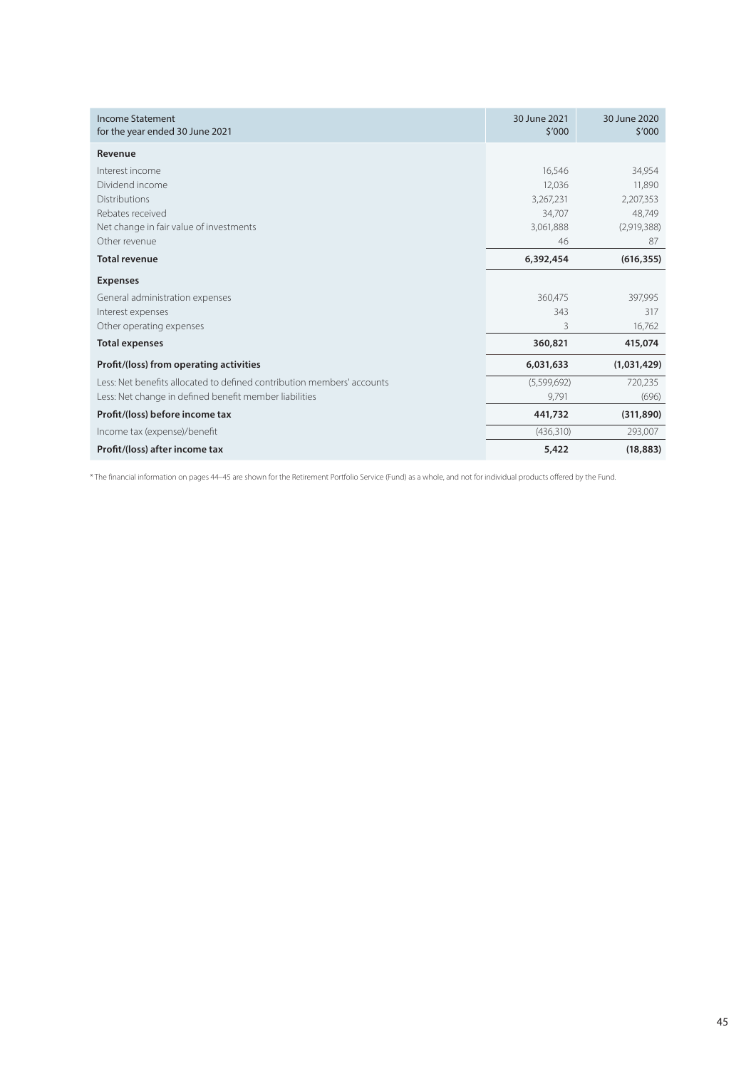| Income Statement for the year ended 30 June 2021 | 30 June 2021 $'000 | 30 June 2020 $'000 |
|---|---|---|
| **Revenue** | | |
| Interest income | 16,546 | 34,954 |
| Dividend income | 12,036 | 11,890 |
| Distributions | 3,267,231 | 2,207,353 |
| Rebates received | 34,707 | 48,749 |
| Net change in fair value of investments | 3,061,888 | (2,919,388) |
| Other revenue | 46 | 87 |
| **Total revenue** | **6,392,454** | **(616,355)** |
| **Expenses** | | |
| General administration expenses | 360,475 | 397,995 |
| Interest expenses | 343 | 317 |
| Other operating expenses | 3 | 16,762 |
| **Total expenses** | **360,821** | **415,074** |
| **Profit/(loss) from operating activities** | **6,031,633** | **(1,031,429)** |
| Less: Net benefits allocated to defined contribution members' accounts | (5,599,692) | 720,235 |
| Less: Net change in defined benefit member liabilities | 9,791 | (696) |
| **Profit/(loss) before income tax** | **441,732** | **(311,890)** |
| Income tax (expense)/benefit | (436,310) | 293,007 |
| **Profit/(loss) after income tax** | **5,422** | **(18,883)** |

* The financial information on pages 44–45 are shown for the Retirement Portfolio Service (Fund) as a whole, and not for individual products offered by the Fund.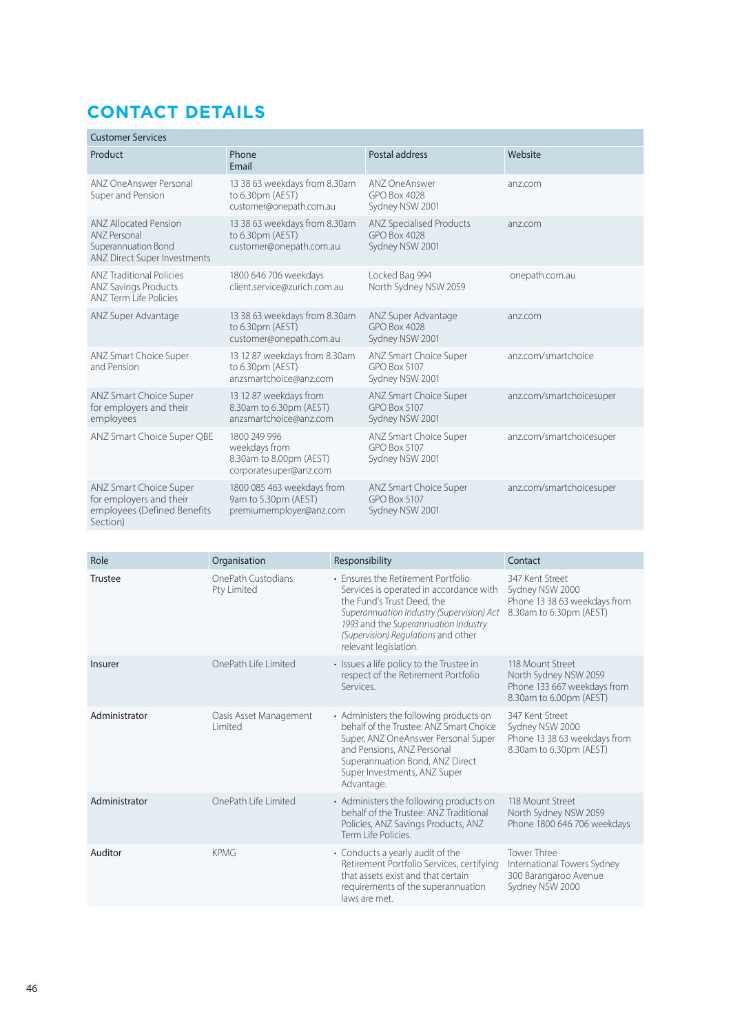# CONTACT DETAILS

| Customer Services | | | |
|---|---|---|---|
| Product | Phone<br>Email | Postal address | Website |
| ANZ OneAnswer Personal Super and Pension | 13 38 63 weekdays from 8.30am to 6.30pm (AEST)<br>customer@onepath.com.au | ANZ OneAnswer<br>GPO Box 4028<br>Sydney NSW 2001 | anz.com |
| ANZ Allocated Pension<br>ANZ Personal Superannuation Bond<br>ANZ Direct Super Investments | 13 38 63 weekdays from 8.30am to 6.30pm (AEST)<br>customer@onepath.com.au | ANZ Specialised Products<br>GPO Box 4028<br>Sydney NSW 2001 | anz.com |
| ANZ Traditional Policies<br>ANZ Savings Products<br>ANZ Term Life Policies | 1800 646 706 weekdays<br>client.service@zurich.com.au | Locked Bag 994<br>North Sydney NSW 2059 | onepath.com.au |
| ANZ Super Advantage | 13 38 63 weekdays from 8.30am to 6.30pm (AEST)<br>customer@onepath.com.au | ANZ Super Advantage<br>GPO Box 4028<br>Sydney NSW 2001 | anz.com |
| ANZ Smart Choice Super and Pension | 13 12 87 weekdays from 8.30am to 6.30pm (AEST)<br>anzsmartchoice@anz.com | ANZ Smart Choice Super<br>GPO Box 5107<br>Sydney NSW 2001 | anz.com/smartchoice |
| ANZ Smart Choice Super for employers and their employees | 13 12 87 weekdays from 8.30am to 6.30pm (AEST)<br>anzsmartchoice@anz.com | ANZ Smart Choice Super<br>GPO Box 5107<br>Sydney NSW 2001 | anz.com/smartchoicesuper |
| ANZ Smart Choice Super QBE | 1800 249 996 weekdays from 8.30am to 8.00pm (AEST)<br>corporatesuper@anz.com | ANZ Smart Choice Super<br>GPO Box 5107<br>Sydney NSW 2001 | anz.com/smartchoicesuper |
| ANZ Smart Choice Super for employers and their employees (Defined Benefits Section) | 1800 085 463 weekdays from 9am to 5.30pm (AEST)<br>premiumemployer@anz.com | ANZ Smart Choice Super<br>GPO Box 5107<br>Sydney NSW 2001 | anz.com/smartchoicesuper |

| Role | Organisation | Responsibility | Contact |
|---|---|---|---|
| Trustee | OnePath Custodians Pty Limited | • Ensures the Retirement Portfolio Services is operated in accordance with the Fund's Trust Deed, the *Superannuation Industry (Supervision) Act 1993* and the *Superannuation Industry (Supervision) Regulations* and other relevant legislation. | 347 Kent Street<br>Sydney NSW 2000<br>Phone 13 38 63 weekdays from 8.30am to 6.30pm (AEST) |
| Insurer | OnePath Life Limited | • Issues a life policy to the Trustee in respect of the Retirement Portfolio Services. | 118 Mount Street<br>North Sydney NSW 2059<br>Phone 133 667 weekdays from 8.30am to 6.00pm (AEST) |
| Administrator | Oasis Asset Management Limited | • Administers the following products on behalf of the Trustee: ANZ Smart Choice Super, ANZ OneAnswer Personal Super and Pensions, ANZ Personal Superannuation Bond, ANZ Direct Super Investments, ANZ Super Advantage. | 347 Kent Street<br>Sydney NSW 2000<br>Phone 13 38 63 weekdays from 8.30am to 6.30pm (AEST) |
| Administrator | OnePath Life Limited | • Administers the following products on behalf of the Trustee: ANZ Traditional Policies, ANZ Savings Products, ANZ Term Life Policies. | 118 Mount Street<br>North Sydney NSW 2059<br>Phone 1800 646 706 weekdays |
| Auditor | KPMG | • Conducts a yearly audit of the Retirement Portfolio Services, certifying that assets exist and that certain requirements of the superannuation laws are met. | Tower Three<br>International Towers Sydney<br>300 Barangaroo Avenue<br>Sydney NSW 2000 |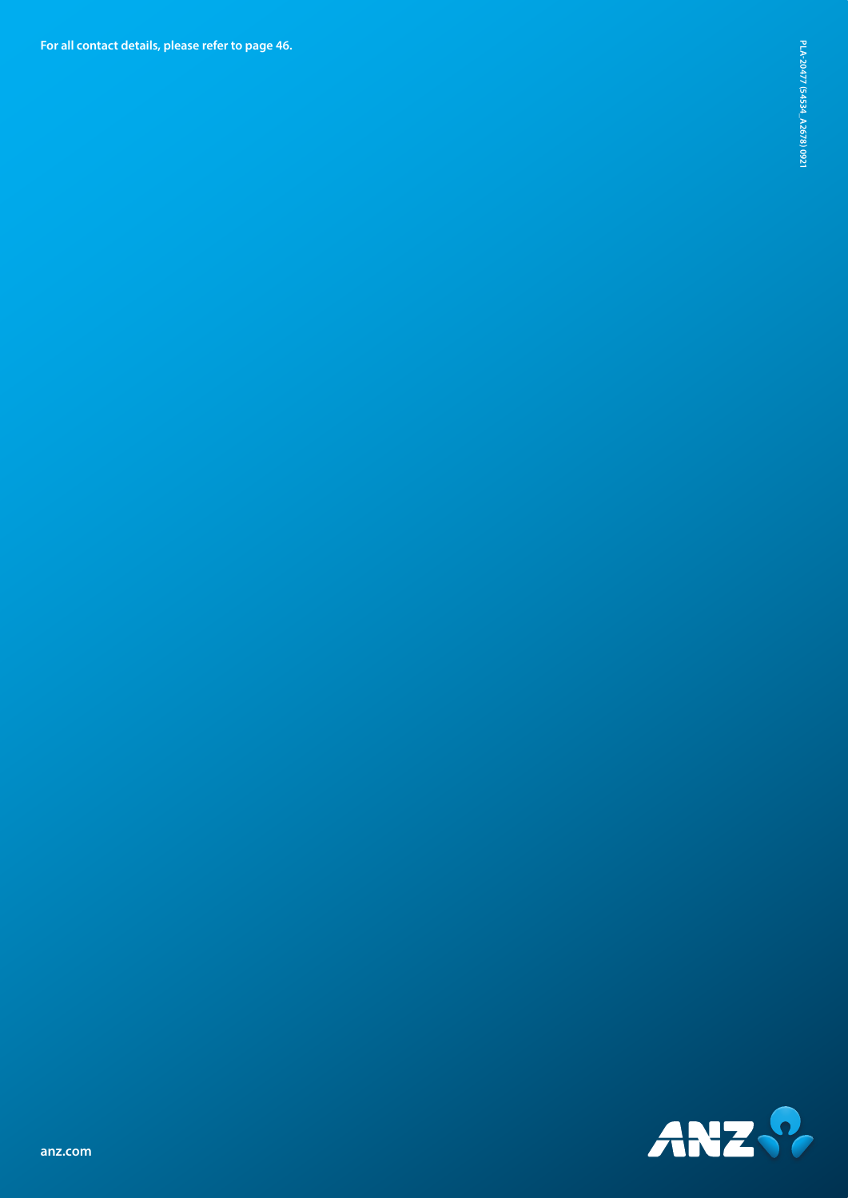For all contact details, please refer to page 46.

PLA-20477 (54534_A2678) 0921

anz.com